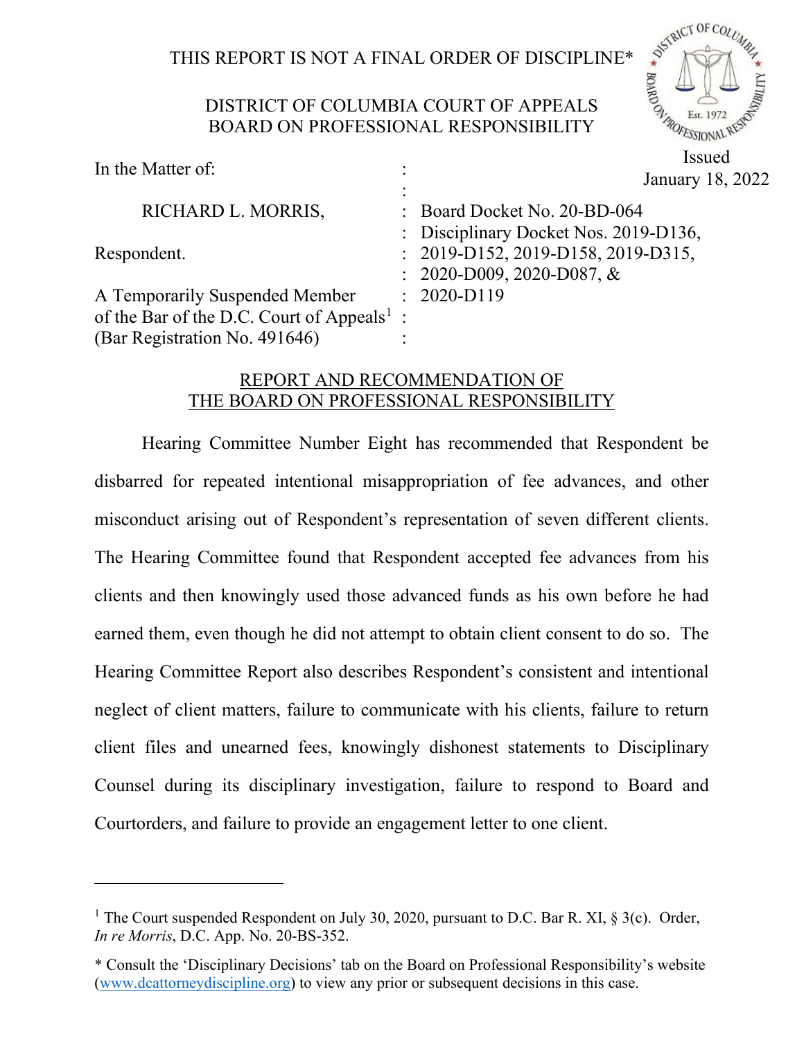THIS REPORT IS NOT A FINAL ORDER OF DISCIPLINE*

DISTRICT OF COLUMBIA COURT OF APPEALS
BOARD ON PROFESSIONAL RESPONSIBILITY

Issued
January 18, 2022

| | | |
|---|---|---|
| In the Matter of: | : | |
| | : | |
| RICHARD L. MORRIS, | : | Board Docket No. 20-BD-064 |
| | : | Disciplinary Docket Nos. 2019-D136, |
| Respondent. | : | 2019-D152, 2019-D158, 2019-D315, |
| | : | 2020-D009, 2020-D087, & |
| A Temporarily Suspended Member | : | 2020-D119 |
| of the Bar of the D.C. Court of Appeals[1] | : | |
| (Bar Registration No. 491646) | : | |

## REPORT AND RECOMMENDATION OF THE BOARD ON PROFESSIONAL RESPONSIBILITY

Hearing Committee Number Eight has recommended that Respondent be disbarred for repeated intentional misappropriation of fee advances, and other misconduct arising out of Respondent's representation of seven different clients. The Hearing Committee found that Respondent accepted fee advances from his clients and then knowingly used those advanced funds as his own before he had earned them, even though he did not attempt to obtain client consent to do so. The Hearing Committee Report also describes Respondent's consistent and intentional neglect of client matters, failure to communicate with his clients, failure to return client files and unearned fees, knowingly dishonest statements to Disciplinary Counsel during its disciplinary investigation, failure to respond to Board and Courtorders, and failure to provide an engagement letter to one client.

---

[1] The Court suspended Respondent on July 30, 2020, pursuant to D.C. Bar R. XI, § 3(c). Order, *In re Morris*, D.C. App. No. 20-BS-352.

\* Consult the 'Disciplinary Decisions' tab on the Board on Professional Responsibility's website (www.dcattorneydiscipline.org) to view any prior or subsequent decisions in this case.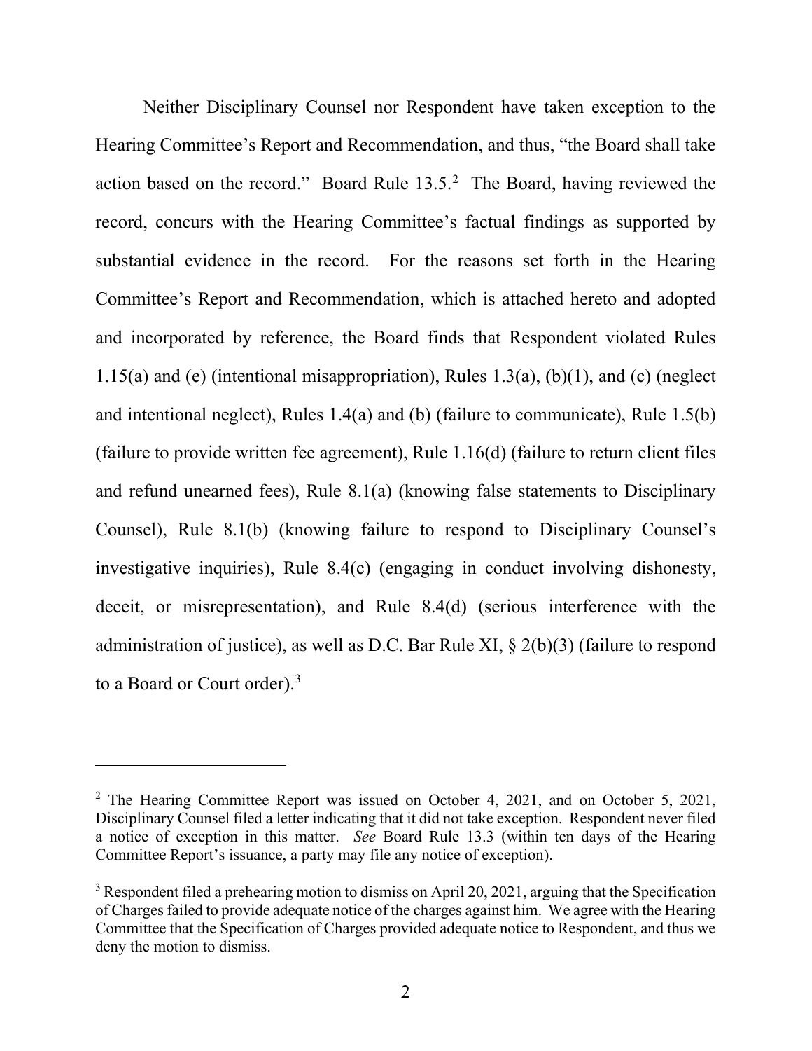Neither Disciplinary Counsel nor Respondent have taken exception to the Hearing Committee's Report and Recommendation, and thus, "the Board shall take action based on the record." Board Rule 13.5.[2] The Board, having reviewed the record, concurs with the Hearing Committee's factual findings as supported by substantial evidence in the record. For the reasons set forth in the Hearing Committee's Report and Recommendation, which is attached hereto and adopted and incorporated by reference, the Board finds that Respondent violated Rules 1.15(a) and (e) (intentional misappropriation), Rules 1.3(a), (b)(1), and (c) (neglect and intentional neglect), Rules 1.4(a) and (b) (failure to communicate), Rule 1.5(b) (failure to provide written fee agreement), Rule 1.16(d) (failure to return client files and refund unearned fees), Rule 8.1(a) (knowing false statements to Disciplinary Counsel), Rule 8.1(b) (knowing failure to respond to Disciplinary Counsel's investigative inquiries), Rule 8.4(c) (engaging in conduct involving dishonesty, deceit, or misrepresentation), and Rule 8.4(d) (serious interference with the administration of justice), as well as D.C. Bar Rule XI, § 2(b)(3) (failure to respond to a Board or Court order).[3]

---

[2] The Hearing Committee Report was issued on October 4, 2021, and on October 5, 2021, Disciplinary Counsel filed a letter indicating that it did not take exception. Respondent never filed a notice of exception in this matter. *See* Board Rule 13.3 (within ten days of the Hearing Committee Report's issuance, a party may file any notice of exception).

[3] Respondent filed a prehearing motion to dismiss on April 20, 2021, arguing that the Specification of Charges failed to provide adequate notice of the charges against him. We agree with the Hearing Committee that the Specification of Charges provided adequate notice to Respondent, and thus we deny the motion to dismiss.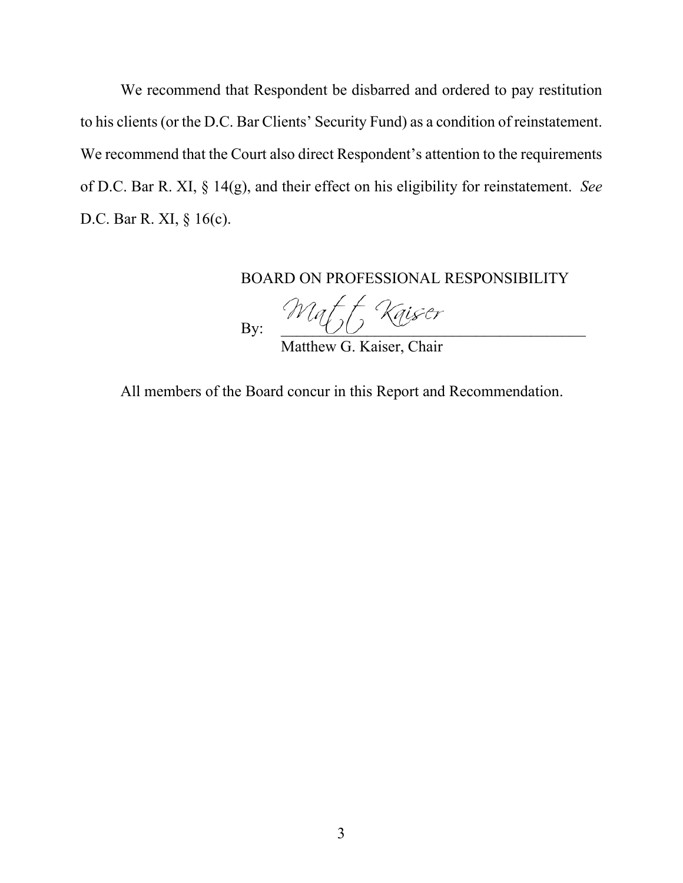We recommend that Respondent be disbarred and ordered to pay restitution to his clients (or the D.C. Bar Clients' Security Fund) as a condition of reinstatement. We recommend that the Court also direct Respondent's attention to the requirements of D.C. Bar R. XI, § 14(g), and their effect on his eligibility for reinstatement. *See* D.C. Bar R. XI, § 16(c).

BOARD ON PROFESSIONAL RESPONSIBILITY

By: Matt Kaiser
Matthew G. Kaiser, Chair

All members of the Board concur in this Report and Recommendation.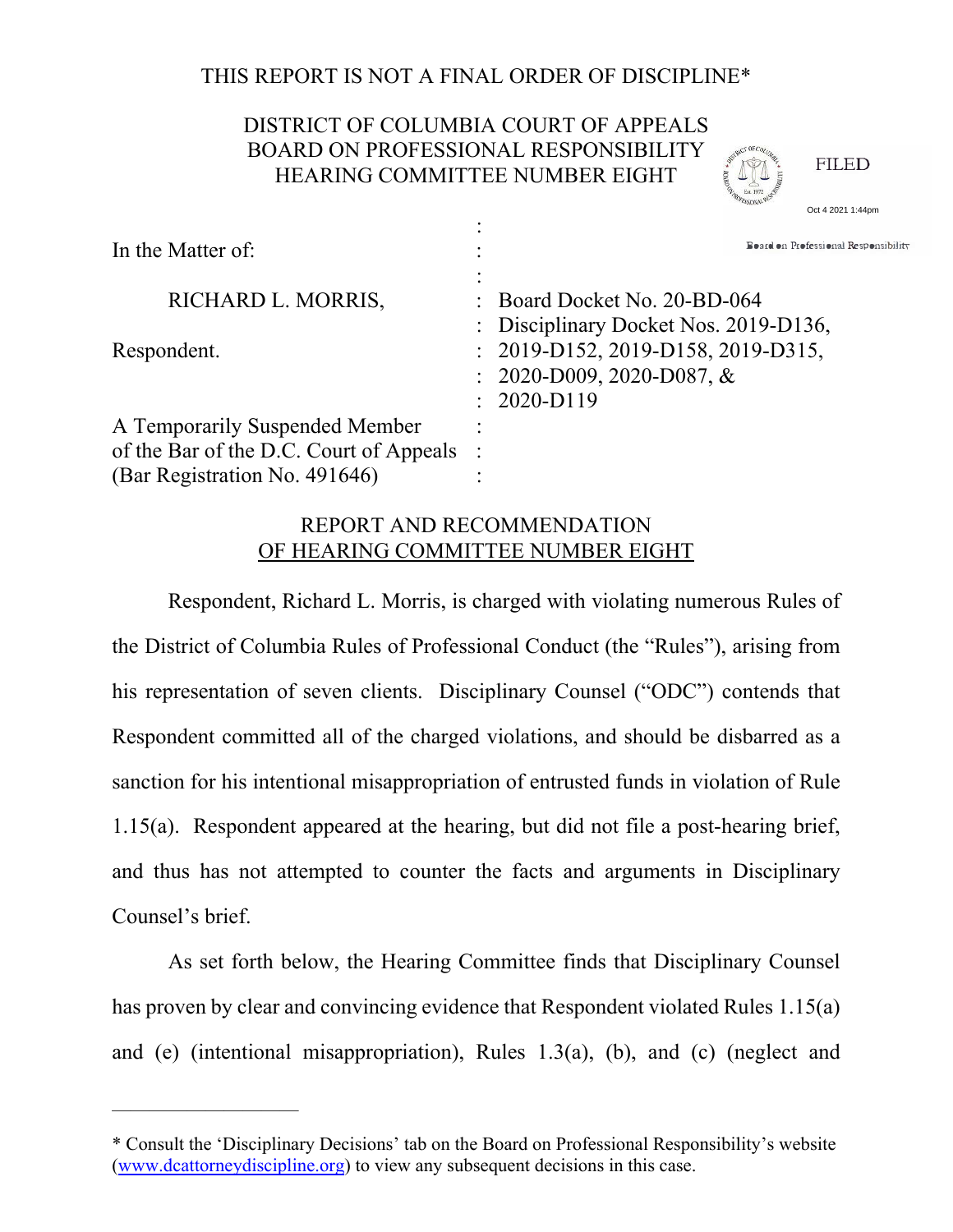THIS REPORT IS NOT A FINAL ORDER OF DISCIPLINE*

DISTRICT OF COLUMBIA COURT OF APPEALS
BOARD ON PROFESSIONAL RESPONSIBILITY
HEARING COMMITTEE NUMBER EIGHT

FILED
Oct 4 2021 1:44pm
Board on Professional Responsibility

| | | |
|---|---|---|
| In the Matter of: | : | |
| RICHARD L. MORRIS, | : | Board Docket No. 20-BD-064 |
| | : | Disciplinary Docket Nos. 2019-D136, |
| Respondent. | : | 2019-D152, 2019-D158, 2019-D315, |
| | : | 2020-D009, 2020-D087, & |
| | : | 2020-D119 |
| A Temporarily Suspended Member | : | |
| of the Bar of the D.C. Court of Appeals | : | |
| (Bar Registration No. 491646) | : | |

## REPORT AND RECOMMENDATION OF HEARING COMMITTEE NUMBER EIGHT

Respondent, Richard L. Morris, is charged with violating numerous Rules of the District of Columbia Rules of Professional Conduct (the "Rules"), arising from his representation of seven clients. Disciplinary Counsel ("ODC") contends that Respondent committed all of the charged violations, and should be disbarred as a sanction for his intentional misappropriation of entrusted funds in violation of Rule 1.15(a). Respondent appeared at the hearing, but did not file a post-hearing brief, and thus has not attempted to counter the facts and arguments in Disciplinary Counsel's brief.

As set forth below, the Hearing Committee finds that Disciplinary Counsel has proven by clear and convincing evidence that Respondent violated Rules 1.15(a) and (e) (intentional misappropriation), Rules 1.3(a), (b), and (c) (neglect and

---

* Consult the 'Disciplinary Decisions' tab on the Board on Professional Responsibility's website (www.dcattorneydiscipline.org) to view any subsequent decisions in this case.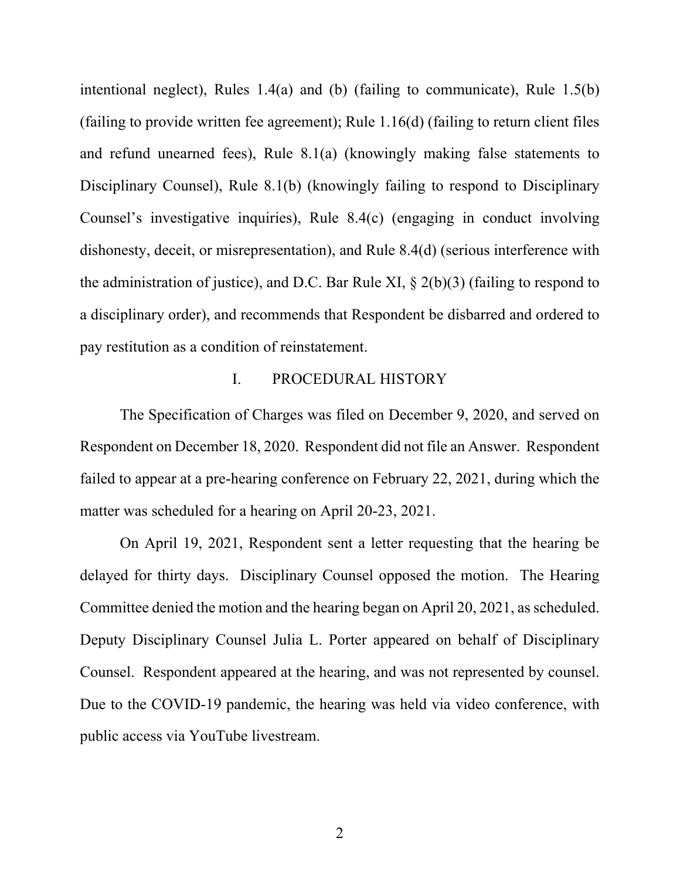intentional neglect), Rules 1.4(a) and (b) (failing to communicate), Rule 1.5(b) (failing to provide written fee agreement); Rule 1.16(d) (failing to return client files and refund unearned fees), Rule 8.1(a) (knowingly making false statements to Disciplinary Counsel), Rule 8.1(b) (knowingly failing to respond to Disciplinary Counsel's investigative inquiries), Rule 8.4(c) (engaging in conduct involving dishonesty, deceit, or misrepresentation), and Rule 8.4(d) (serious interference with the administration of justice), and D.C. Bar Rule XI, § 2(b)(3) (failing to respond to a disciplinary order), and recommends that Respondent be disbarred and ordered to pay restitution as a condition of reinstatement.

## I. PROCEDURAL HISTORY

The Specification of Charges was filed on December 9, 2020, and served on Respondent on December 18, 2020. Respondent did not file an Answer. Respondent failed to appear at a pre-hearing conference on February 22, 2021, during which the matter was scheduled for a hearing on April 20-23, 2021.

On April 19, 2021, Respondent sent a letter requesting that the hearing be delayed for thirty days. Disciplinary Counsel opposed the motion. The Hearing Committee denied the motion and the hearing began on April 20, 2021, as scheduled. Deputy Disciplinary Counsel Julia L. Porter appeared on behalf of Disciplinary Counsel. Respondent appeared at the hearing, and was not represented by counsel. Due to the COVID-19 pandemic, the hearing was held via video conference, with public access via YouTube livestream.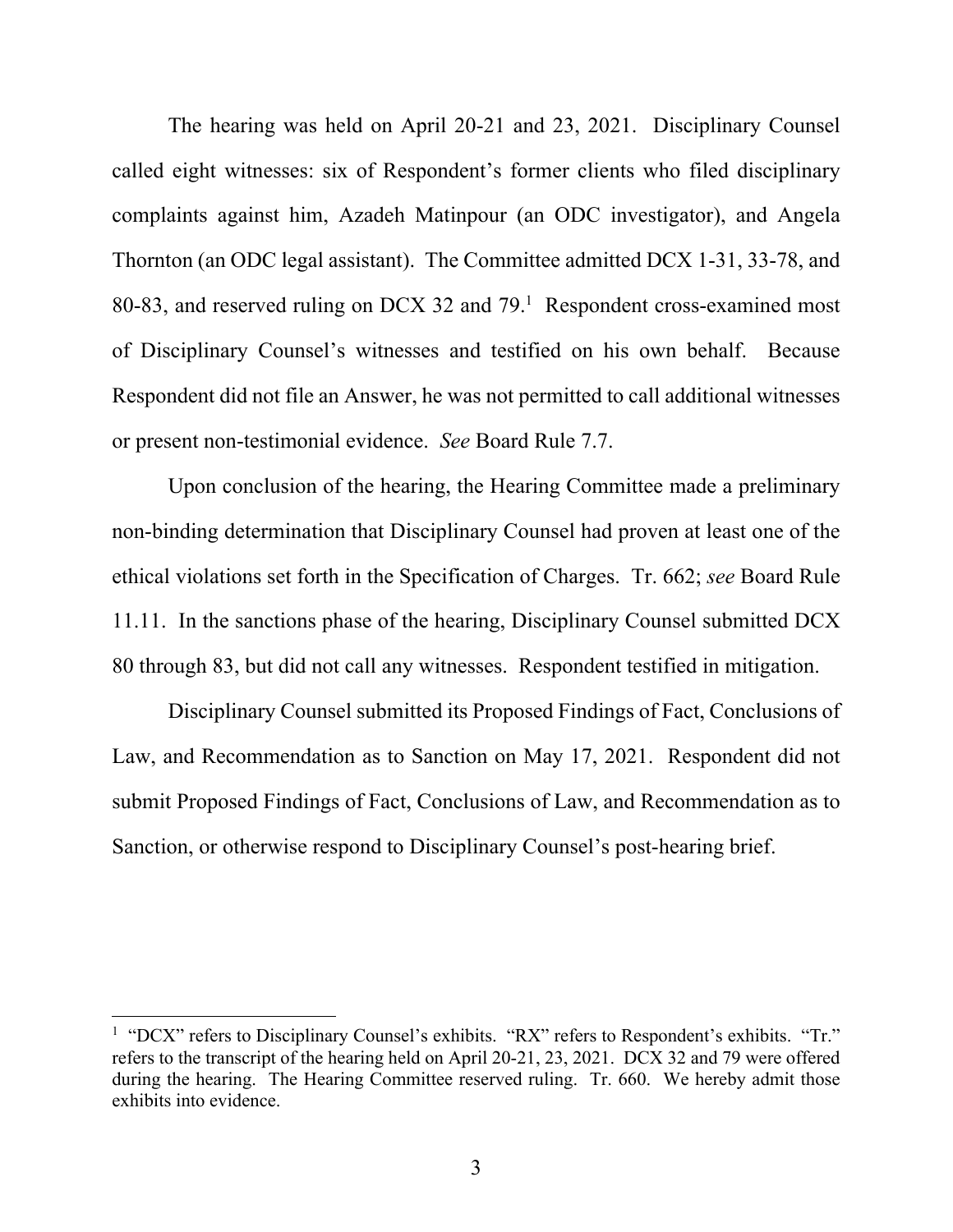The hearing was held on April 20-21 and 23, 2021. Disciplinary Counsel called eight witnesses: six of Respondent's former clients who filed disciplinary complaints against him, Azadeh Matinpour (an ODC investigator), and Angela Thornton (an ODC legal assistant). The Committee admitted DCX 1-31, 33-78, and 80-83, and reserved ruling on DCX 32 and 79.[1] Respondent cross-examined most of Disciplinary Counsel's witnesses and testified on his own behalf. Because Respondent did not file an Answer, he was not permitted to call additional witnesses or present non-testimonial evidence. *See* Board Rule 7.7.

Upon conclusion of the hearing, the Hearing Committee made a preliminary non-binding determination that Disciplinary Counsel had proven at least one of the ethical violations set forth in the Specification of Charges. Tr. 662; *see* Board Rule 11.11. In the sanctions phase of the hearing, Disciplinary Counsel submitted DCX 80 through 83, but did not call any witnesses. Respondent testified in mitigation.

Disciplinary Counsel submitted its Proposed Findings of Fact, Conclusions of Law, and Recommendation as to Sanction on May 17, 2021. Respondent did not submit Proposed Findings of Fact, Conclusions of Law, and Recommendation as to Sanction, or otherwise respond to Disciplinary Counsel's post-hearing brief.

---

[1] "DCX" refers to Disciplinary Counsel's exhibits. "RX" refers to Respondent's exhibits. "Tr." refers to the transcript of the hearing held on April 20-21, 23, 2021. DCX 32 and 79 were offered during the hearing. The Hearing Committee reserved ruling. Tr. 660. We hereby admit those exhibits into evidence.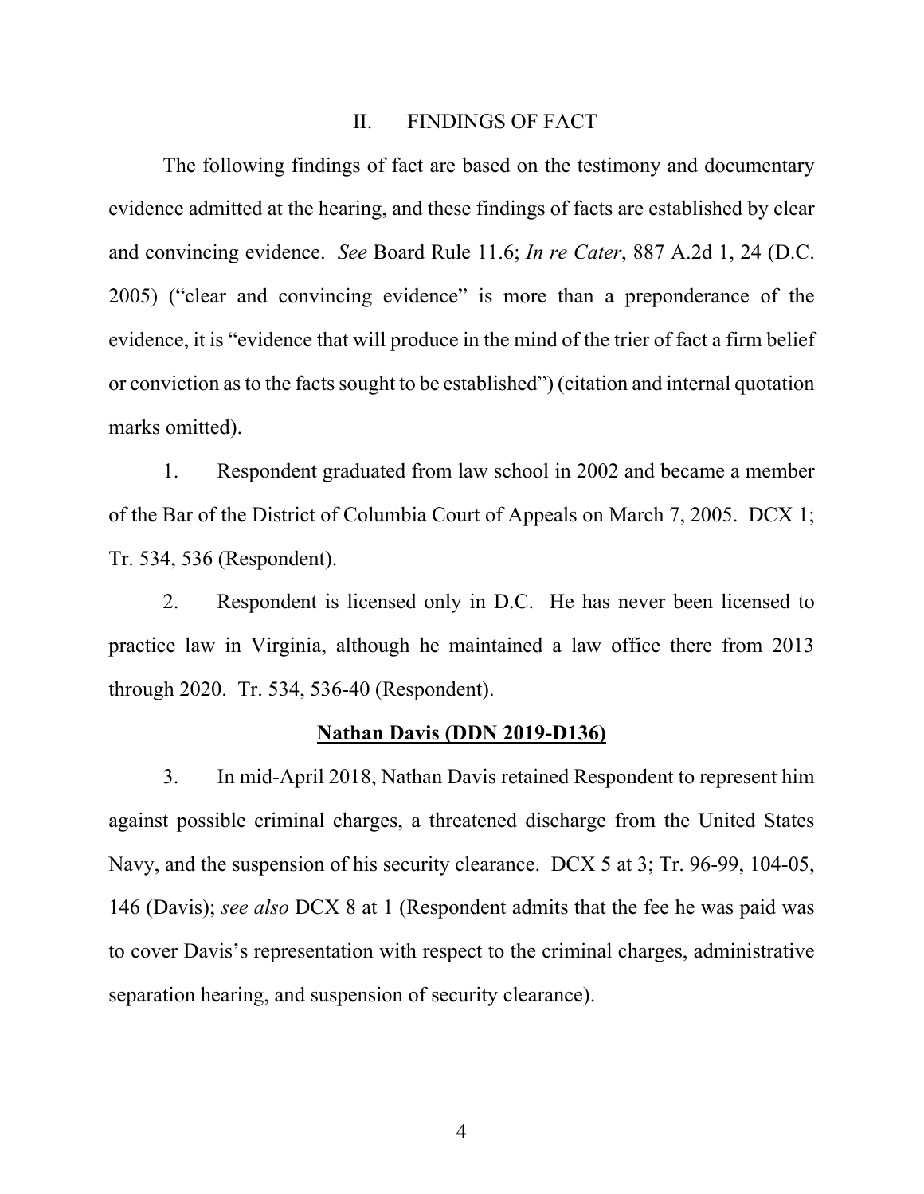## II. FINDINGS OF FACT

The following findings of fact are based on the testimony and documentary evidence admitted at the hearing, and these findings of facts are established by clear and convincing evidence. *See* Board Rule 11.6; *In re Cater*, 887 A.2d 1, 24 (D.C. 2005) ("clear and convincing evidence" is more than a preponderance of the evidence, it is "evidence that will produce in the mind of the trier of fact a firm belief or conviction as to the facts sought to be established") (citation and internal quotation marks omitted).

1. Respondent graduated from law school in 2002 and became a member of the Bar of the District of Columbia Court of Appeals on March 7, 2005. DCX 1; Tr. 534, 536 (Respondent).

2. Respondent is licensed only in D.C. He has never been licensed to practice law in Virginia, although he maintained a law office there from 2013 through 2020. Tr. 534, 536-40 (Respondent).

**<u>Nathan Davis (DDN 2019-D136)</u>**

3. In mid-April 2018, Nathan Davis retained Respondent to represent him against possible criminal charges, a threatened discharge from the United States Navy, and the suspension of his security clearance. DCX 5 at 3; Tr. 96-99, 104-05, 146 (Davis); *see also* DCX 8 at 1 (Respondent admits that the fee he was paid was to cover Davis's representation with respect to the criminal charges, administrative separation hearing, and suspension of security clearance).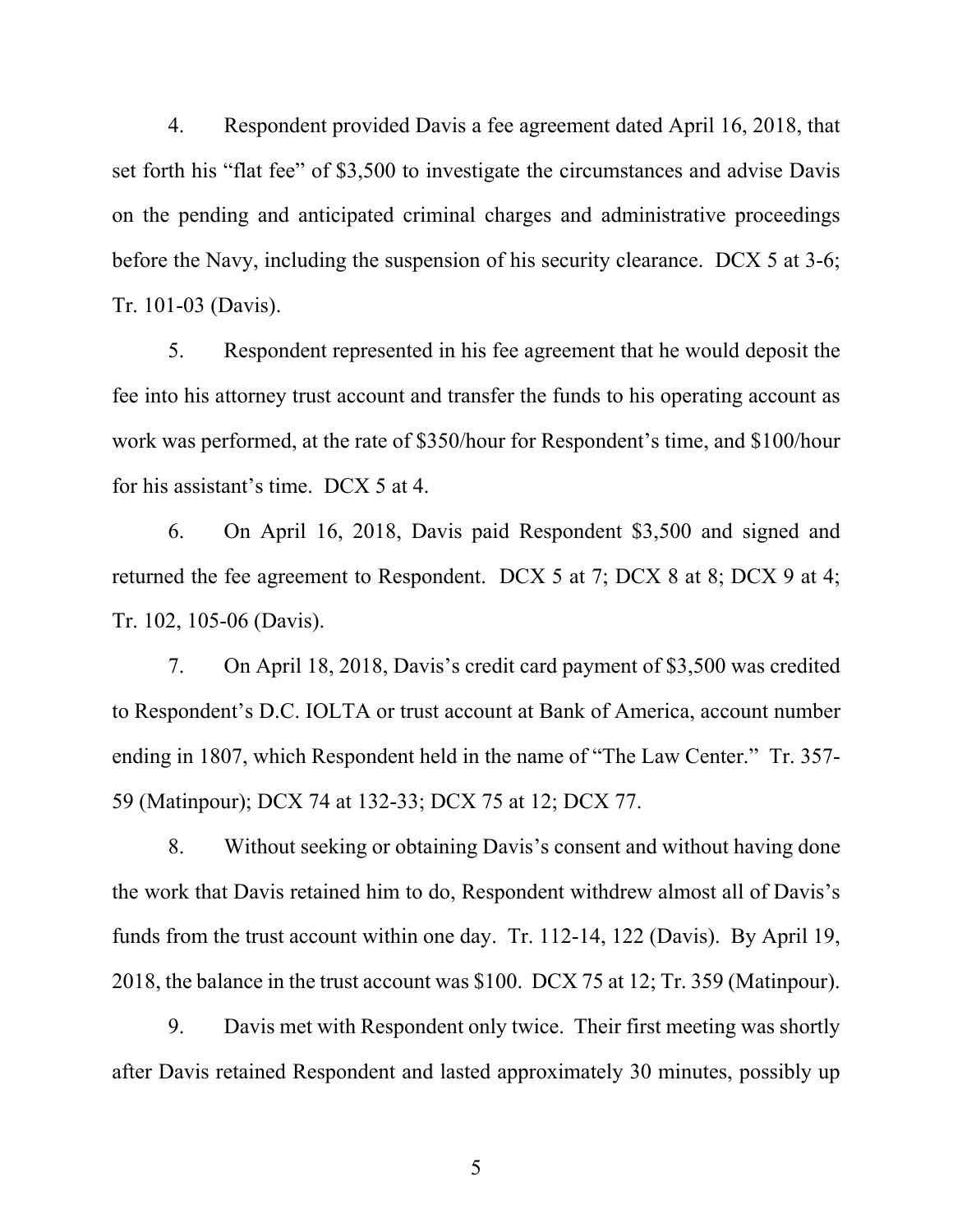4. Respondent provided Davis a fee agreement dated April 16, 2018, that set forth his "flat fee" of $3,500 to investigate the circumstances and advise Davis on the pending and anticipated criminal charges and administrative proceedings before the Navy, including the suspension of his security clearance. DCX 5 at 3-6; Tr. 101-03 (Davis).

5. Respondent represented in his fee agreement that he would deposit the fee into his attorney trust account and transfer the funds to his operating account as work was performed, at the rate of $350/hour for Respondent's time, and $100/hour for his assistant's time. DCX 5 at 4.

6. On April 16, 2018, Davis paid Respondent $3,500 and signed and returned the fee agreement to Respondent. DCX 5 at 7; DCX 8 at 8; DCX 9 at 4; Tr. 102, 105-06 (Davis).

7. On April 18, 2018, Davis's credit card payment of $3,500 was credited to Respondent's D.C. IOLTA or trust account at Bank of America, account number ending in 1807, which Respondent held in the name of "The Law Center." Tr. 357-59 (Matinpour); DCX 74 at 132-33; DCX 75 at 12; DCX 77.

8. Without seeking or obtaining Davis's consent and without having done the work that Davis retained him to do, Respondent withdrew almost all of Davis's funds from the trust account within one day. Tr. 112-14, 122 (Davis). By April 19, 2018, the balance in the trust account was $100. DCX 75 at 12; Tr. 359 (Matinpour).

9. Davis met with Respondent only twice. Their first meeting was shortly after Davis retained Respondent and lasted approximately 30 minutes, possibly up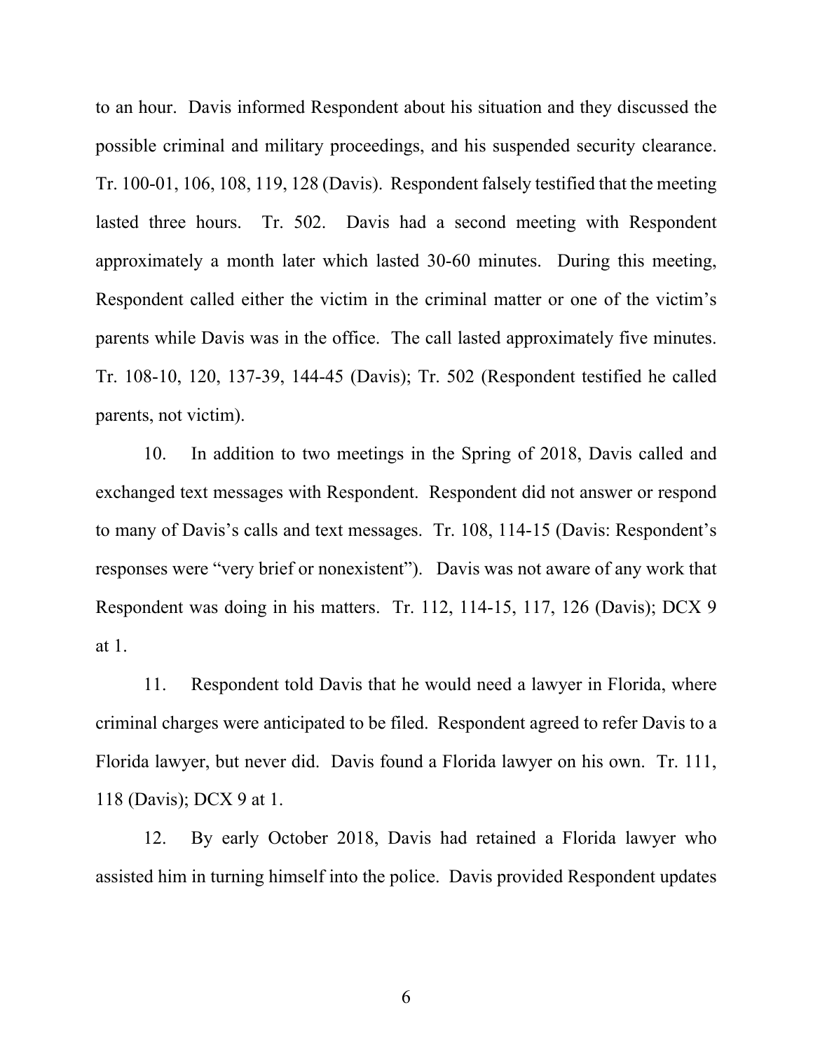to an hour. Davis informed Respondent about his situation and they discussed the possible criminal and military proceedings, and his suspended security clearance. Tr. 100-01, 106, 108, 119, 128 (Davis). Respondent falsely testified that the meeting lasted three hours. Tr. 502. Davis had a second meeting with Respondent approximately a month later which lasted 30-60 minutes. During this meeting, Respondent called either the victim in the criminal matter or one of the victim's parents while Davis was in the office. The call lasted approximately five minutes. Tr. 108-10, 120, 137-39, 144-45 (Davis); Tr. 502 (Respondent testified he called parents, not victim).

10. In addition to two meetings in the Spring of 2018, Davis called and exchanged text messages with Respondent. Respondent did not answer or respond to many of Davis's calls and text messages. Tr. 108, 114-15 (Davis: Respondent's responses were "very brief or nonexistent"). Davis was not aware of any work that Respondent was doing in his matters. Tr. 112, 114-15, 117, 126 (Davis); DCX 9 at 1.

11. Respondent told Davis that he would need a lawyer in Florida, where criminal charges were anticipated to be filed. Respondent agreed to refer Davis to a Florida lawyer, but never did. Davis found a Florida lawyer on his own. Tr. 111, 118 (Davis); DCX 9 at 1.

12. By early October 2018, Davis had retained a Florida lawyer who assisted him in turning himself into the police. Davis provided Respondent updates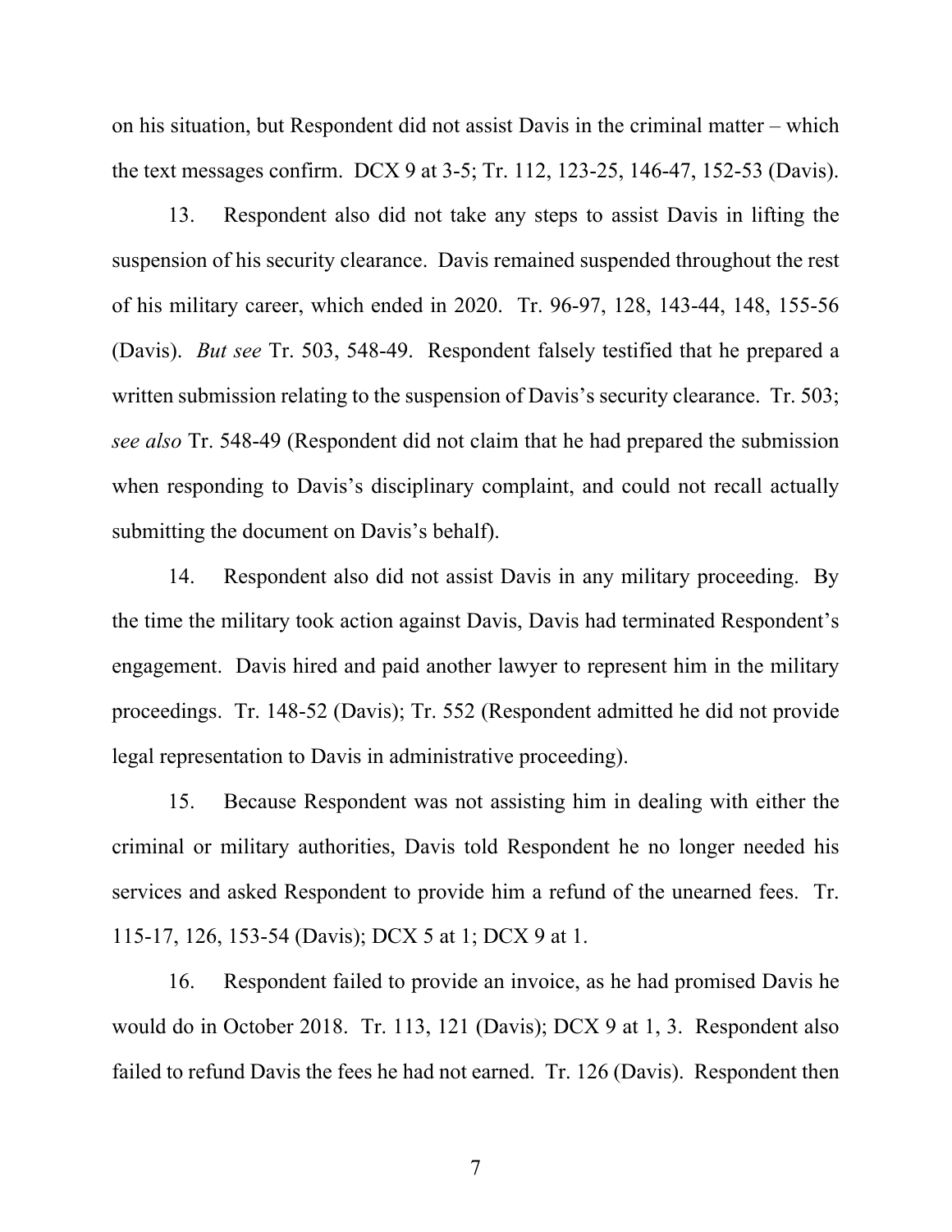on his situation, but Respondent did not assist Davis in the criminal matter – which the text messages confirm. DCX 9 at 3-5; Tr. 112, 123-25, 146-47, 152-53 (Davis).

13. Respondent also did not take any steps to assist Davis in lifting the suspension of his security clearance. Davis remained suspended throughout the rest of his military career, which ended in 2020. Tr. 96-97, 128, 143-44, 148, 155-56 (Davis). *But see* Tr. 503, 548-49. Respondent falsely testified that he prepared a written submission relating to the suspension of Davis's security clearance. Tr. 503; *see also* Tr. 548-49 (Respondent did not claim that he had prepared the submission when responding to Davis's disciplinary complaint, and could not recall actually submitting the document on Davis's behalf).

14. Respondent also did not assist Davis in any military proceeding. By the time the military took action against Davis, Davis had terminated Respondent's engagement. Davis hired and paid another lawyer to represent him in the military proceedings. Tr. 148-52 (Davis); Tr. 552 (Respondent admitted he did not provide legal representation to Davis in administrative proceeding).

15. Because Respondent was not assisting him in dealing with either the criminal or military authorities, Davis told Respondent he no longer needed his services and asked Respondent to provide him a refund of the unearned fees. Tr. 115-17, 126, 153-54 (Davis); DCX 5 at 1; DCX 9 at 1.

16. Respondent failed to provide an invoice, as he had promised Davis he would do in October 2018. Tr. 113, 121 (Davis); DCX 9 at 1, 3. Respondent also failed to refund Davis the fees he had not earned. Tr. 126 (Davis). Respondent then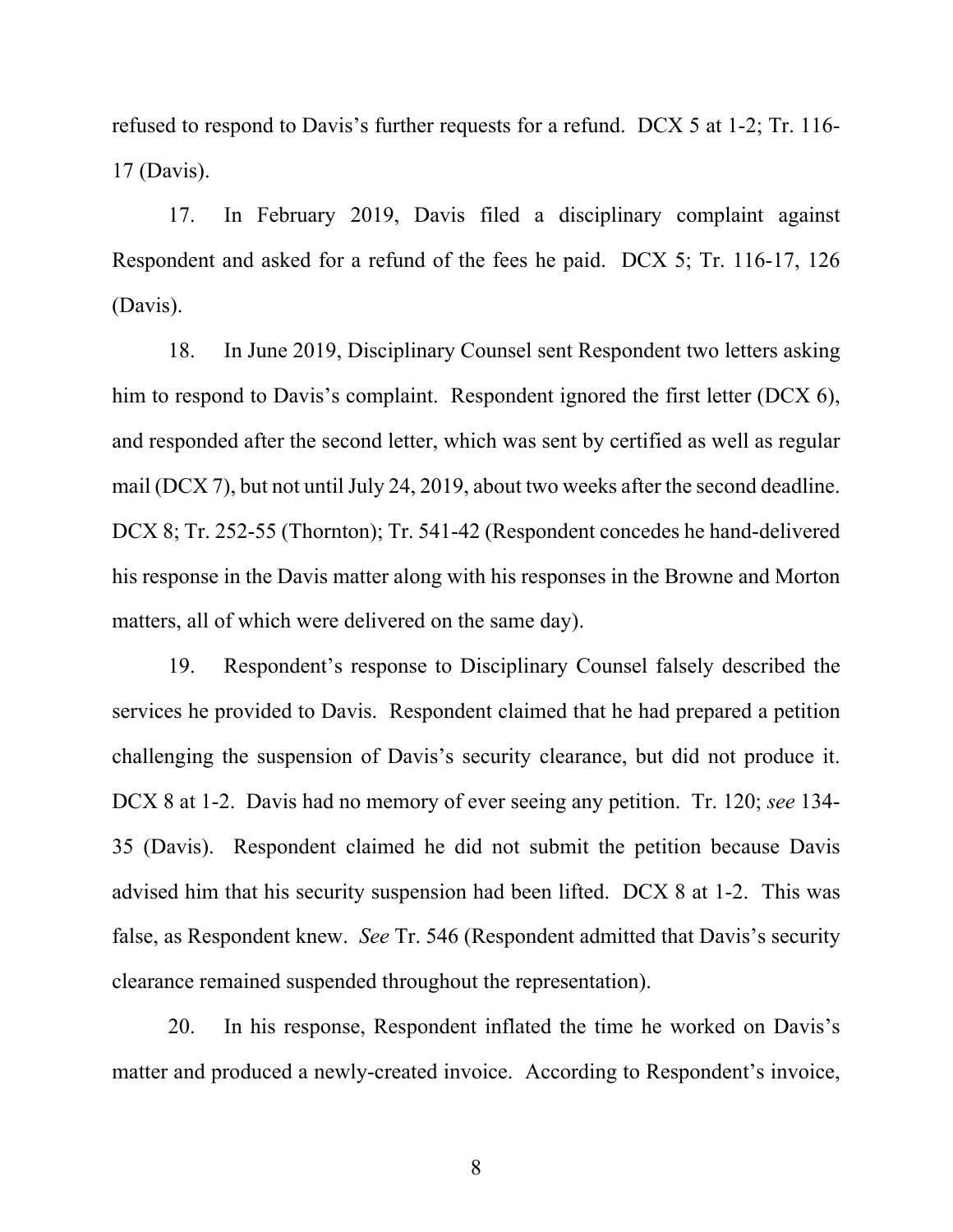refused to respond to Davis's further requests for a refund. DCX 5 at 1-2; Tr. 116-17 (Davis).

17. In February 2019, Davis filed a disciplinary complaint against Respondent and asked for a refund of the fees he paid. DCX 5; Tr. 116-17, 126 (Davis).

18. In June 2019, Disciplinary Counsel sent Respondent two letters asking him to respond to Davis's complaint. Respondent ignored the first letter (DCX 6), and responded after the second letter, which was sent by certified as well as regular mail (DCX 7), but not until July 24, 2019, about two weeks after the second deadline. DCX 8; Tr. 252-55 (Thornton); Tr. 541-42 (Respondent concedes he hand-delivered his response in the Davis matter along with his responses in the Browne and Morton matters, all of which were delivered on the same day).

19. Respondent's response to Disciplinary Counsel falsely described the services he provided to Davis. Respondent claimed that he had prepared a petition challenging the suspension of Davis's security clearance, but did not produce it. DCX 8 at 1-2. Davis had no memory of ever seeing any petition. Tr. 120; *see* 134-35 (Davis). Respondent claimed he did not submit the petition because Davis advised him that his security suspension had been lifted. DCX 8 at 1-2. This was false, as Respondent knew. *See* Tr. 546 (Respondent admitted that Davis's security clearance remained suspended throughout the representation).

20. In his response, Respondent inflated the time he worked on Davis's matter and produced a newly-created invoice. According to Respondent's invoice,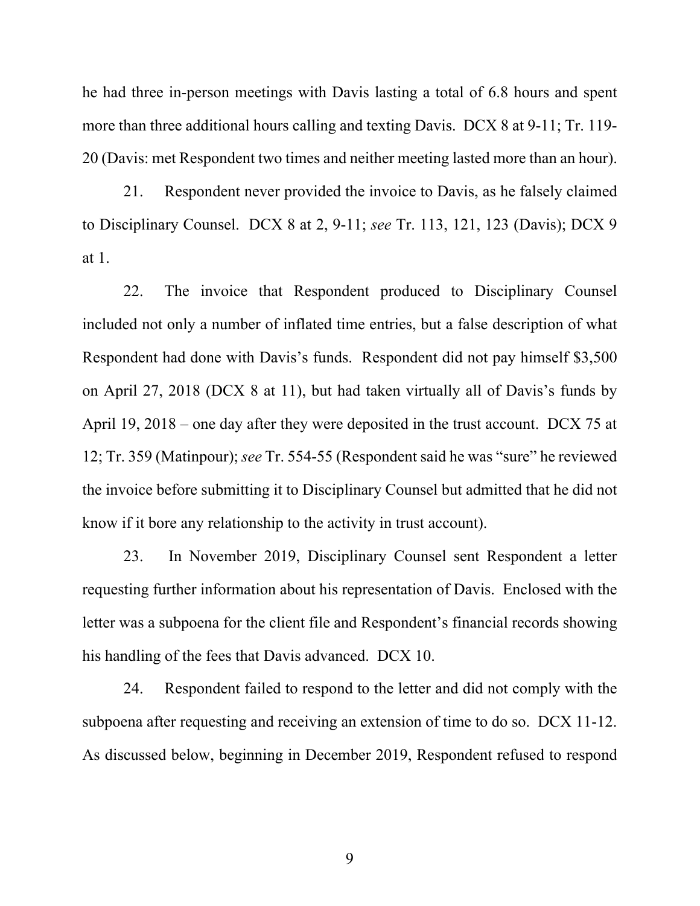he had three in-person meetings with Davis lasting a total of 6.8 hours and spent more than three additional hours calling and texting Davis. DCX 8 at 9-11; Tr. 119-20 (Davis: met Respondent two times and neither meeting lasted more than an hour).

21. Respondent never provided the invoice to Davis, as he falsely claimed to Disciplinary Counsel. DCX 8 at 2, 9-11; *see* Tr. 113, 121, 123 (Davis); DCX 9 at 1.

22. The invoice that Respondent produced to Disciplinary Counsel included not only a number of inflated time entries, but a false description of what Respondent had done with Davis's funds. Respondent did not pay himself $3,500 on April 27, 2018 (DCX 8 at 11), but had taken virtually all of Davis's funds by April 19, 2018 – one day after they were deposited in the trust account. DCX 75 at 12; Tr. 359 (Matinpour); *see* Tr. 554-55 (Respondent said he was "sure" he reviewed the invoice before submitting it to Disciplinary Counsel but admitted that he did not know if it bore any relationship to the activity in trust account).

23. In November 2019, Disciplinary Counsel sent Respondent a letter requesting further information about his representation of Davis. Enclosed with the letter was a subpoena for the client file and Respondent's financial records showing his handling of the fees that Davis advanced. DCX 10.

24. Respondent failed to respond to the letter and did not comply with the subpoena after requesting and receiving an extension of time to do so. DCX 11-12. As discussed below, beginning in December 2019, Respondent refused to respond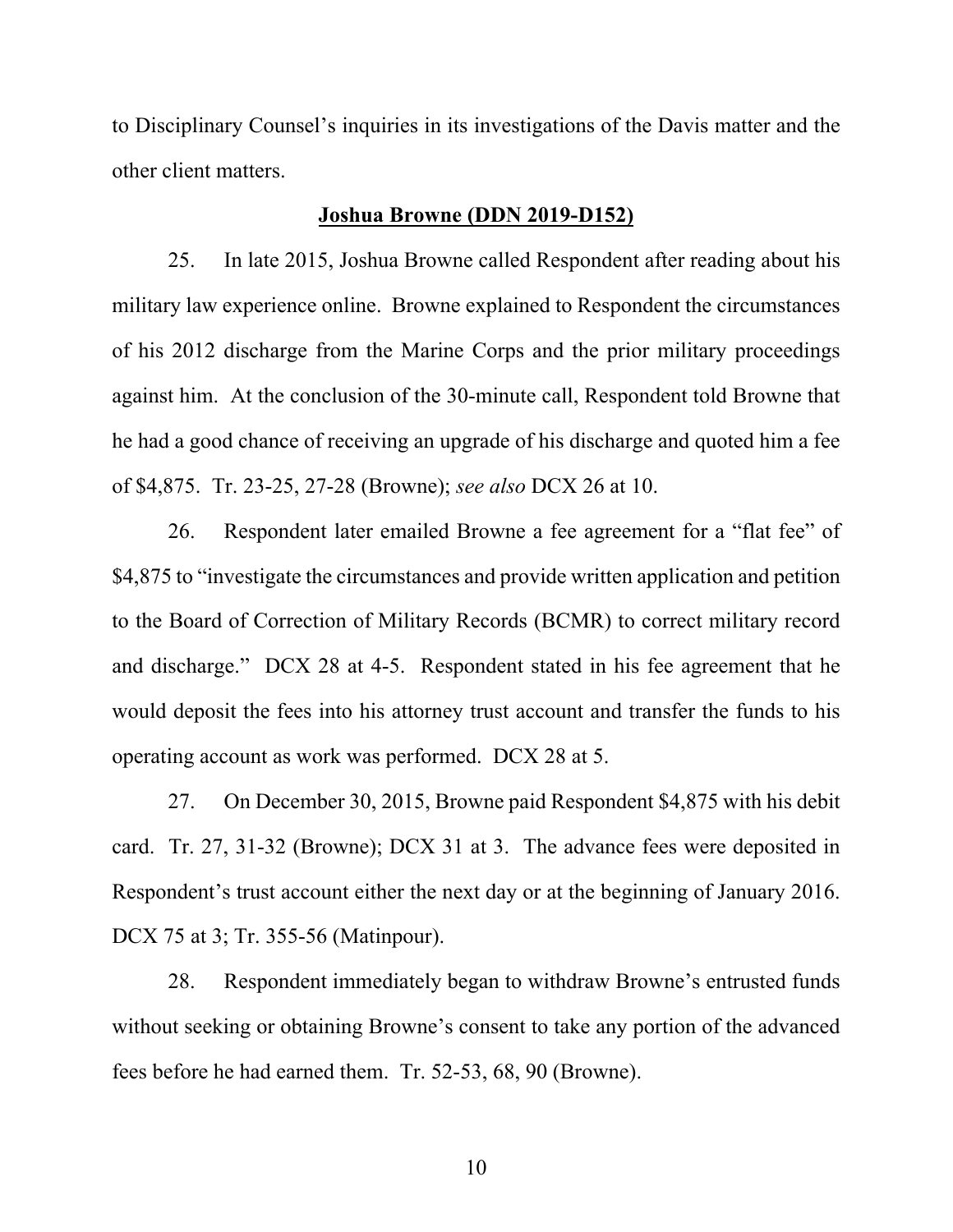to Disciplinary Counsel's inquiries in its investigations of the Davis matter and the other client matters.

**Joshua Browne (DDN 2019-D152)**

25. In late 2015, Joshua Browne called Respondent after reading about his military law experience online. Browne explained to Respondent the circumstances of his 2012 discharge from the Marine Corps and the prior military proceedings against him. At the conclusion of the 30-minute call, Respondent told Browne that he had a good chance of receiving an upgrade of his discharge and quoted him a fee of $4,875. Tr. 23-25, 27-28 (Browne); *see also* DCX 26 at 10.

26. Respondent later emailed Browne a fee agreement for a "flat fee" of $4,875 to "investigate the circumstances and provide written application and petition to the Board of Correction of Military Records (BCMR) to correct military record and discharge." DCX 28 at 4-5. Respondent stated in his fee agreement that he would deposit the fees into his attorney trust account and transfer the funds to his operating account as work was performed. DCX 28 at 5.

27. On December 30, 2015, Browne paid Respondent $4,875 with his debit card. Tr. 27, 31-32 (Browne); DCX 31 at 3. The advance fees were deposited in Respondent's trust account either the next day or at the beginning of January 2016. DCX 75 at 3; Tr. 355-56 (Matinpour).

28. Respondent immediately began to withdraw Browne's entrusted funds without seeking or obtaining Browne's consent to take any portion of the advanced fees before he had earned them. Tr. 52-53, 68, 90 (Browne).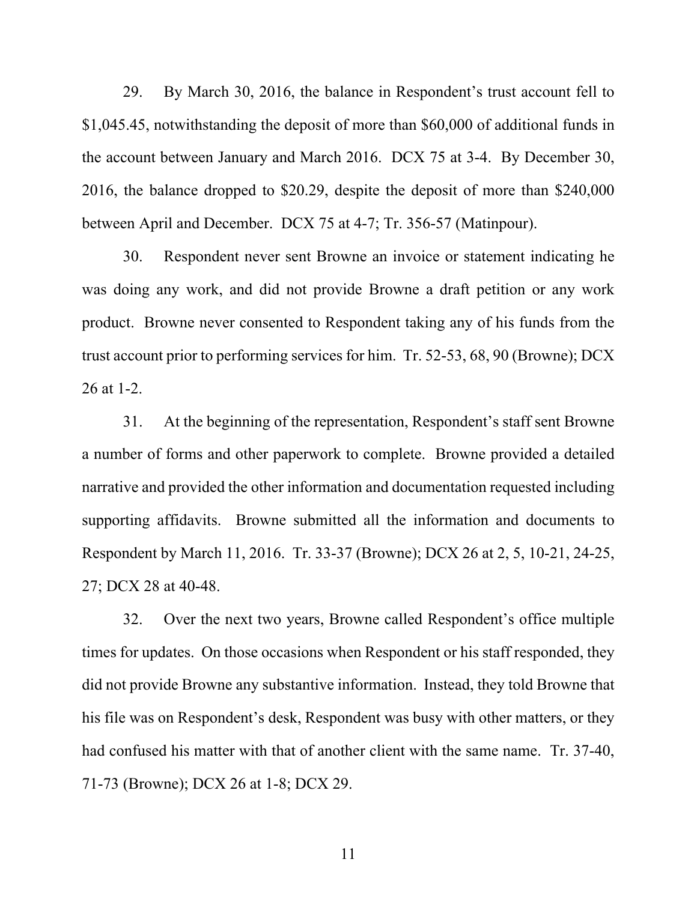29. By March 30, 2016, the balance in Respondent's trust account fell to $1,045.45, notwithstanding the deposit of more than $60,000 of additional funds in the account between January and March 2016. DCX 75 at 3-4. By December 30, 2016, the balance dropped to $20.29, despite the deposit of more than $240,000 between April and December. DCX 75 at 4-7; Tr. 356-57 (Matinpour).

30. Respondent never sent Browne an invoice or statement indicating he was doing any work, and did not provide Browne a draft petition or any work product. Browne never consented to Respondent taking any of his funds from the trust account prior to performing services for him. Tr. 52-53, 68, 90 (Browne); DCX 26 at 1-2.

31. At the beginning of the representation, Respondent's staff sent Browne a number of forms and other paperwork to complete. Browne provided a detailed narrative and provided the other information and documentation requested including supporting affidavits. Browne submitted all the information and documents to Respondent by March 11, 2016. Tr. 33-37 (Browne); DCX 26 at 2, 5, 10-21, 24-25, 27; DCX 28 at 40-48.

32. Over the next two years, Browne called Respondent's office multiple times for updates. On those occasions when Respondent or his staff responded, they did not provide Browne any substantive information. Instead, they told Browne that his file was on Respondent's desk, Respondent was busy with other matters, or they had confused his matter with that of another client with the same name. Tr. 37-40, 71-73 (Browne); DCX 26 at 1-8; DCX 29.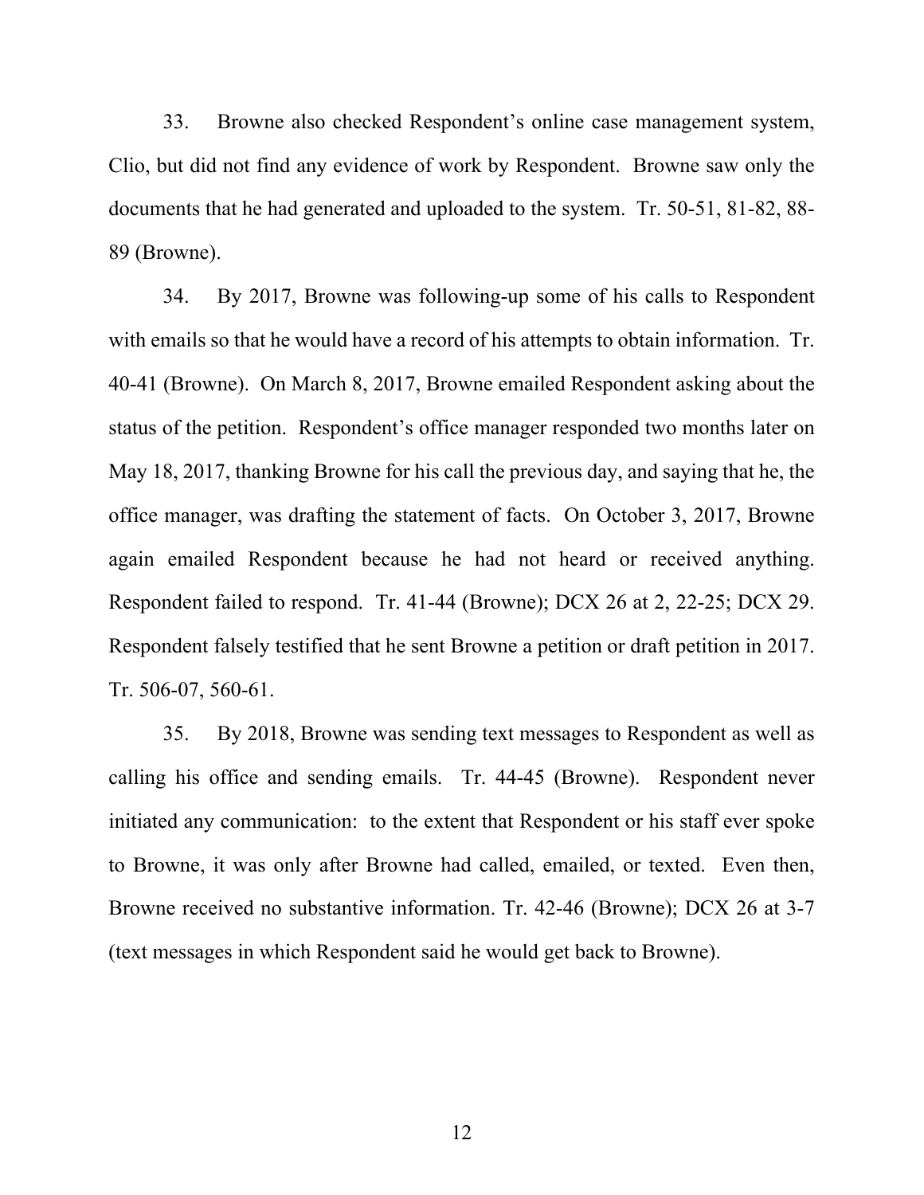33. Browne also checked Respondent's online case management system, Clio, but did not find any evidence of work by Respondent. Browne saw only the documents that he had generated and uploaded to the system. Tr. 50-51, 81-82, 88-89 (Browne).

34. By 2017, Browne was following-up some of his calls to Respondent with emails so that he would have a record of his attempts to obtain information. Tr. 40-41 (Browne). On March 8, 2017, Browne emailed Respondent asking about the status of the petition. Respondent's office manager responded two months later on May 18, 2017, thanking Browne for his call the previous day, and saying that he, the office manager, was drafting the statement of facts. On October 3, 2017, Browne again emailed Respondent because he had not heard or received anything. Respondent failed to respond. Tr. 41-44 (Browne); DCX 26 at 2, 22-25; DCX 29. Respondent falsely testified that he sent Browne a petition or draft petition in 2017. Tr. 506-07, 560-61.

35. By 2018, Browne was sending text messages to Respondent as well as calling his office and sending emails. Tr. 44-45 (Browne). Respondent never initiated any communication: to the extent that Respondent or his staff ever spoke to Browne, it was only after Browne had called, emailed, or texted. Even then, Browne received no substantive information. Tr. 42-46 (Browne); DCX 26 at 3-7 (text messages in which Respondent said he would get back to Browne).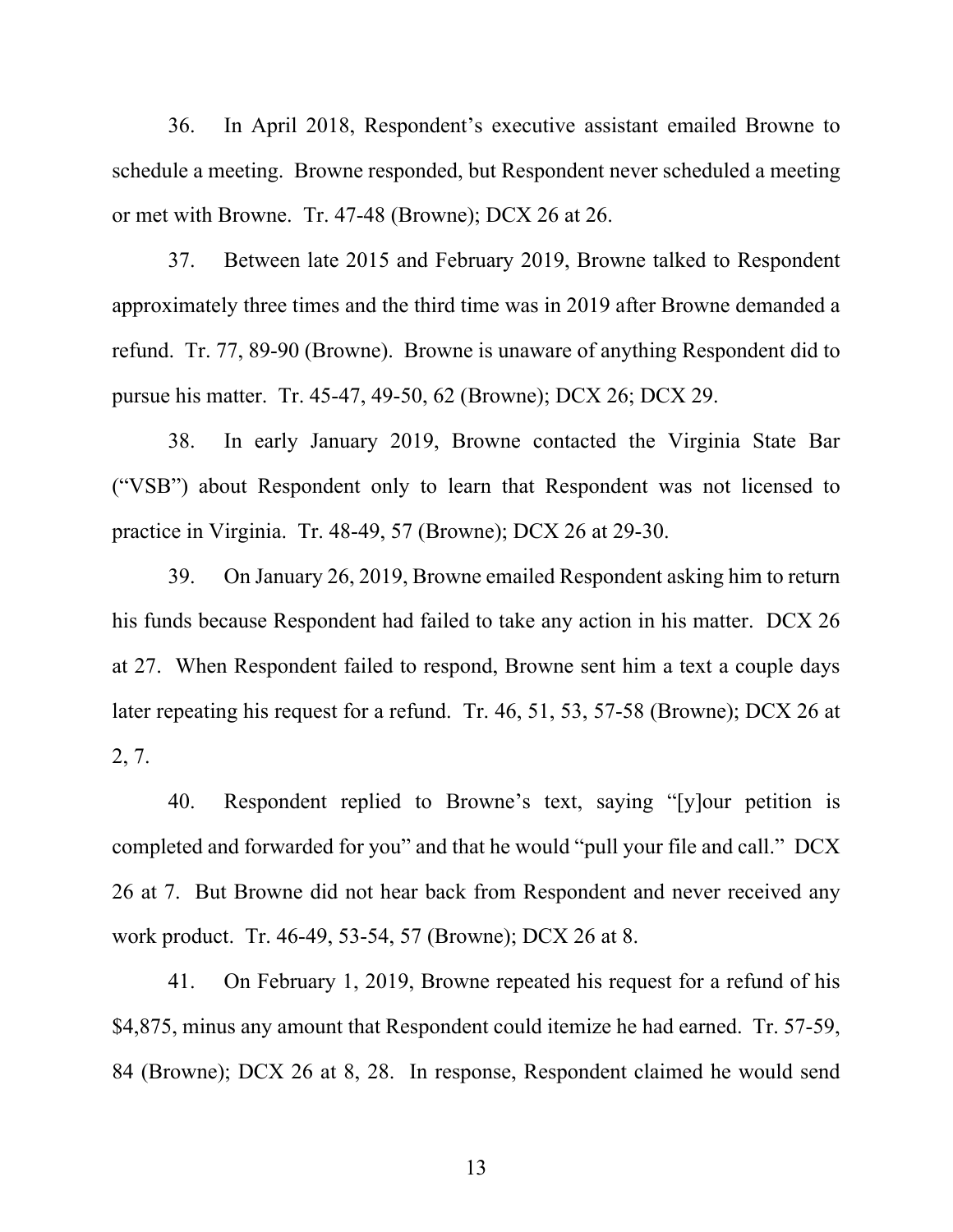36. In April 2018, Respondent's executive assistant emailed Browne to schedule a meeting. Browne responded, but Respondent never scheduled a meeting or met with Browne. Tr. 47-48 (Browne); DCX 26 at 26.

37. Between late 2015 and February 2019, Browne talked to Respondent approximately three times and the third time was in 2019 after Browne demanded a refund. Tr. 77, 89-90 (Browne). Browne is unaware of anything Respondent did to pursue his matter. Tr. 45-47, 49-50, 62 (Browne); DCX 26; DCX 29.

38. In early January 2019, Browne contacted the Virginia State Bar ("VSB") about Respondent only to learn that Respondent was not licensed to practice in Virginia. Tr. 48-49, 57 (Browne); DCX 26 at 29-30.

39. On January 26, 2019, Browne emailed Respondent asking him to return his funds because Respondent had failed to take any action in his matter. DCX 26 at 27. When Respondent failed to respond, Browne sent him a text a couple days later repeating his request for a refund. Tr. 46, 51, 53, 57-58 (Browne); DCX 26 at 2, 7.

40. Respondent replied to Browne's text, saying "[y]our petition is completed and forwarded for you" and that he would "pull your file and call." DCX 26 at 7. But Browne did not hear back from Respondent and never received any work product. Tr. 46-49, 53-54, 57 (Browne); DCX 26 at 8.

41. On February 1, 2019, Browne repeated his request for a refund of his $4,875, minus any amount that Respondent could itemize he had earned. Tr. 57-59, 84 (Browne); DCX 26 at 8, 28. In response, Respondent claimed he would send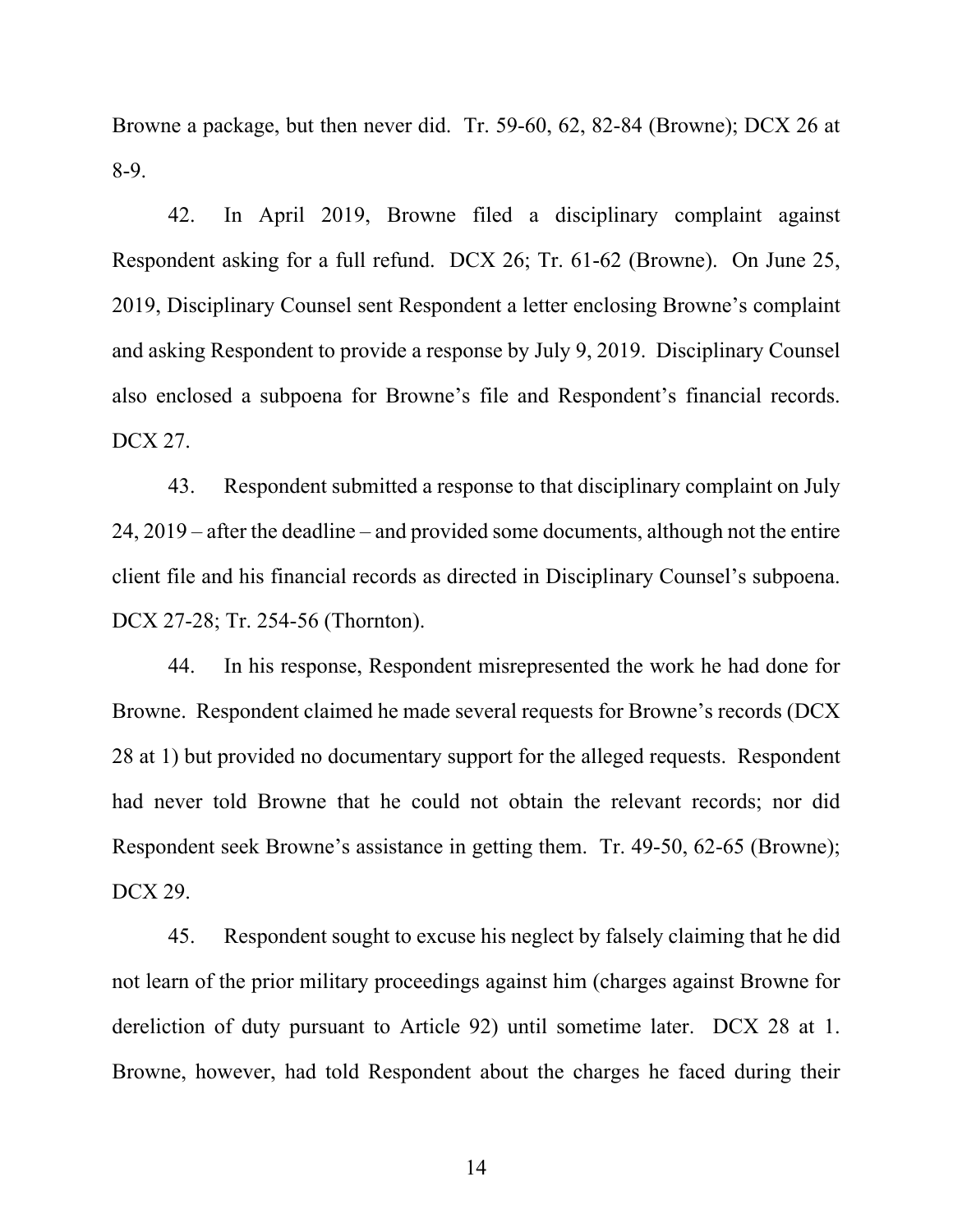Browne a package, but then never did. Tr. 59-60, 62, 82-84 (Browne); DCX 26 at 8-9.

42. In April 2019, Browne filed a disciplinary complaint against Respondent asking for a full refund. DCX 26; Tr. 61-62 (Browne). On June 25, 2019, Disciplinary Counsel sent Respondent a letter enclosing Browne's complaint and asking Respondent to provide a response by July 9, 2019. Disciplinary Counsel also enclosed a subpoena for Browne's file and Respondent's financial records. DCX 27.

43. Respondent submitted a response to that disciplinary complaint on July 24, 2019 – after the deadline – and provided some documents, although not the entire client file and his financial records as directed in Disciplinary Counsel's subpoena. DCX 27-28; Tr. 254-56 (Thornton).

44. In his response, Respondent misrepresented the work he had done for Browne. Respondent claimed he made several requests for Browne's records (DCX 28 at 1) but provided no documentary support for the alleged requests. Respondent had never told Browne that he could not obtain the relevant records; nor did Respondent seek Browne's assistance in getting them. Tr. 49-50, 62-65 (Browne); DCX 29.

45. Respondent sought to excuse his neglect by falsely claiming that he did not learn of the prior military proceedings against him (charges against Browne for dereliction of duty pursuant to Article 92) until sometime later. DCX 28 at 1. Browne, however, had told Respondent about the charges he faced during their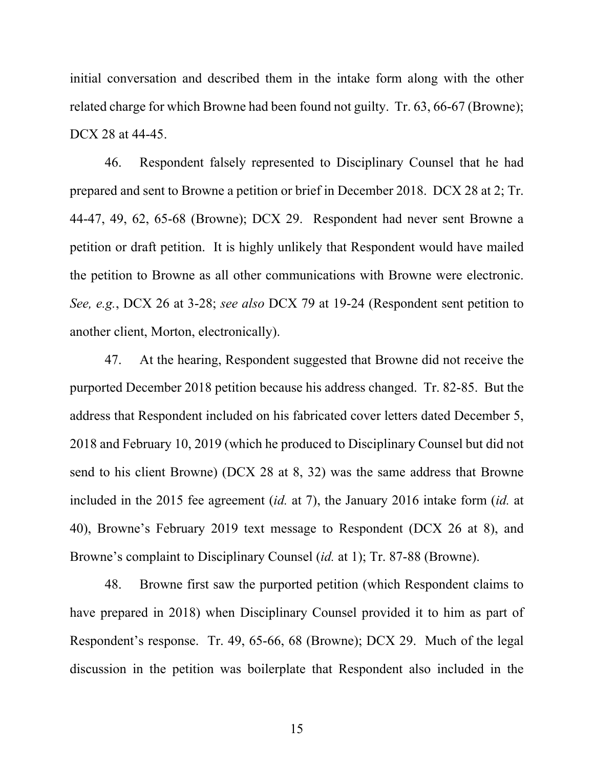initial conversation and described them in the intake form along with the other related charge for which Browne had been found not guilty. Tr. 63, 66-67 (Browne); DCX 28 at 44-45.

46. Respondent falsely represented to Disciplinary Counsel that he had prepared and sent to Browne a petition or brief in December 2018. DCX 28 at 2; Tr. 44-47, 49, 62, 65-68 (Browne); DCX 29. Respondent had never sent Browne a petition or draft petition. It is highly unlikely that Respondent would have mailed the petition to Browne as all other communications with Browne were electronic. *See, e.g.*, DCX 26 at 3-28; *see also* DCX 79 at 19-24 (Respondent sent petition to another client, Morton, electronically).

47. At the hearing, Respondent suggested that Browne did not receive the purported December 2018 petition because his address changed. Tr. 82-85. But the address that Respondent included on his fabricated cover letters dated December 5, 2018 and February 10, 2019 (which he produced to Disciplinary Counsel but did not send to his client Browne) (DCX 28 at 8, 32) was the same address that Browne included in the 2015 fee agreement (*id.* at 7), the January 2016 intake form (*id.* at 40), Browne's February 2019 text message to Respondent (DCX 26 at 8), and Browne's complaint to Disciplinary Counsel (*id.* at 1); Tr. 87-88 (Browne).

48. Browne first saw the purported petition (which Respondent claims to have prepared in 2018) when Disciplinary Counsel provided it to him as part of Respondent's response. Tr. 49, 65-66, 68 (Browne); DCX 29. Much of the legal discussion in the petition was boilerplate that Respondent also included in the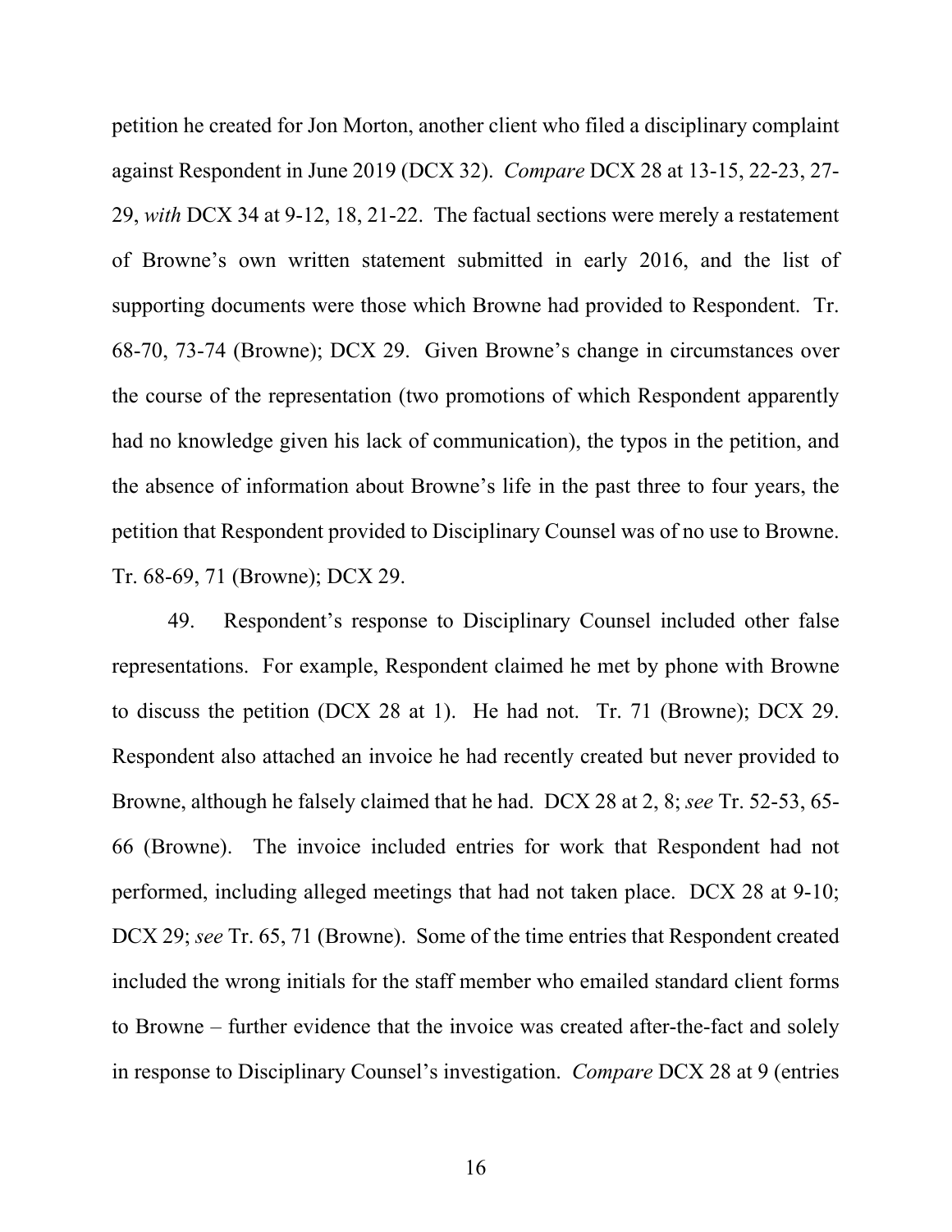petition he created for Jon Morton, another client who filed a disciplinary complaint against Respondent in June 2019 (DCX 32). *Compare* DCX 28 at 13-15, 22-23, 27-29, *with* DCX 34 at 9-12, 18, 21-22. The factual sections were merely a restatement of Browne's own written statement submitted in early 2016, and the list of supporting documents were those which Browne had provided to Respondent. Tr. 68-70, 73-74 (Browne); DCX 29. Given Browne's change in circumstances over the course of the representation (two promotions of which Respondent apparently had no knowledge given his lack of communication), the typos in the petition, and the absence of information about Browne's life in the past three to four years, the petition that Respondent provided to Disciplinary Counsel was of no use to Browne. Tr. 68-69, 71 (Browne); DCX 29.

49. Respondent's response to Disciplinary Counsel included other false representations. For example, Respondent claimed he met by phone with Browne to discuss the petition (DCX 28 at 1). He had not. Tr. 71 (Browne); DCX 29. Respondent also attached an invoice he had recently created but never provided to Browne, although he falsely claimed that he had. DCX 28 at 2, 8; *see* Tr. 52-53, 65-66 (Browne). The invoice included entries for work that Respondent had not performed, including alleged meetings that had not taken place. DCX 28 at 9-10; DCX 29; *see* Tr. 65, 71 (Browne). Some of the time entries that Respondent created included the wrong initials for the staff member who emailed standard client forms to Browne – further evidence that the invoice was created after-the-fact and solely in response to Disciplinary Counsel's investigation. *Compare* DCX 28 at 9 (entries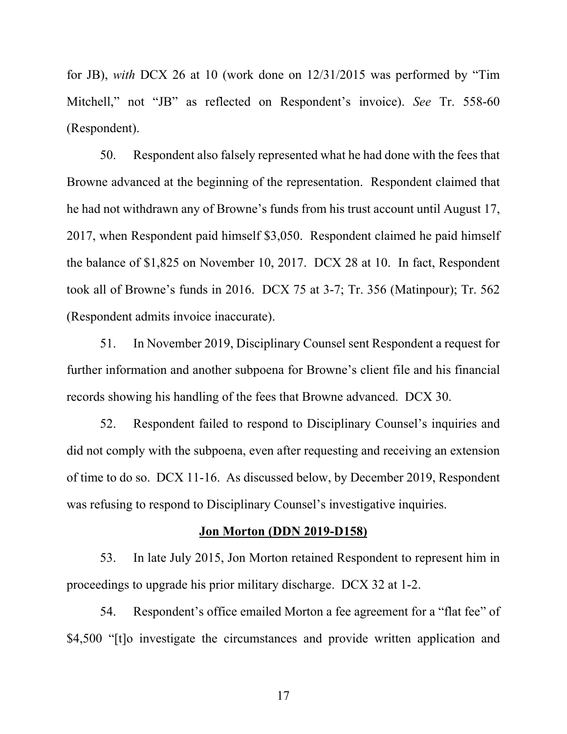for JB), *with* DCX 26 at 10 (work done on 12/31/2015 was performed by "Tim Mitchell," not "JB" as reflected on Respondent's invoice). *See* Tr. 558-60 (Respondent).

50. Respondent also falsely represented what he had done with the fees that Browne advanced at the beginning of the representation. Respondent claimed that he had not withdrawn any of Browne's funds from his trust account until August 17, 2017, when Respondent paid himself $3,050. Respondent claimed he paid himself the balance of $1,825 on November 10, 2017. DCX 28 at 10. In fact, Respondent took all of Browne's funds in 2016. DCX 75 at 3-7; Tr. 356 (Matinpour); Tr. 562 (Respondent admits invoice inaccurate).

51. In November 2019, Disciplinary Counsel sent Respondent a request for further information and another subpoena for Browne's client file and his financial records showing his handling of the fees that Browne advanced. DCX 30.

52. Respondent failed to respond to Disciplinary Counsel's inquiries and did not comply with the subpoena, even after requesting and receiving an extension of time to do so. DCX 11-16. As discussed below, by December 2019, Respondent was refusing to respond to Disciplinary Counsel's investigative inquiries.

**Jon Morton (DDN 2019-D158)**

53. In late July 2015, Jon Morton retained Respondent to represent him in proceedings to upgrade his prior military discharge. DCX 32 at 1-2.

54. Respondent's office emailed Morton a fee agreement for a "flat fee" of $4,500 "[t]o investigate the circumstances and provide written application and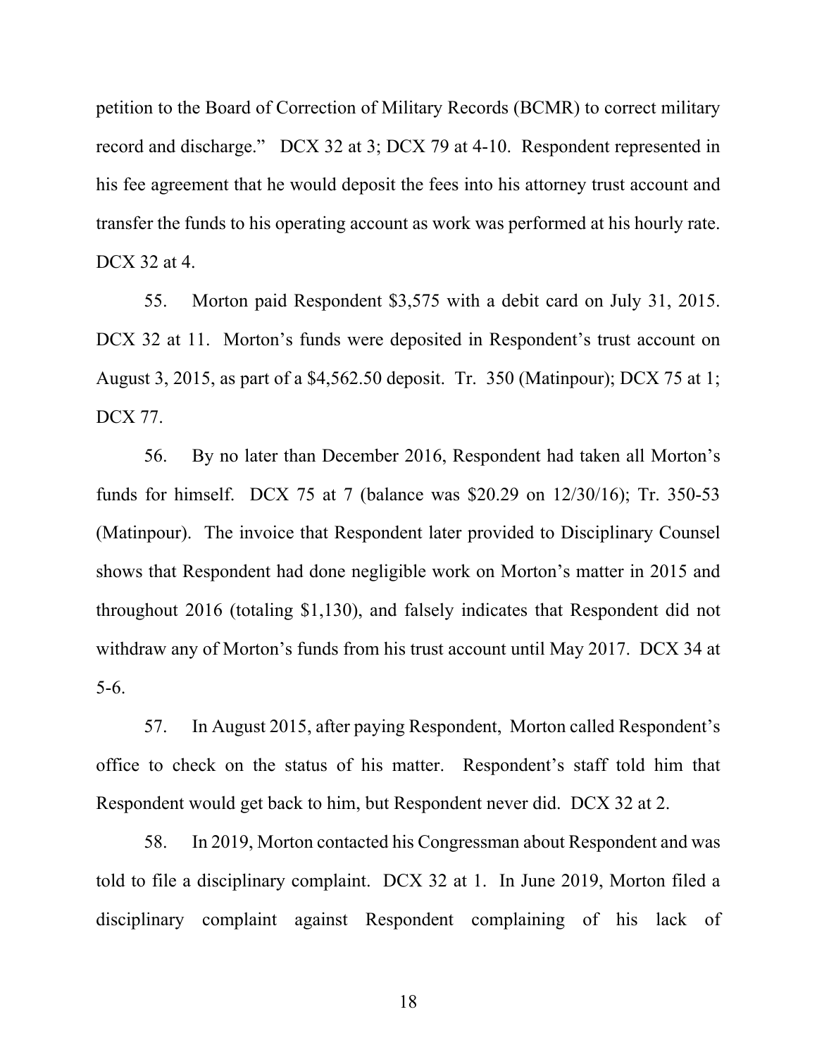petition to the Board of Correction of Military Records (BCMR) to correct military record and discharge." DCX 32 at 3; DCX 79 at 4-10. Respondent represented in his fee agreement that he would deposit the fees into his attorney trust account and transfer the funds to his operating account as work was performed at his hourly rate. DCX 32 at 4.

55. Morton paid Respondent $3,575 with a debit card on July 31, 2015. DCX 32 at 11. Morton's funds were deposited in Respondent's trust account on August 3, 2015, as part of a $4,562.50 deposit. Tr. 350 (Matinpour); DCX 75 at 1; DCX 77.

56. By no later than December 2016, Respondent had taken all Morton's funds for himself. DCX 75 at 7 (balance was $20.29 on 12/30/16); Tr. 350-53 (Matinpour). The invoice that Respondent later provided to Disciplinary Counsel shows that Respondent had done negligible work on Morton's matter in 2015 and throughout 2016 (totaling $1,130), and falsely indicates that Respondent did not withdraw any of Morton's funds from his trust account until May 2017. DCX 34 at 5-6.

57. In August 2015, after paying Respondent, Morton called Respondent's office to check on the status of his matter. Respondent's staff told him that Respondent would get back to him, but Respondent never did. DCX 32 at 2.

58. In 2019, Morton contacted his Congressman about Respondent and was told to file a disciplinary complaint. DCX 32 at 1. In June 2019, Morton filed a disciplinary complaint against Respondent complaining of his lack of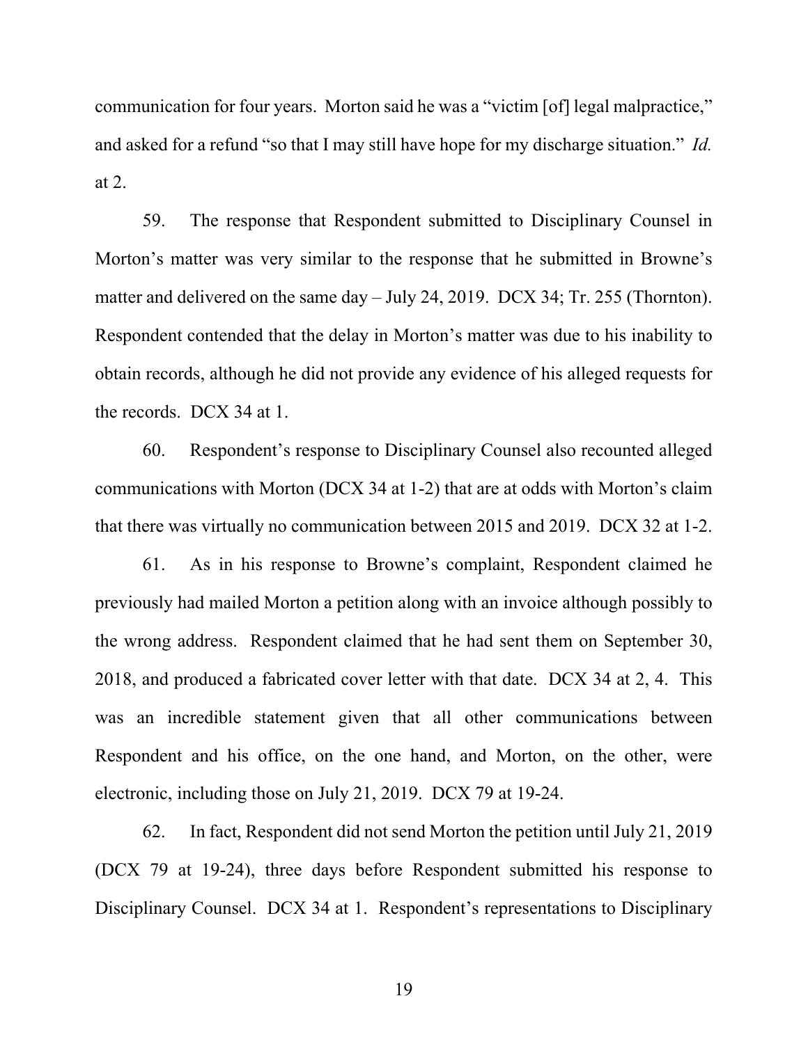communication for four years. Morton said he was a "victim [of] legal malpractice," and asked for a refund "so that I may still have hope for my discharge situation." *Id.* at 2.

59. The response that Respondent submitted to Disciplinary Counsel in Morton's matter was very similar to the response that he submitted in Browne's matter and delivered on the same day – July 24, 2019. DCX 34; Tr. 255 (Thornton). Respondent contended that the delay in Morton's matter was due to his inability to obtain records, although he did not provide any evidence of his alleged requests for the records. DCX 34 at 1.

60. Respondent's response to Disciplinary Counsel also recounted alleged communications with Morton (DCX 34 at 1-2) that are at odds with Morton's claim that there was virtually no communication between 2015 and 2019. DCX 32 at 1-2.

61. As in his response to Browne's complaint, Respondent claimed he previously had mailed Morton a petition along with an invoice although possibly to the wrong address. Respondent claimed that he had sent them on September 30, 2018, and produced a fabricated cover letter with that date. DCX 34 at 2, 4. This was an incredible statement given that all other communications between Respondent and his office, on the one hand, and Morton, on the other, were electronic, including those on July 21, 2019. DCX 79 at 19-24.

62. In fact, Respondent did not send Morton the petition until July 21, 2019 (DCX 79 at 19-24), three days before Respondent submitted his response to Disciplinary Counsel. DCX 34 at 1. Respondent's representations to Disciplinary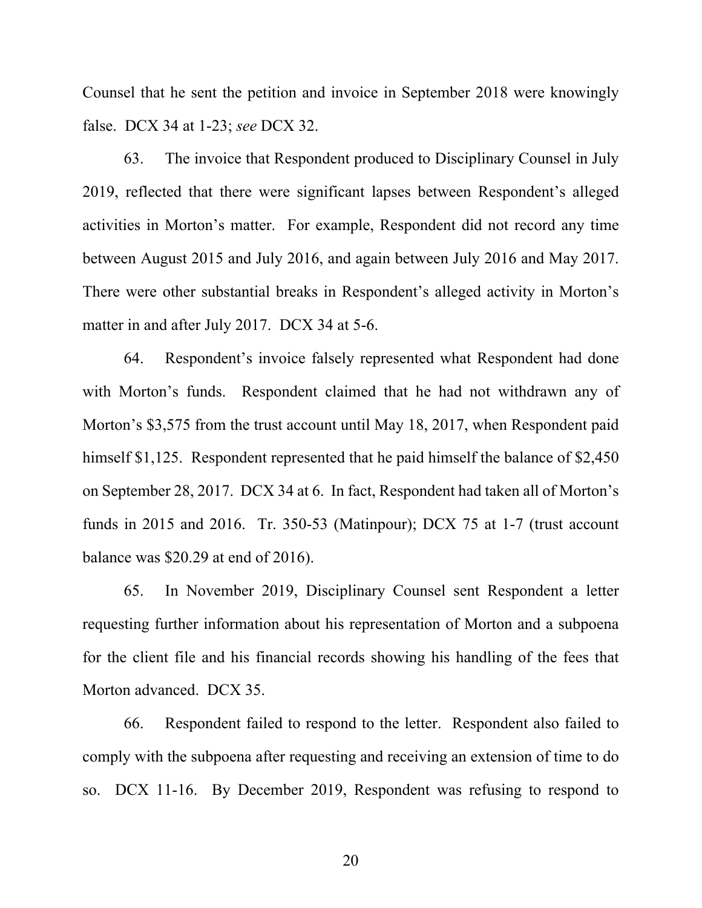Counsel that he sent the petition and invoice in September 2018 were knowingly false. DCX 34 at 1-23; *see* DCX 32.

63. The invoice that Respondent produced to Disciplinary Counsel in July 2019, reflected that there were significant lapses between Respondent's alleged activities in Morton's matter. For example, Respondent did not record any time between August 2015 and July 2016, and again between July 2016 and May 2017. There were other substantial breaks in Respondent's alleged activity in Morton's matter in and after July 2017. DCX 34 at 5-6.

64. Respondent's invoice falsely represented what Respondent had done with Morton's funds. Respondent claimed that he had not withdrawn any of Morton's $3,575 from the trust account until May 18, 2017, when Respondent paid himself $1,125. Respondent represented that he paid himself the balance of $2,450 on September 28, 2017. DCX 34 at 6. In fact, Respondent had taken all of Morton's funds in 2015 and 2016. Tr. 350-53 (Matinpour); DCX 75 at 1-7 (trust account balance was $20.29 at end of 2016).

65. In November 2019, Disciplinary Counsel sent Respondent a letter requesting further information about his representation of Morton and a subpoena for the client file and his financial records showing his handling of the fees that Morton advanced. DCX 35.

66. Respondent failed to respond to the letter. Respondent also failed to comply with the subpoena after requesting and receiving an extension of time to do so. DCX 11-16. By December 2019, Respondent was refusing to respond to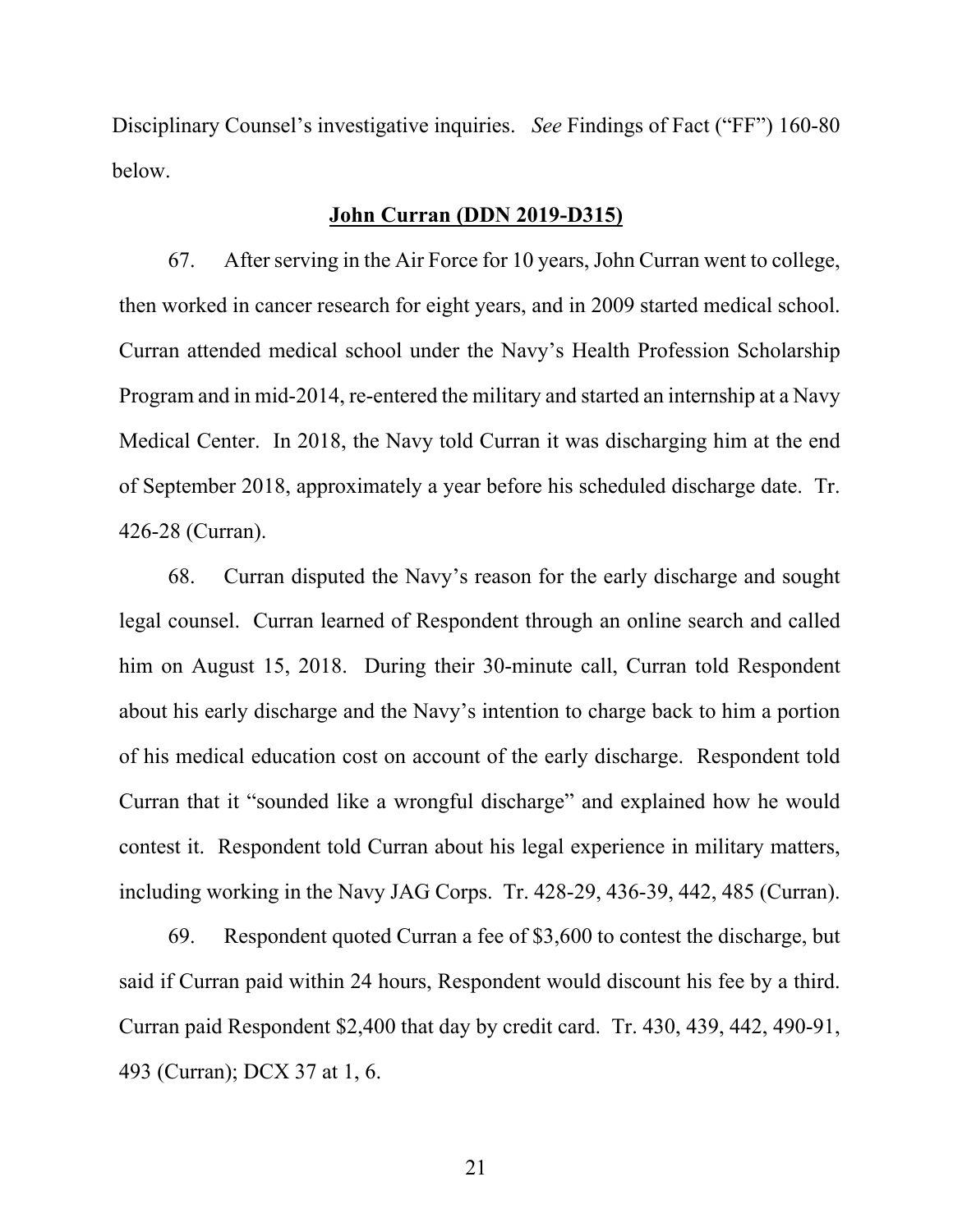Disciplinary Counsel's investigative inquiries. *See* Findings of Fact ("FF") 160-80 below.

## **John Curran (DDN 2019-D315)**

67. After serving in the Air Force for 10 years, John Curran went to college, then worked in cancer research for eight years, and in 2009 started medical school. Curran attended medical school under the Navy's Health Profession Scholarship Program and in mid-2014, re-entered the military and started an internship at a Navy Medical Center. In 2018, the Navy told Curran it was discharging him at the end of September 2018, approximately a year before his scheduled discharge date. Tr. 426-28 (Curran).

68. Curran disputed the Navy's reason for the early discharge and sought legal counsel. Curran learned of Respondent through an online search and called him on August 15, 2018. During their 30-minute call, Curran told Respondent about his early discharge and the Navy's intention to charge back to him a portion of his medical education cost on account of the early discharge. Respondent told Curran that it "sounded like a wrongful discharge" and explained how he would contest it. Respondent told Curran about his legal experience in military matters, including working in the Navy JAG Corps. Tr. 428-29, 436-39, 442, 485 (Curran).

69. Respondent quoted Curran a fee of $3,600 to contest the discharge, but said if Curran paid within 24 hours, Respondent would discount his fee by a third. Curran paid Respondent $2,400 that day by credit card. Tr. 430, 439, 442, 490-91, 493 (Curran); DCX 37 at 1, 6.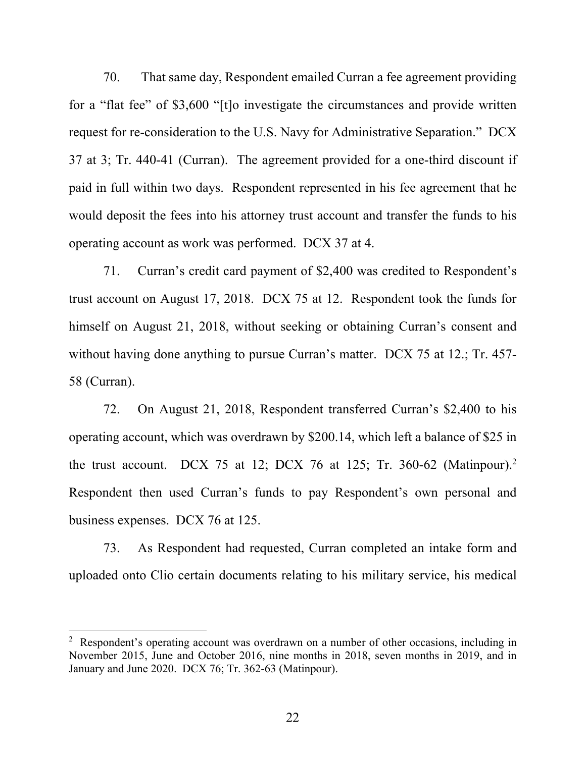70. That same day, Respondent emailed Curran a fee agreement providing for a "flat fee" of $3,600 "[t]o investigate the circumstances and provide written request for re-consideration to the U.S. Navy for Administrative Separation." DCX 37 at 3; Tr. 440-41 (Curran). The agreement provided for a one-third discount if paid in full within two days. Respondent represented in his fee agreement that he would deposit the fees into his attorney trust account and transfer the funds to his operating account as work was performed. DCX 37 at 4.

71. Curran's credit card payment of $2,400 was credited to Respondent's trust account on August 17, 2018. DCX 75 at 12. Respondent took the funds for himself on August 21, 2018, without seeking or obtaining Curran's consent and without having done anything to pursue Curran's matter. DCX 75 at 12.; Tr. 457-58 (Curran).

72. On August 21, 2018, Respondent transferred Curran's $2,400 to his operating account, which was overdrawn by $200.14, which left a balance of $25 in the trust account. DCX 75 at 12; DCX 76 at 125; Tr. 360-62 (Matinpour).[2] Respondent then used Curran's funds to pay Respondent's own personal and business expenses. DCX 76 at 125.

73. As Respondent had requested, Curran completed an intake form and uploaded onto Clio certain documents relating to his military service, his medical

[2] Respondent's operating account was overdrawn on a number of other occasions, including in November 2015, June and October 2016, nine months in 2018, seven months in 2019, and in January and June 2020. DCX 76; Tr. 362-63 (Matinpour).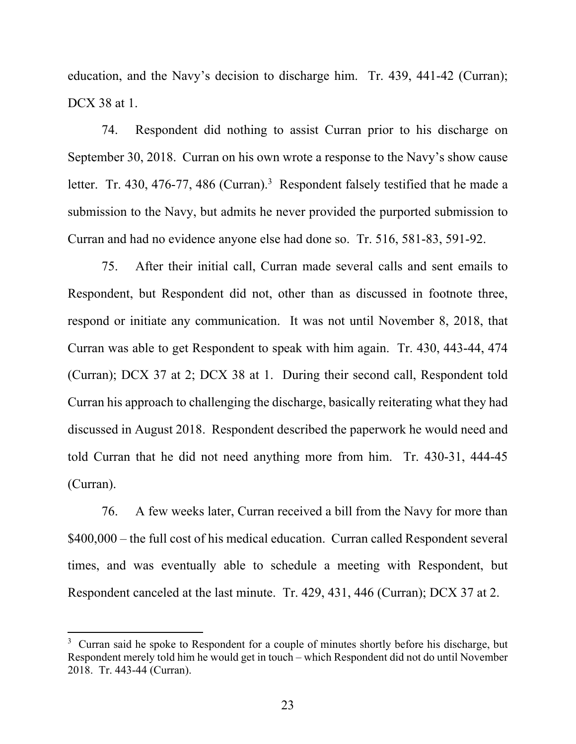education, and the Navy's decision to discharge him. Tr. 439, 441-42 (Curran); DCX 38 at 1.

74. Respondent did nothing to assist Curran prior to his discharge on September 30, 2018. Curran on his own wrote a response to the Navy's show cause letter. Tr. 430, 476-77, 486 (Curran).[3] Respondent falsely testified that he made a submission to the Navy, but admits he never provided the purported submission to Curran and had no evidence anyone else had done so. Tr. 516, 581-83, 591-92.

75. After their initial call, Curran made several calls and sent emails to Respondent, but Respondent did not, other than as discussed in footnote three, respond or initiate any communication. It was not until November 8, 2018, that Curran was able to get Respondent to speak with him again. Tr. 430, 443-44, 474 (Curran); DCX 37 at 2; DCX 38 at 1. During their second call, Respondent told Curran his approach to challenging the discharge, basically reiterating what they had discussed in August 2018. Respondent described the paperwork he would need and told Curran that he did not need anything more from him. Tr. 430-31, 444-45 (Curran).

76. A few weeks later, Curran received a bill from the Navy for more than \$400,000 – the full cost of his medical education. Curran called Respondent several times, and was eventually able to schedule a meeting with Respondent, but Respondent canceled at the last minute. Tr. 429, 431, 446 (Curran); DCX 37 at 2.

---

[3] Curran said he spoke to Respondent for a couple of minutes shortly before his discharge, but Respondent merely told him he would get in touch – which Respondent did not do until November 2018. Tr. 443-44 (Curran).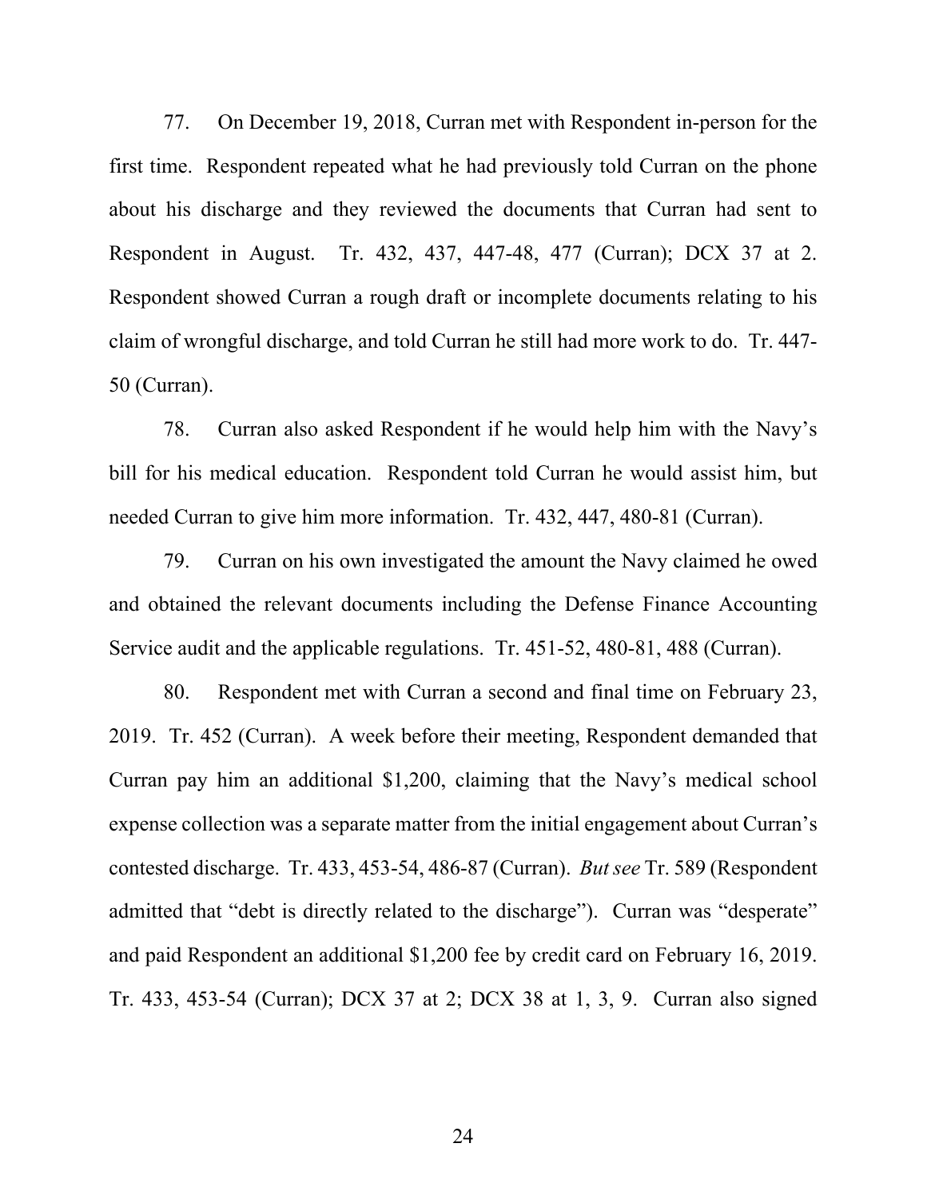77. On December 19, 2018, Curran met with Respondent in-person for the first time. Respondent repeated what he had previously told Curran on the phone about his discharge and they reviewed the documents that Curran had sent to Respondent in August. Tr. 432, 437, 447-48, 477 (Curran); DCX 37 at 2. Respondent showed Curran a rough draft or incomplete documents relating to his claim of wrongful discharge, and told Curran he still had more work to do. Tr. 447-50 (Curran).

78. Curran also asked Respondent if he would help him with the Navy's bill for his medical education. Respondent told Curran he would assist him, but needed Curran to give him more information. Tr. 432, 447, 480-81 (Curran).

79. Curran on his own investigated the amount the Navy claimed he owed and obtained the relevant documents including the Defense Finance Accounting Service audit and the applicable regulations. Tr. 451-52, 480-81, 488 (Curran).

80. Respondent met with Curran a second and final time on February 23, 2019. Tr. 452 (Curran). A week before their meeting, Respondent demanded that Curran pay him an additional $1,200, claiming that the Navy's medical school expense collection was a separate matter from the initial engagement about Curran's contested discharge. Tr. 433, 453-54, 486-87 (Curran). *But see* Tr. 589 (Respondent admitted that "debt is directly related to the discharge"). Curran was "desperate" and paid Respondent an additional $1,200 fee by credit card on February 16, 2019. Tr. 433, 453-54 (Curran); DCX 37 at 2; DCX 38 at 1, 3, 9. Curran also signed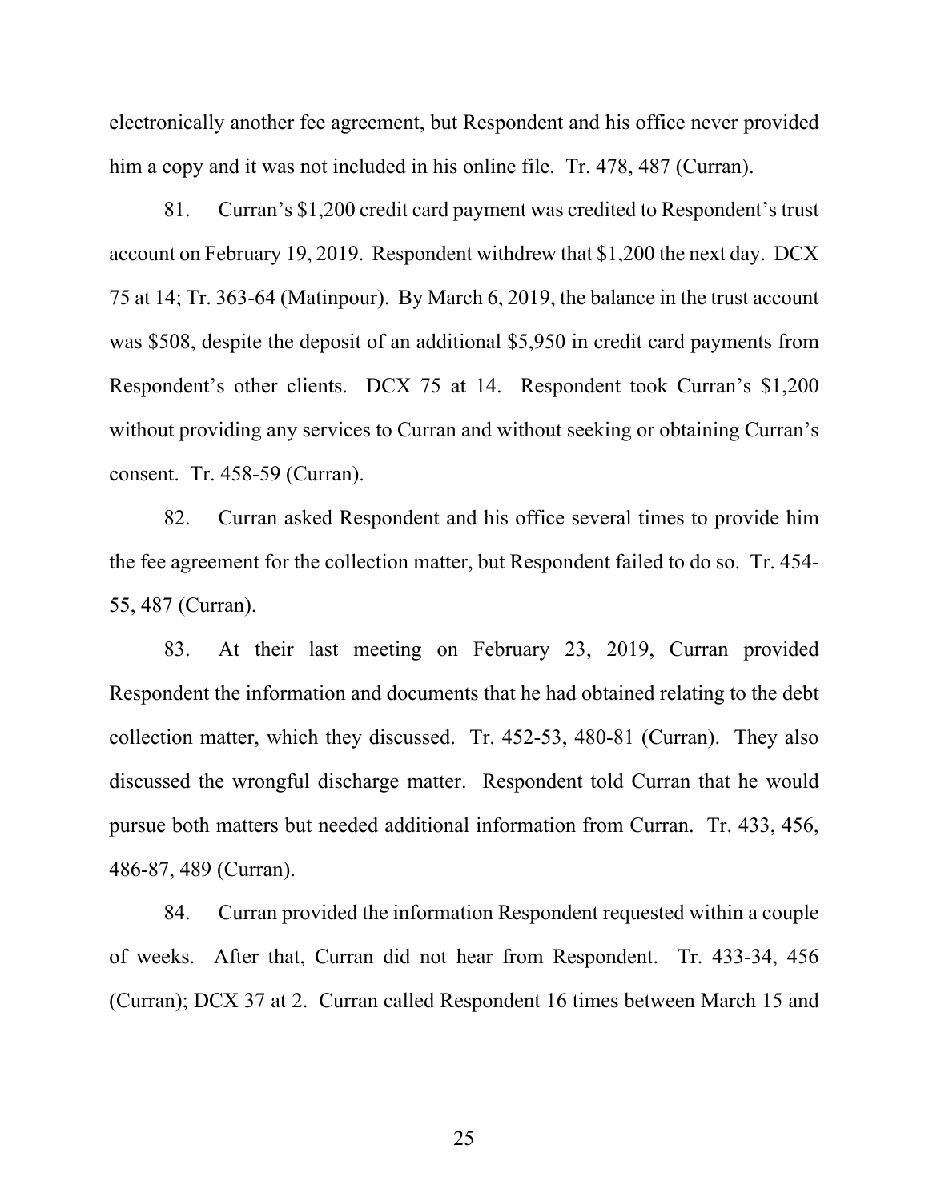electronically another fee agreement, but Respondent and his office never provided him a copy and it was not included in his online file. Tr. 478, 487 (Curran).

81. Curran's $1,200 credit card payment was credited to Respondent's trust account on February 19, 2019. Respondent withdrew that $1,200 the next day. DCX 75 at 14; Tr. 363-64 (Matinpour). By March 6, 2019, the balance in the trust account was $508, despite the deposit of an additional $5,950 in credit card payments from Respondent's other clients. DCX 75 at 14. Respondent took Curran's $1,200 without providing any services to Curran and without seeking or obtaining Curran's consent. Tr. 458-59 (Curran).

82. Curran asked Respondent and his office several times to provide him the fee agreement for the collection matter, but Respondent failed to do so. Tr. 454-55, 487 (Curran).

83. At their last meeting on February 23, 2019, Curran provided Respondent the information and documents that he had obtained relating to the debt collection matter, which they discussed. Tr. 452-53, 480-81 (Curran). They also discussed the wrongful discharge matter. Respondent told Curran that he would pursue both matters but needed additional information from Curran. Tr. 433, 456, 486-87, 489 (Curran).

84. Curran provided the information Respondent requested within a couple of weeks. After that, Curran did not hear from Respondent. Tr. 433-34, 456 (Curran); DCX 37 at 2. Curran called Respondent 16 times between March 15 and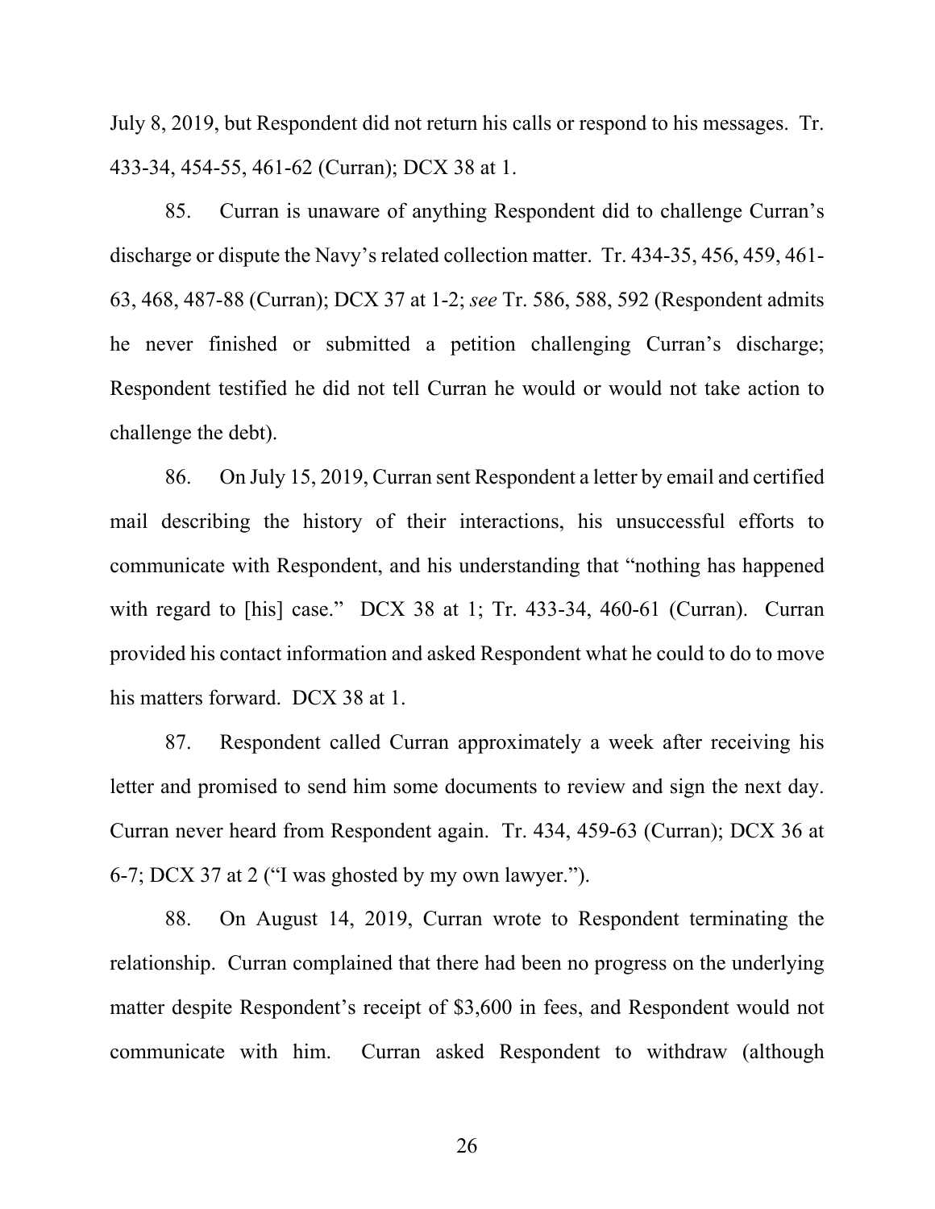July 8, 2019, but Respondent did not return his calls or respond to his messages. Tr. 433-34, 454-55, 461-62 (Curran); DCX 38 at 1.

85. Curran is unaware of anything Respondent did to challenge Curran's discharge or dispute the Navy's related collection matter. Tr. 434-35, 456, 459, 461-63, 468, 487-88 (Curran); DCX 37 at 1-2; *see* Tr. 586, 588, 592 (Respondent admits he never finished or submitted a petition challenging Curran's discharge; Respondent testified he did not tell Curran he would or would not take action to challenge the debt).

86. On July 15, 2019, Curran sent Respondent a letter by email and certified mail describing the history of their interactions, his unsuccessful efforts to communicate with Respondent, and his understanding that "nothing has happened with regard to [his] case." DCX 38 at 1; Tr. 433-34, 460-61 (Curran). Curran provided his contact information and asked Respondent what he could to do to move his matters forward. DCX 38 at 1.

87. Respondent called Curran approximately a week after receiving his letter and promised to send him some documents to review and sign the next day. Curran never heard from Respondent again. Tr. 434, 459-63 (Curran); DCX 36 at 6-7; DCX 37 at 2 ("I was ghosted by my own lawyer.").

88. On August 14, 2019, Curran wrote to Respondent terminating the relationship. Curran complained that there had been no progress on the underlying matter despite Respondent's receipt of $3,600 in fees, and Respondent would not communicate with him. Curran asked Respondent to withdraw (although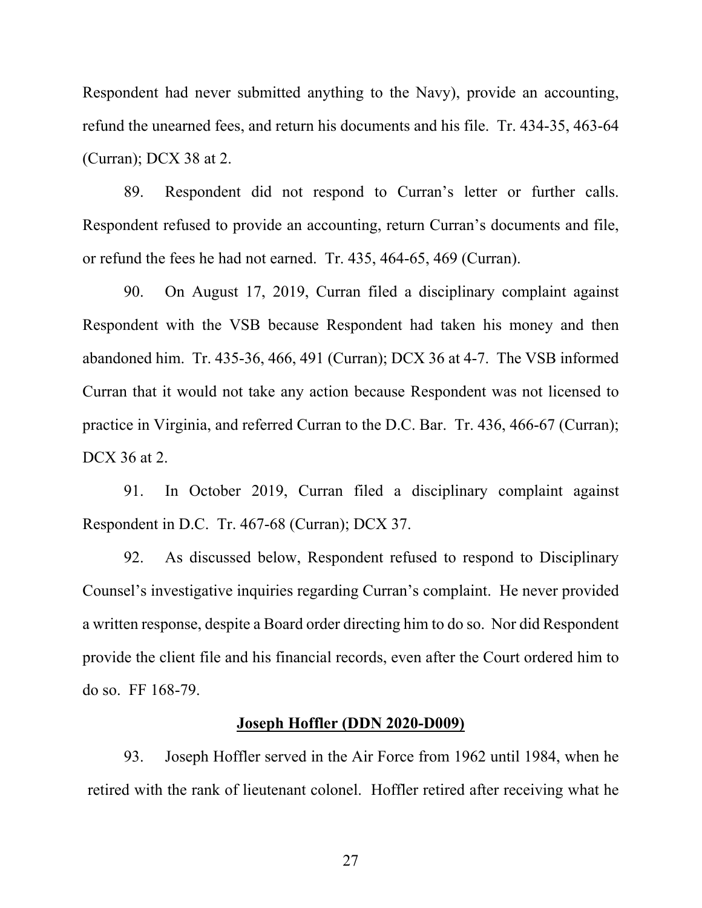Respondent had never submitted anything to the Navy), provide an accounting, refund the unearned fees, and return his documents and his file. Tr. 434-35, 463-64 (Curran); DCX 38 at 2.

89. Respondent did not respond to Curran's letter or further calls. Respondent refused to provide an accounting, return Curran's documents and file, or refund the fees he had not earned. Tr. 435, 464-65, 469 (Curran).

90. On August 17, 2019, Curran filed a disciplinary complaint against Respondent with the VSB because Respondent had taken his money and then abandoned him. Tr. 435-36, 466, 491 (Curran); DCX 36 at 4-7. The VSB informed Curran that it would not take any action because Respondent was not licensed to practice in Virginia, and referred Curran to the D.C. Bar. Tr. 436, 466-67 (Curran); DCX 36 at 2.

91. In October 2019, Curran filed a disciplinary complaint against Respondent in D.C. Tr. 467-68 (Curran); DCX 37.

92. As discussed below, Respondent refused to respond to Disciplinary Counsel's investigative inquiries regarding Curran's complaint. He never provided a written response, despite a Board order directing him to do so. Nor did Respondent provide the client file and his financial records, even after the Court ordered him to do so. FF 168-79.

**Joseph Hoffler (DDN 2020-D009)**

93. Joseph Hoffler served in the Air Force from 1962 until 1984, when he retired with the rank of lieutenant colonel. Hoffler retired after receiving what he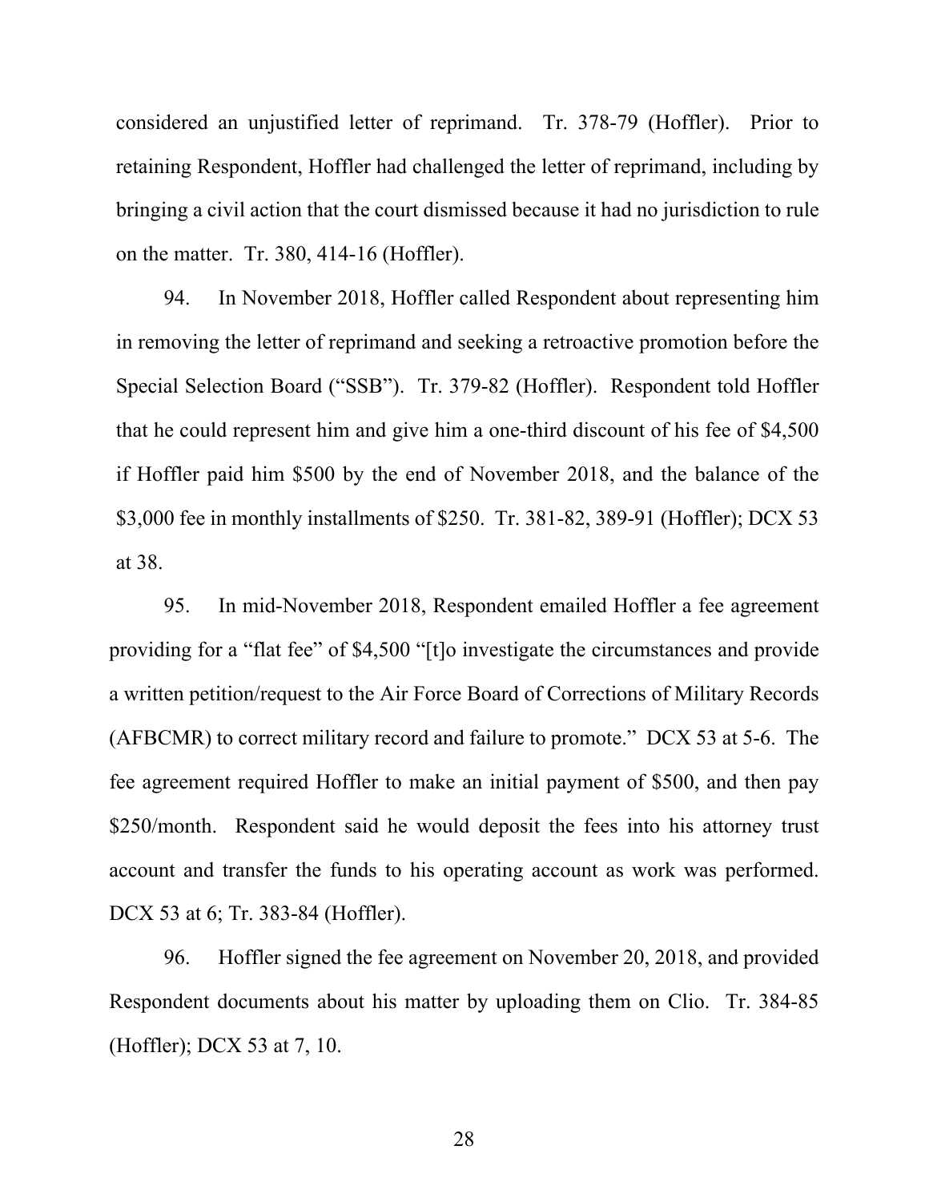considered an unjustified letter of reprimand. Tr. 378-79 (Hoffler). Prior to retaining Respondent, Hoffler had challenged the letter of reprimand, including by bringing a civil action that the court dismissed because it had no jurisdiction to rule on the matter. Tr. 380, 414-16 (Hoffler).

94. In November 2018, Hoffler called Respondent about representing him in removing the letter of reprimand and seeking a retroactive promotion before the Special Selection Board ("SSB"). Tr. 379-82 (Hoffler). Respondent told Hoffler that he could represent him and give him a one-third discount of his fee of $4,500 if Hoffler paid him $500 by the end of November 2018, and the balance of the $3,000 fee in monthly installments of $250. Tr. 381-82, 389-91 (Hoffler); DCX 53 at 38.

95. In mid-November 2018, Respondent emailed Hoffler a fee agreement providing for a "flat fee" of $4,500 "[t]o investigate the circumstances and provide a written petition/request to the Air Force Board of Corrections of Military Records (AFBCMR) to correct military record and failure to promote." DCX 53 at 5-6. The fee agreement required Hoffler to make an initial payment of $500, and then pay $250/month. Respondent said he would deposit the fees into his attorney trust account and transfer the funds to his operating account as work was performed. DCX 53 at 6; Tr. 383-84 (Hoffler).

96. Hoffler signed the fee agreement on November 20, 2018, and provided Respondent documents about his matter by uploading them on Clio. Tr. 384-85 (Hoffler); DCX 53 at 7, 10.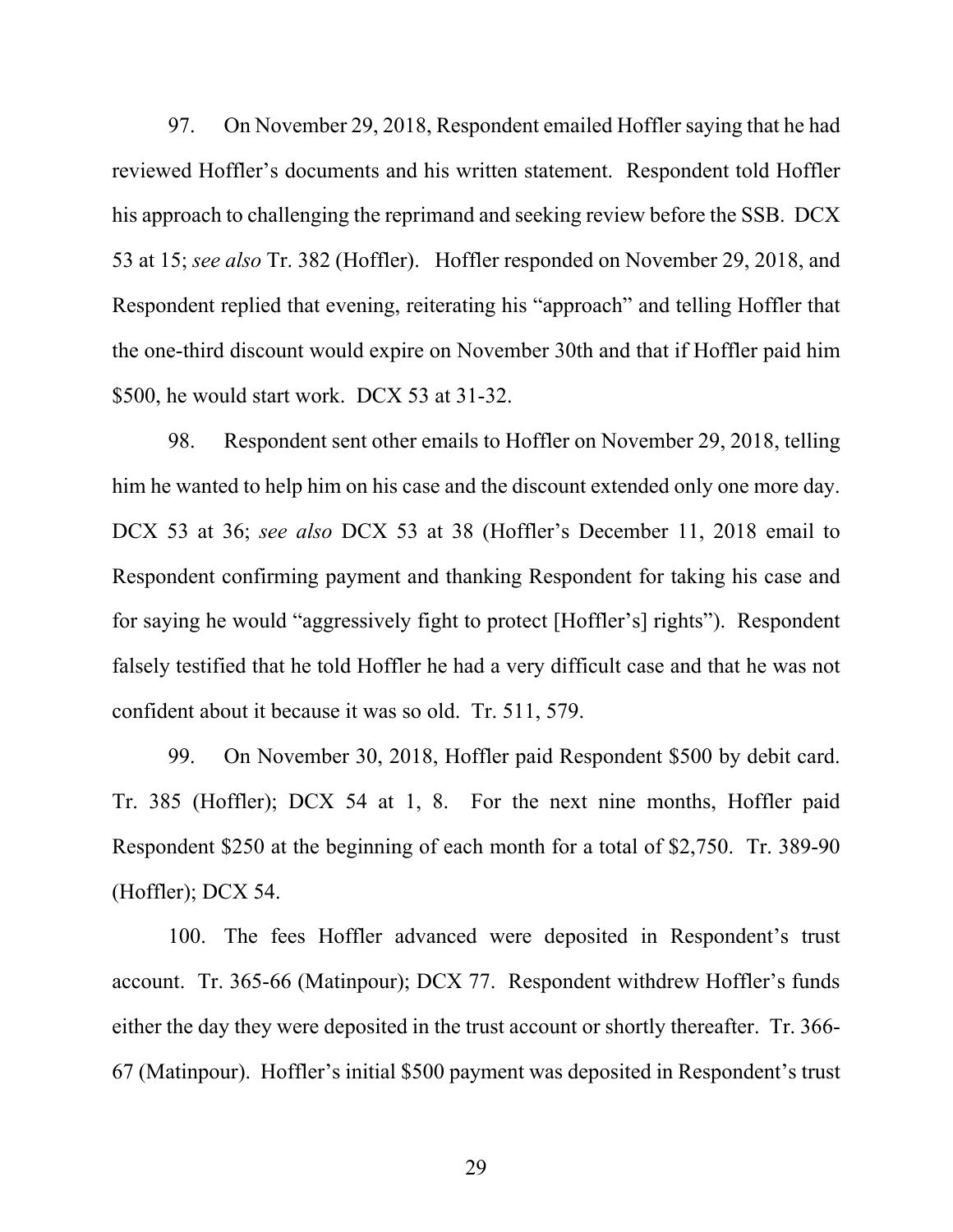97. On November 29, 2018, Respondent emailed Hoffler saying that he had reviewed Hoffler's documents and his written statement. Respondent told Hoffler his approach to challenging the reprimand and seeking review before the SSB. DCX 53 at 15; *see also* Tr. 382 (Hoffler). Hoffler responded on November 29, 2018, and Respondent replied that evening, reiterating his "approach" and telling Hoffler that the one-third discount would expire on November 30th and that if Hoffler paid him $500, he would start work. DCX 53 at 31-32.

98. Respondent sent other emails to Hoffler on November 29, 2018, telling him he wanted to help him on his case and the discount extended only one more day. DCX 53 at 36; *see also* DCX 53 at 38 (Hoffler's December 11, 2018 email to Respondent confirming payment and thanking Respondent for taking his case and for saying he would "aggressively fight to protect [Hoffler's] rights"). Respondent falsely testified that he told Hoffler he had a very difficult case and that he was not confident about it because it was so old. Tr. 511, 579.

99. On November 30, 2018, Hoffler paid Respondent $500 by debit card. Tr. 385 (Hoffler); DCX 54 at 1, 8. For the next nine months, Hoffler paid Respondent $250 at the beginning of each month for a total of $2,750. Tr. 389-90 (Hoffler); DCX 54.

100. The fees Hoffler advanced were deposited in Respondent's trust account. Tr. 365-66 (Matinpour); DCX 77. Respondent withdrew Hoffler's funds either the day they were deposited in the trust account or shortly thereafter. Tr. 366-67 (Matinpour). Hoffler's initial $500 payment was deposited in Respondent's trust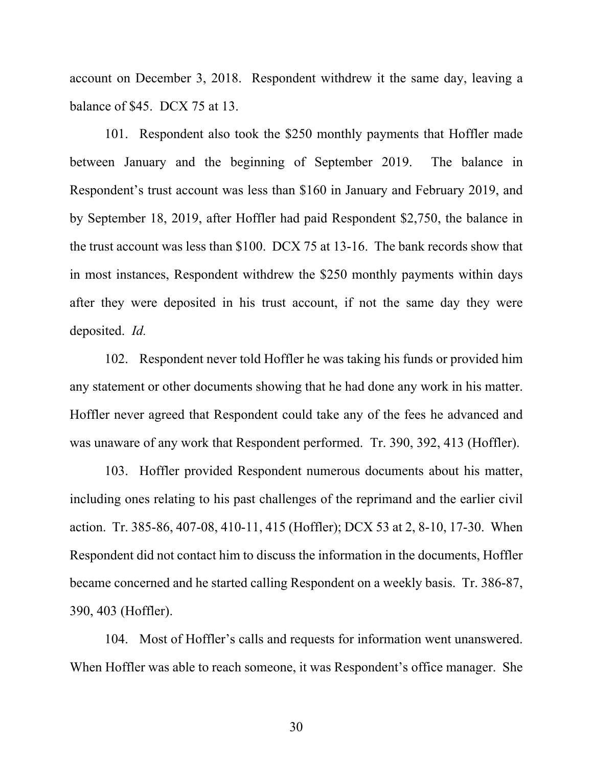account on December 3, 2018. Respondent withdrew it the same day, leaving a balance of $45. DCX 75 at 13.

101. Respondent also took the $250 monthly payments that Hoffler made between January and the beginning of September 2019. The balance in Respondent's trust account was less than $160 in January and February 2019, and by September 18, 2019, after Hoffler had paid Respondent $2,750, the balance in the trust account was less than $100. DCX 75 at 13-16. The bank records show that in most instances, Respondent withdrew the $250 monthly payments within days after they were deposited in his trust account, if not the same day they were deposited. *Id.*

102. Respondent never told Hoffler he was taking his funds or provided him any statement or other documents showing that he had done any work in his matter. Hoffler never agreed that Respondent could take any of the fees he advanced and was unaware of any work that Respondent performed. Tr. 390, 392, 413 (Hoffler).

103. Hoffler provided Respondent numerous documents about his matter, including ones relating to his past challenges of the reprimand and the earlier civil action. Tr. 385-86, 407-08, 410-11, 415 (Hoffler); DCX 53 at 2, 8-10, 17-30. When Respondent did not contact him to discuss the information in the documents, Hoffler became concerned and he started calling Respondent on a weekly basis. Tr. 386-87, 390, 403 (Hoffler).

104. Most of Hoffler's calls and requests for information went unanswered. When Hoffler was able to reach someone, it was Respondent's office manager. She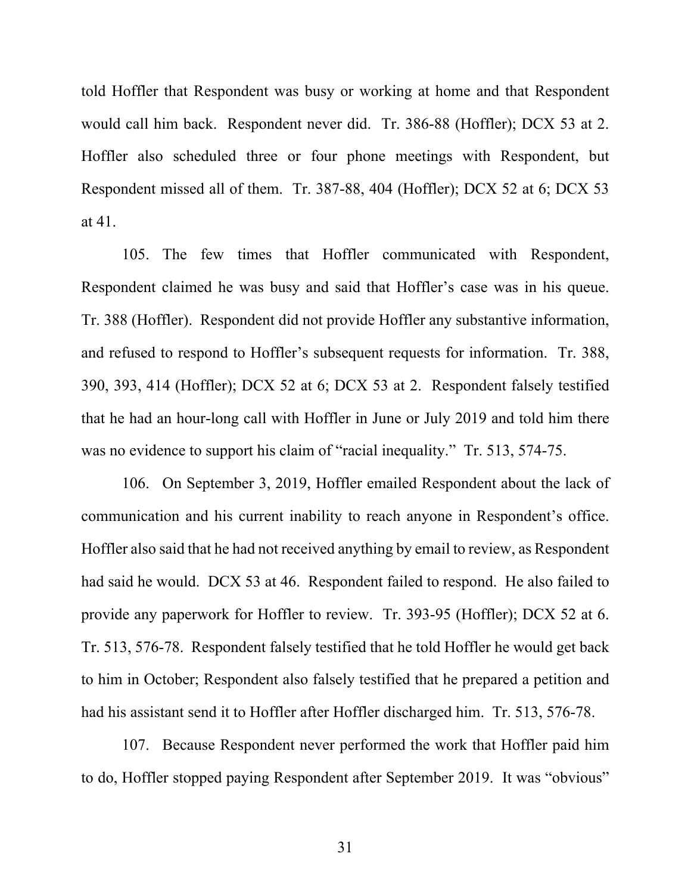told Hoffler that Respondent was busy or working at home and that Respondent would call him back. Respondent never did. Tr. 386-88 (Hoffler); DCX 53 at 2. Hoffler also scheduled three or four phone meetings with Respondent, but Respondent missed all of them. Tr. 387-88, 404 (Hoffler); DCX 52 at 6; DCX 53 at 41.

105. The few times that Hoffler communicated with Respondent, Respondent claimed he was busy and said that Hoffler's case was in his queue. Tr. 388 (Hoffler). Respondent did not provide Hoffler any substantive information, and refused to respond to Hoffler's subsequent requests for information. Tr. 388, 390, 393, 414 (Hoffler); DCX 52 at 6; DCX 53 at 2. Respondent falsely testified that he had an hour-long call with Hoffler in June or July 2019 and told him there was no evidence to support his claim of "racial inequality." Tr. 513, 574-75.

106. On September 3, 2019, Hoffler emailed Respondent about the lack of communication and his current inability to reach anyone in Respondent's office. Hoffler also said that he had not received anything by email to review, as Respondent had said he would. DCX 53 at 46. Respondent failed to respond. He also failed to provide any paperwork for Hoffler to review. Tr. 393-95 (Hoffler); DCX 52 at 6. Tr. 513, 576-78. Respondent falsely testified that he told Hoffler he would get back to him in October; Respondent also falsely testified that he prepared a petition and had his assistant send it to Hoffler after Hoffler discharged him. Tr. 513, 576-78.

107. Because Respondent never performed the work that Hoffler paid him to do, Hoffler stopped paying Respondent after September 2019. It was "obvious"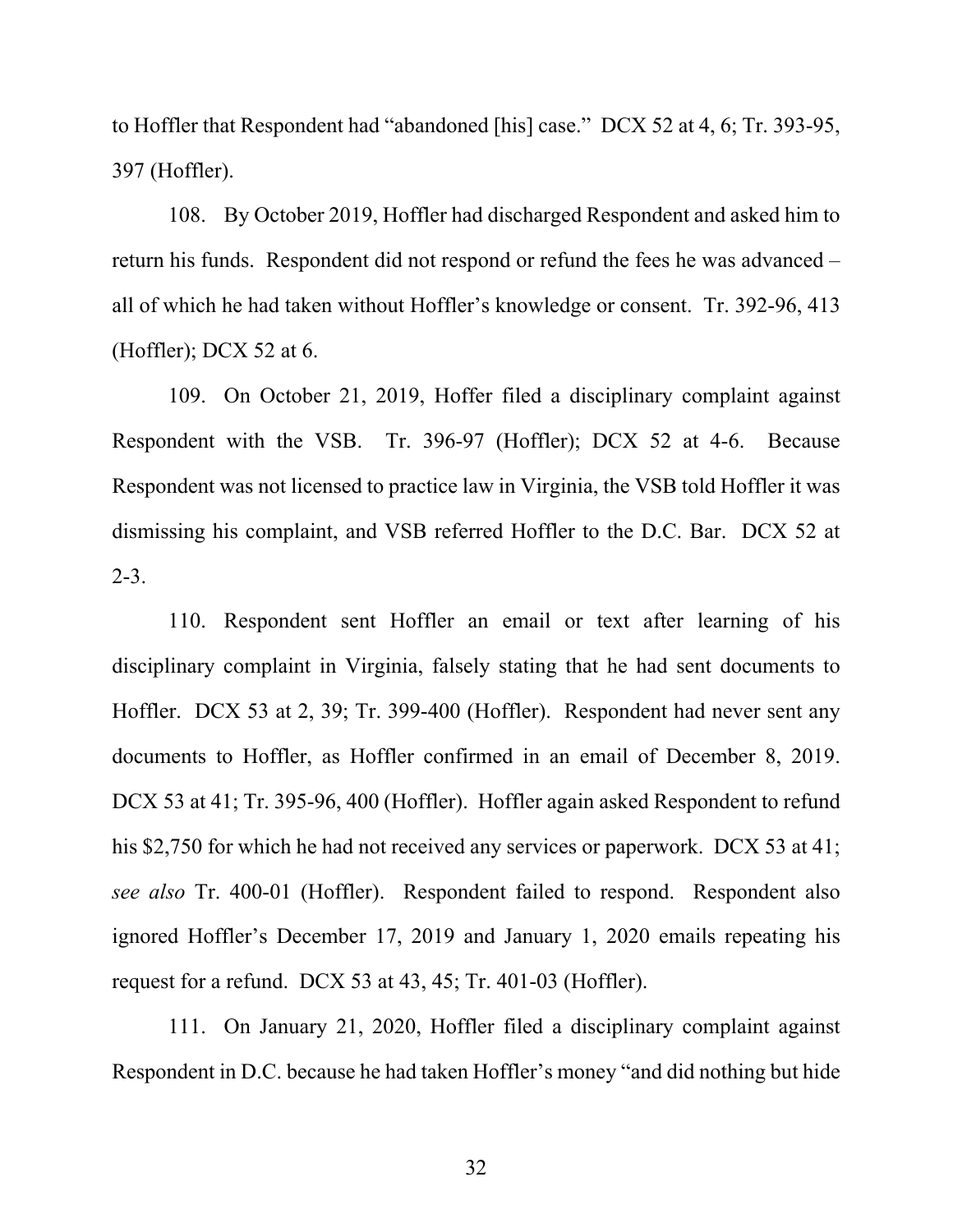to Hoffler that Respondent had "abandoned [his] case." DCX 52 at 4, 6; Tr. 393-95, 397 (Hoffler).

108. By October 2019, Hoffler had discharged Respondent and asked him to return his funds. Respondent did not respond or refund the fees he was advanced – all of which he had taken without Hoffler's knowledge or consent. Tr. 392-96, 413 (Hoffler); DCX 52 at 6.

109. On October 21, 2019, Hoffer filed a disciplinary complaint against Respondent with the VSB. Tr. 396-97 (Hoffler); DCX 52 at 4-6. Because Respondent was not licensed to practice law in Virginia, the VSB told Hoffler it was dismissing his complaint, and VSB referred Hoffler to the D.C. Bar. DCX 52 at 2-3.

110. Respondent sent Hoffler an email or text after learning of his disciplinary complaint in Virginia, falsely stating that he had sent documents to Hoffler. DCX 53 at 2, 39; Tr. 399-400 (Hoffler). Respondent had never sent any documents to Hoffler, as Hoffler confirmed in an email of December 8, 2019. DCX 53 at 41; Tr. 395-96, 400 (Hoffler). Hoffler again asked Respondent to refund his $2,750 for which he had not received any services or paperwork. DCX 53 at 41; *see also* Tr. 400-01 (Hoffler). Respondent failed to respond. Respondent also ignored Hoffler's December 17, 2019 and January 1, 2020 emails repeating his request for a refund. DCX 53 at 43, 45; Tr. 401-03 (Hoffler).

111. On January 21, 2020, Hoffler filed a disciplinary complaint against Respondent in D.C. because he had taken Hoffler's money "and did nothing but hide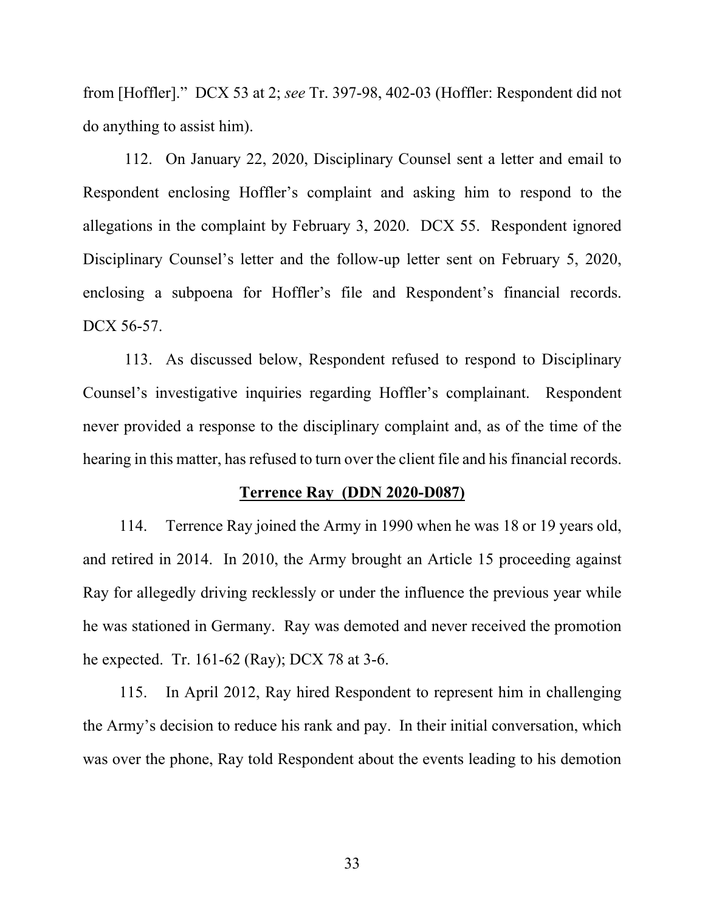from [Hoffler]." DCX 53 at 2; *see* Tr. 397-98, 402-03 (Hoffler: Respondent did not do anything to assist him).

112. On January 22, 2020, Disciplinary Counsel sent a letter and email to Respondent enclosing Hoffler's complaint and asking him to respond to the allegations in the complaint by February 3, 2020. DCX 55. Respondent ignored Disciplinary Counsel's letter and the follow-up letter sent on February 5, 2020, enclosing a subpoena for Hoffler's file and Respondent's financial records. DCX 56-57.

113. As discussed below, Respondent refused to respond to Disciplinary Counsel's investigative inquiries regarding Hoffler's complainant. Respondent never provided a response to the disciplinary complaint and, as of the time of the hearing in this matter, has refused to turn over the client file and his financial records.

**<u>Terrence Ray (DDN 2020-D087)</u>**

114. Terrence Ray joined the Army in 1990 when he was 18 or 19 years old, and retired in 2014. In 2010, the Army brought an Article 15 proceeding against Ray for allegedly driving recklessly or under the influence the previous year while he was stationed in Germany. Ray was demoted and never received the promotion he expected. Tr. 161-62 (Ray); DCX 78 at 3-6.

115. In April 2012, Ray hired Respondent to represent him in challenging the Army's decision to reduce his rank and pay. In their initial conversation, which was over the phone, Ray told Respondent about the events leading to his demotion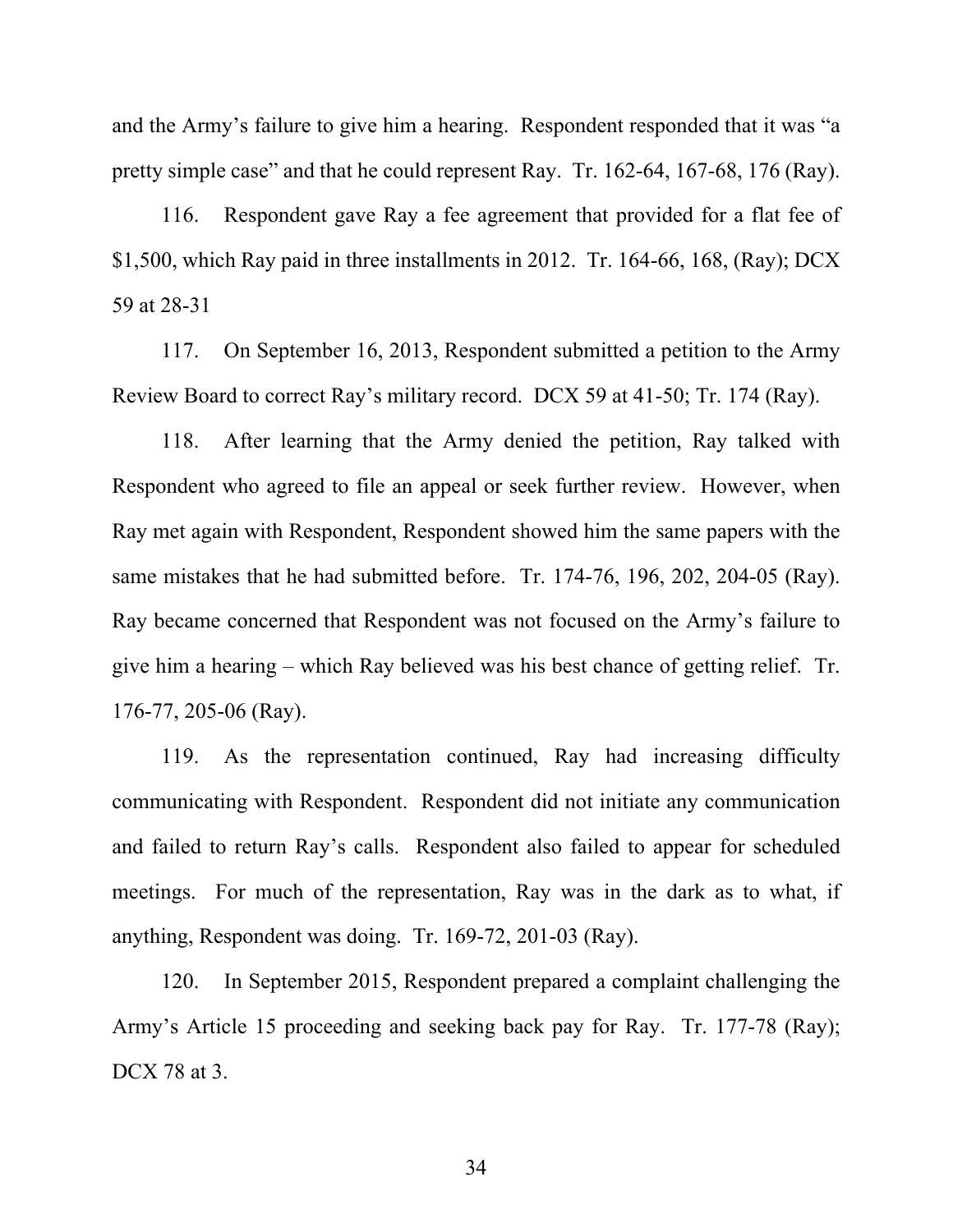and the Army's failure to give him a hearing. Respondent responded that it was "a pretty simple case" and that he could represent Ray. Tr. 162-64, 167-68, 176 (Ray).

116. Respondent gave Ray a fee agreement that provided for a flat fee of $1,500, which Ray paid in three installments in 2012. Tr. 164-66, 168, (Ray); DCX 59 at 28-31

117. On September 16, 2013, Respondent submitted a petition to the Army Review Board to correct Ray's military record. DCX 59 at 41-50; Tr. 174 (Ray).

118. After learning that the Army denied the petition, Ray talked with Respondent who agreed to file an appeal or seek further review. However, when Ray met again with Respondent, Respondent showed him the same papers with the same mistakes that he had submitted before. Tr. 174-76, 196, 202, 204-05 (Ray). Ray became concerned that Respondent was not focused on the Army's failure to give him a hearing – which Ray believed was his best chance of getting relief. Tr. 176-77, 205-06 (Ray).

119. As the representation continued, Ray had increasing difficulty communicating with Respondent. Respondent did not initiate any communication and failed to return Ray's calls. Respondent also failed to appear for scheduled meetings. For much of the representation, Ray was in the dark as to what, if anything, Respondent was doing. Tr. 169-72, 201-03 (Ray).

120. In September 2015, Respondent prepared a complaint challenging the Army's Article 15 proceeding and seeking back pay for Ray. Tr. 177-78 (Ray); DCX 78 at 3.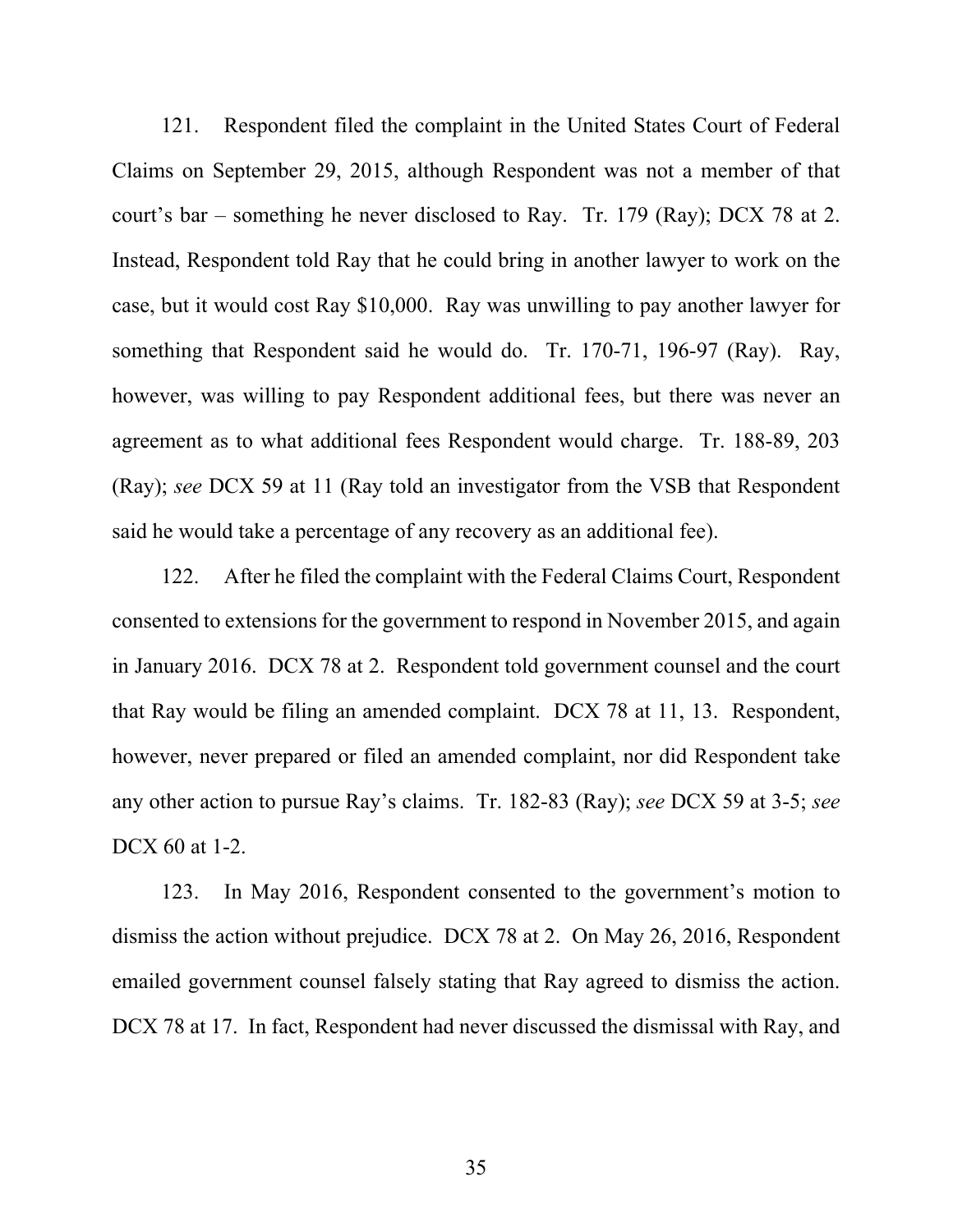121. Respondent filed the complaint in the United States Court of Federal Claims on September 29, 2015, although Respondent was not a member of that court's bar – something he never disclosed to Ray. Tr. 179 (Ray); DCX 78 at 2. Instead, Respondent told Ray that he could bring in another lawyer to work on the case, but it would cost Ray $10,000. Ray was unwilling to pay another lawyer for something that Respondent said he would do. Tr. 170-71, 196-97 (Ray). Ray, however, was willing to pay Respondent additional fees, but there was never an agreement as to what additional fees Respondent would charge. Tr. 188-89, 203 (Ray); *see* DCX 59 at 11 (Ray told an investigator from the VSB that Respondent said he would take a percentage of any recovery as an additional fee).

122. After he filed the complaint with the Federal Claims Court, Respondent consented to extensions for the government to respond in November 2015, and again in January 2016. DCX 78 at 2. Respondent told government counsel and the court that Ray would be filing an amended complaint. DCX 78 at 11, 13. Respondent, however, never prepared or filed an amended complaint, nor did Respondent take any other action to pursue Ray's claims. Tr. 182-83 (Ray); *see* DCX 59 at 3-5; *see* DCX 60 at 1-2.

123. In May 2016, Respondent consented to the government's motion to dismiss the action without prejudice. DCX 78 at 2. On May 26, 2016, Respondent emailed government counsel falsely stating that Ray agreed to dismiss the action. DCX 78 at 17. In fact, Respondent had never discussed the dismissal with Ray, and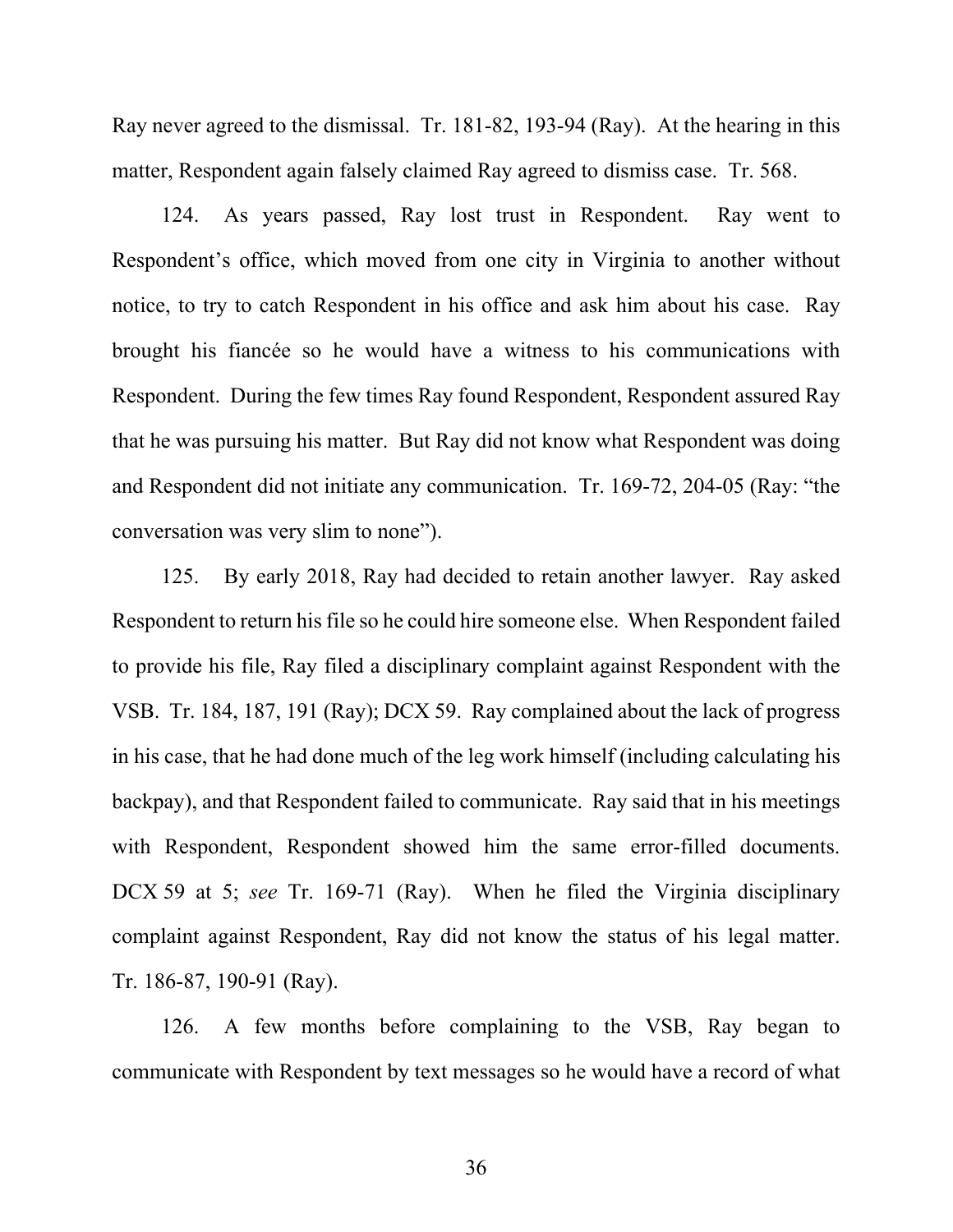Ray never agreed to the dismissal. Tr. 181-82, 193-94 (Ray). At the hearing in this matter, Respondent again falsely claimed Ray agreed to dismiss case. Tr. 568.

124. As years passed, Ray lost trust in Respondent. Ray went to Respondent's office, which moved from one city in Virginia to another without notice, to try to catch Respondent in his office and ask him about his case. Ray brought his fiancée so he would have a witness to his communications with Respondent. During the few times Ray found Respondent, Respondent assured Ray that he was pursuing his matter. But Ray did not know what Respondent was doing and Respondent did not initiate any communication. Tr. 169-72, 204-05 (Ray: "the conversation was very slim to none").

125. By early 2018, Ray had decided to retain another lawyer. Ray asked Respondent to return his file so he could hire someone else. When Respondent failed to provide his file, Ray filed a disciplinary complaint against Respondent with the VSB. Tr. 184, 187, 191 (Ray); DCX 59. Ray complained about the lack of progress in his case, that he had done much of the leg work himself (including calculating his backpay), and that Respondent failed to communicate. Ray said that in his meetings with Respondent, Respondent showed him the same error-filled documents. DCX 59 at 5; *see* Tr. 169-71 (Ray). When he filed the Virginia disciplinary complaint against Respondent, Ray did not know the status of his legal matter. Tr. 186-87, 190-91 (Ray).

126. A few months before complaining to the VSB, Ray began to communicate with Respondent by text messages so he would have a record of what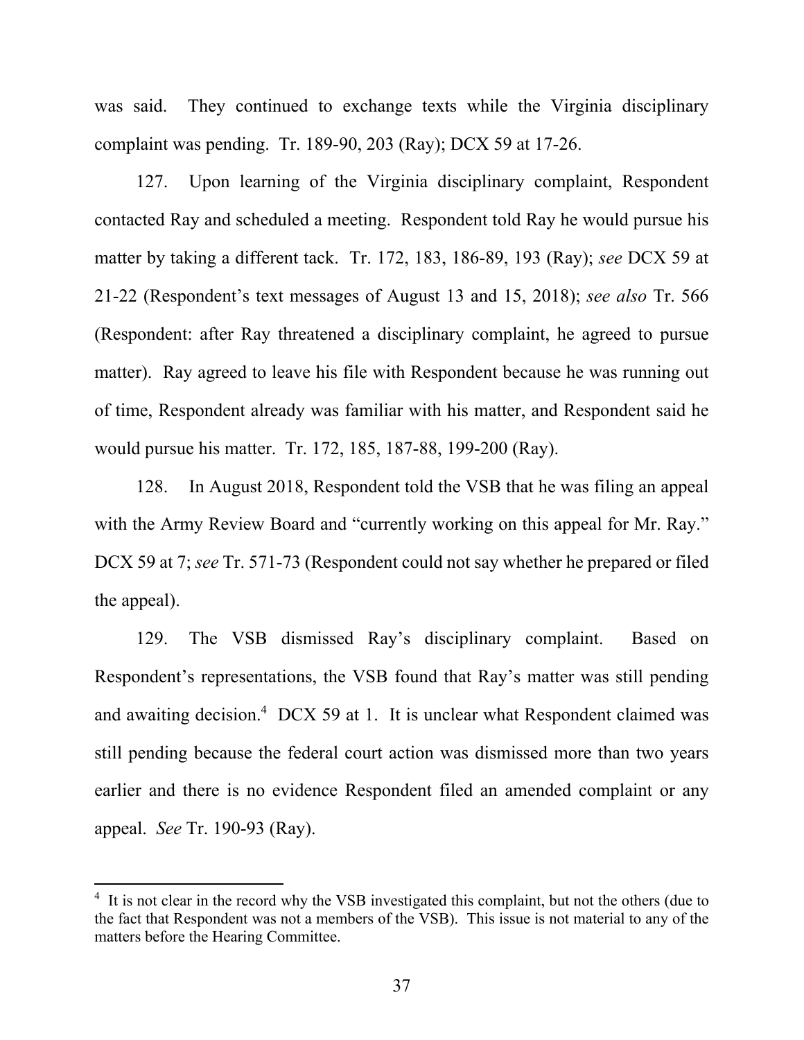was said. They continued to exchange texts while the Virginia disciplinary complaint was pending. Tr. 189-90, 203 (Ray); DCX 59 at 17-26.

127. Upon learning of the Virginia disciplinary complaint, Respondent contacted Ray and scheduled a meeting. Respondent told Ray he would pursue his matter by taking a different tack. Tr. 172, 183, 186-89, 193 (Ray); *see* DCX 59 at 21-22 (Respondent's text messages of August 13 and 15, 2018); *see also* Tr. 566 (Respondent: after Ray threatened a disciplinary complaint, he agreed to pursue matter). Ray agreed to leave his file with Respondent because he was running out of time, Respondent already was familiar with his matter, and Respondent said he would pursue his matter. Tr. 172, 185, 187-88, 199-200 (Ray).

128. In August 2018, Respondent told the VSB that he was filing an appeal with the Army Review Board and "currently working on this appeal for Mr. Ray." DCX 59 at 7; *see* Tr. 571-73 (Respondent could not say whether he prepared or filed the appeal).

129. The VSB dismissed Ray's disciplinary complaint. Based on Respondent's representations, the VSB found that Ray's matter was still pending and awaiting decision.[4] DCX 59 at 1. It is unclear what Respondent claimed was still pending because the federal court action was dismissed more than two years earlier and there is no evidence Respondent filed an amended complaint or any appeal. *See* Tr. 190-93 (Ray).

[4] It is not clear in the record why the VSB investigated this complaint, but not the others (due to the fact that Respondent was not a members of the VSB). This issue is not material to any of the matters before the Hearing Committee.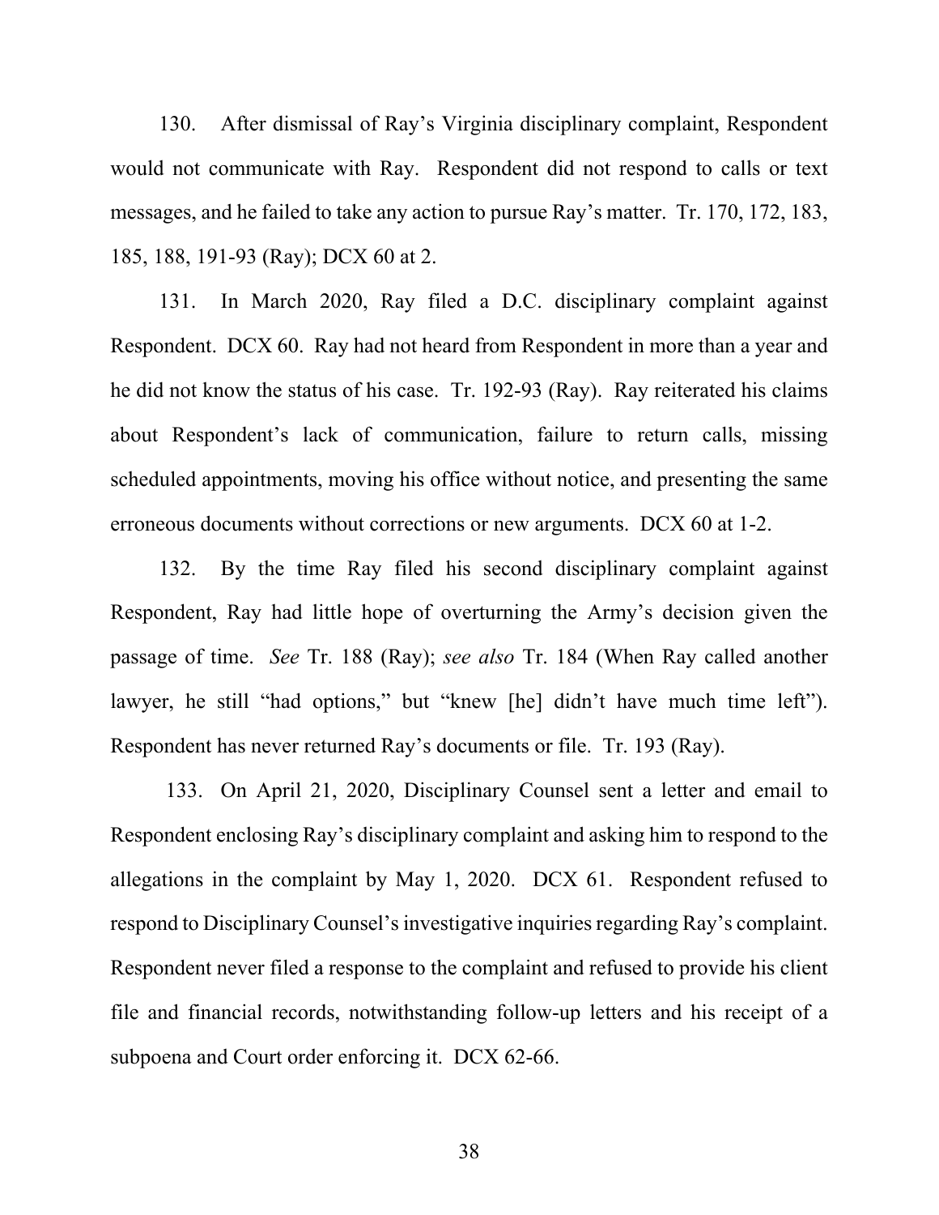130. After dismissal of Ray's Virginia disciplinary complaint, Respondent would not communicate with Ray. Respondent did not respond to calls or text messages, and he failed to take any action to pursue Ray's matter. Tr. 170, 172, 183, 185, 188, 191-93 (Ray); DCX 60 at 2.

131. In March 2020, Ray filed a D.C. disciplinary complaint against Respondent. DCX 60. Ray had not heard from Respondent in more than a year and he did not know the status of his case. Tr. 192-93 (Ray). Ray reiterated his claims about Respondent's lack of communication, failure to return calls, missing scheduled appointments, moving his office without notice, and presenting the same erroneous documents without corrections or new arguments. DCX 60 at 1-2.

132. By the time Ray filed his second disciplinary complaint against Respondent, Ray had little hope of overturning the Army's decision given the passage of time. *See* Tr. 188 (Ray); *see also* Tr. 184 (When Ray called another lawyer, he still "had options," but "knew [he] didn't have much time left"). Respondent has never returned Ray's documents or file. Tr. 193 (Ray).

133. On April 21, 2020, Disciplinary Counsel sent a letter and email to Respondent enclosing Ray's disciplinary complaint and asking him to respond to the allegations in the complaint by May 1, 2020. DCX 61. Respondent refused to respond to Disciplinary Counsel's investigative inquiries regarding Ray's complaint. Respondent never filed a response to the complaint and refused to provide his client file and financial records, notwithstanding follow-up letters and his receipt of a subpoena and Court order enforcing it. DCX 62-66.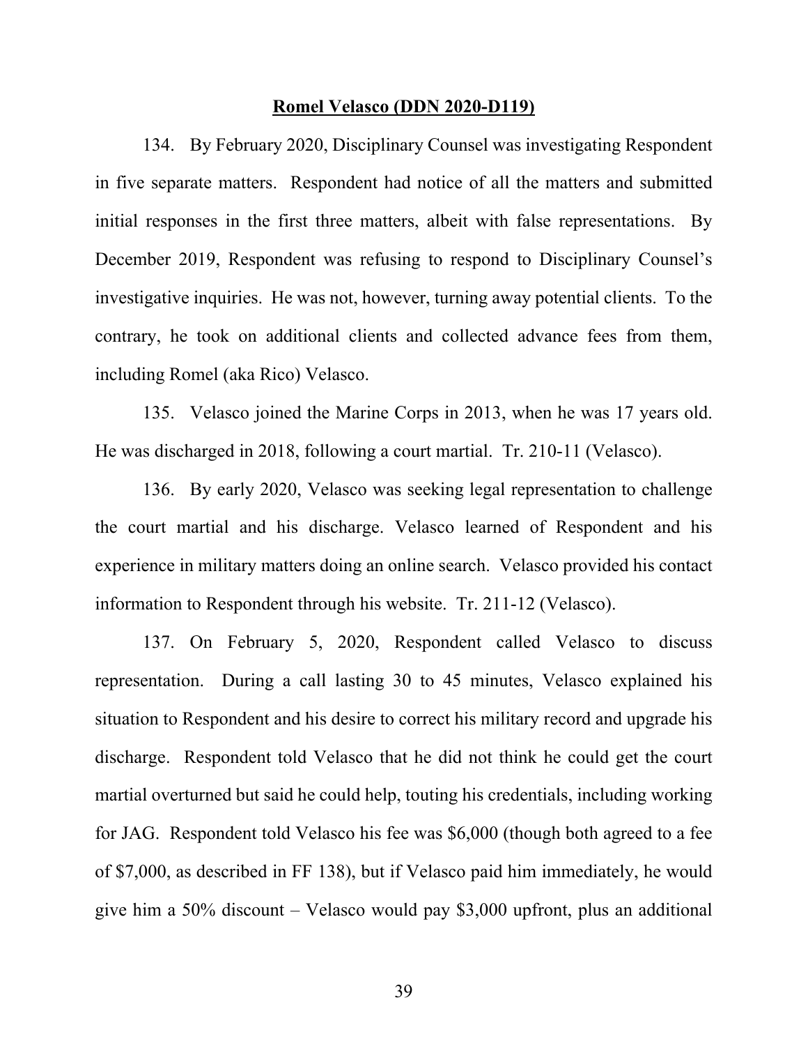**Romel Velasco (DDN 2020-D119)**

134. By February 2020, Disciplinary Counsel was investigating Respondent in five separate matters. Respondent had notice of all the matters and submitted initial responses in the first three matters, albeit with false representations. By December 2019, Respondent was refusing to respond to Disciplinary Counsel's investigative inquiries. He was not, however, turning away potential clients. To the contrary, he took on additional clients and collected advance fees from them, including Romel (aka Rico) Velasco.

135. Velasco joined the Marine Corps in 2013, when he was 17 years old. He was discharged in 2018, following a court martial. Tr. 210-11 (Velasco).

136. By early 2020, Velasco was seeking legal representation to challenge the court martial and his discharge. Velasco learned of Respondent and his experience in military matters doing an online search. Velasco provided his contact information to Respondent through his website. Tr. 211-12 (Velasco).

137. On February 5, 2020, Respondent called Velasco to discuss representation. During a call lasting 30 to 45 minutes, Velasco explained his situation to Respondent and his desire to correct his military record and upgrade his discharge. Respondent told Velasco that he did not think he could get the court martial overturned but said he could help, touting his credentials, including working for JAG. Respondent told Velasco his fee was $6,000 (though both agreed to a fee of $7,000, as described in FF 138), but if Velasco paid him immediately, he would give him a 50% discount – Velasco would pay $3,000 upfront, plus an additional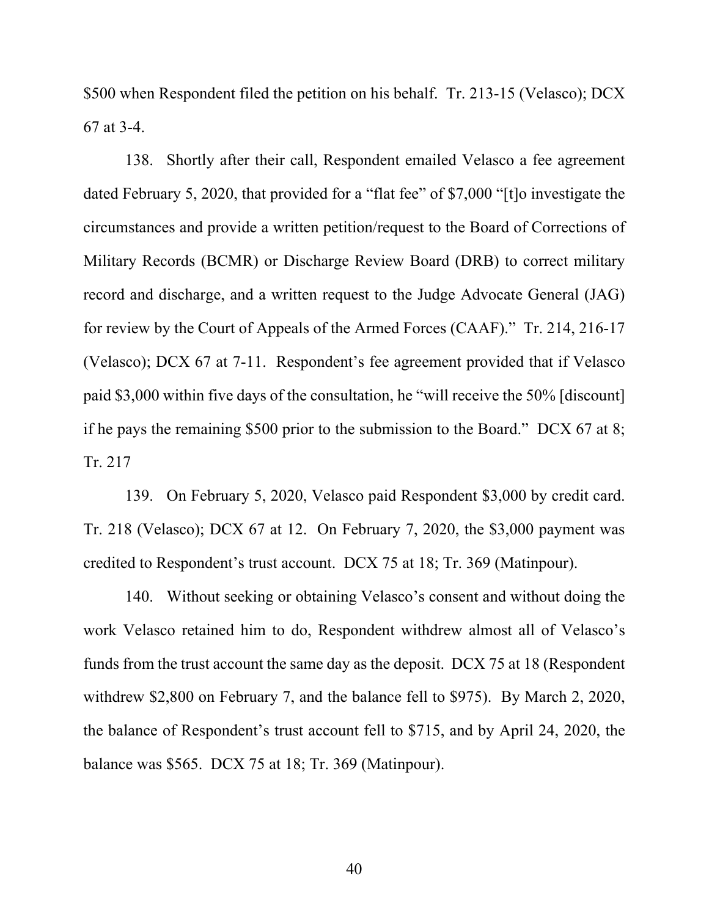$500 when Respondent filed the petition on his behalf. Tr. 213-15 (Velasco); DCX 67 at 3-4.

138. Shortly after their call, Respondent emailed Velasco a fee agreement dated February 5, 2020, that provided for a "flat fee" of $7,000 "[t]o investigate the circumstances and provide a written petition/request to the Board of Corrections of Military Records (BCMR) or Discharge Review Board (DRB) to correct military record and discharge, and a written request to the Judge Advocate General (JAG) for review by the Court of Appeals of the Armed Forces (CAAF)." Tr. 214, 216-17 (Velasco); DCX 67 at 7-11. Respondent's fee agreement provided that if Velasco paid $3,000 within five days of the consultation, he "will receive the 50% [discount] if he pays the remaining $500 prior to the submission to the Board." DCX 67 at 8; Tr. 217

139. On February 5, 2020, Velasco paid Respondent $3,000 by credit card. Tr. 218 (Velasco); DCX 67 at 12. On February 7, 2020, the $3,000 payment was credited to Respondent's trust account. DCX 75 at 18; Tr. 369 (Matinpour).

140. Without seeking or obtaining Velasco's consent and without doing the work Velasco retained him to do, Respondent withdrew almost all of Velasco's funds from the trust account the same day as the deposit. DCX 75 at 18 (Respondent withdrew $2,800 on February 7, and the balance fell to $975). By March 2, 2020, the balance of Respondent's trust account fell to $715, and by April 24, 2020, the balance was $565. DCX 75 at 18; Tr. 369 (Matinpour).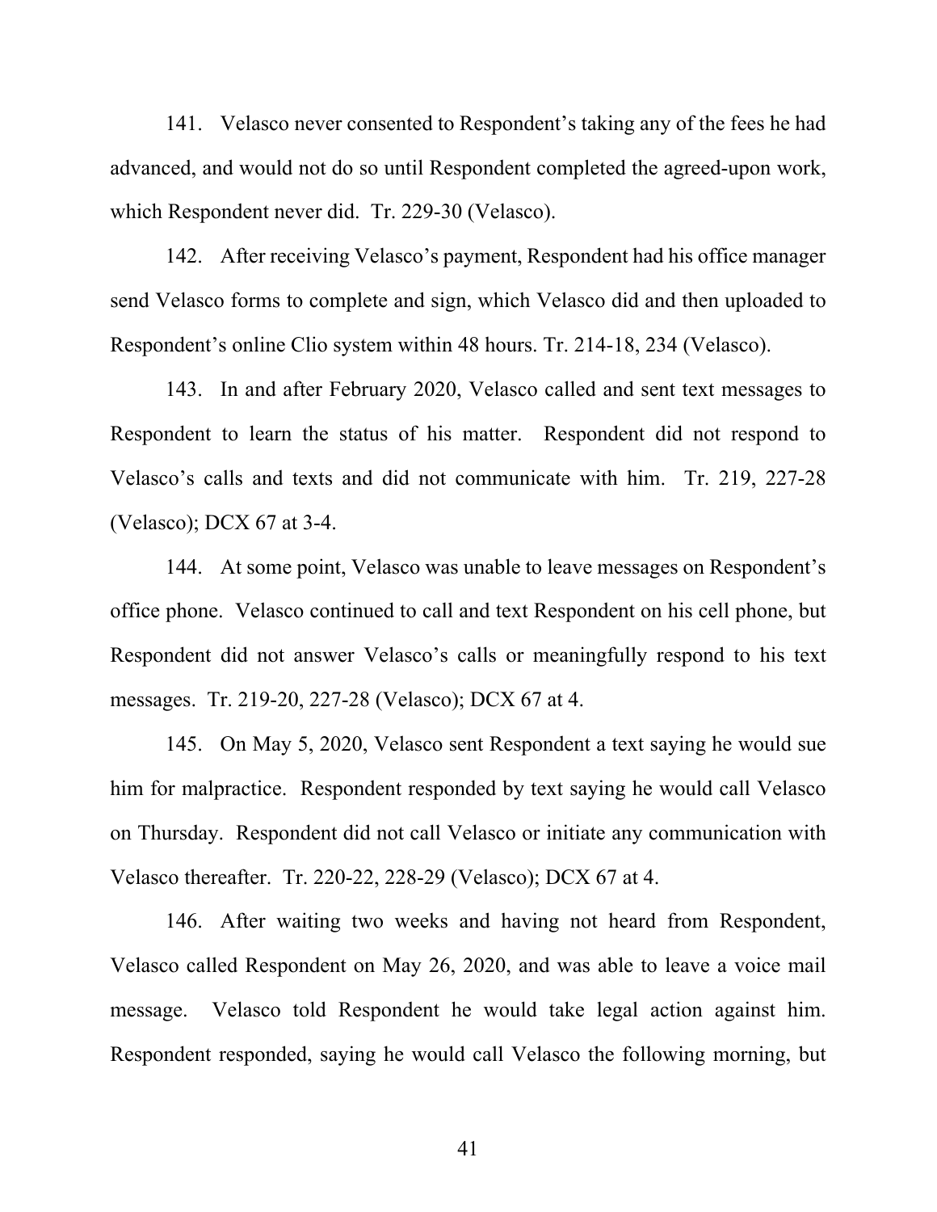141. Velasco never consented to Respondent's taking any of the fees he had advanced, and would not do so until Respondent completed the agreed-upon work, which Respondent never did. Tr. 229-30 (Velasco).

142. After receiving Velasco's payment, Respondent had his office manager send Velasco forms to complete and sign, which Velasco did and then uploaded to Respondent's online Clio system within 48 hours. Tr. 214-18, 234 (Velasco).

143. In and after February 2020, Velasco called and sent text messages to Respondent to learn the status of his matter. Respondent did not respond to Velasco's calls and texts and did not communicate with him. Tr. 219, 227-28 (Velasco); DCX 67 at 3-4.

144. At some point, Velasco was unable to leave messages on Respondent's office phone. Velasco continued to call and text Respondent on his cell phone, but Respondent did not answer Velasco's calls or meaningfully respond to his text messages. Tr. 219-20, 227-28 (Velasco); DCX 67 at 4.

145. On May 5, 2020, Velasco sent Respondent a text saying he would sue him for malpractice. Respondent responded by text saying he would call Velasco on Thursday. Respondent did not call Velasco or initiate any communication with Velasco thereafter. Tr. 220-22, 228-29 (Velasco); DCX 67 at 4.

146. After waiting two weeks and having not heard from Respondent, Velasco called Respondent on May 26, 2020, and was able to leave a voice mail message. Velasco told Respondent he would take legal action against him. Respondent responded, saying he would call Velasco the following morning, but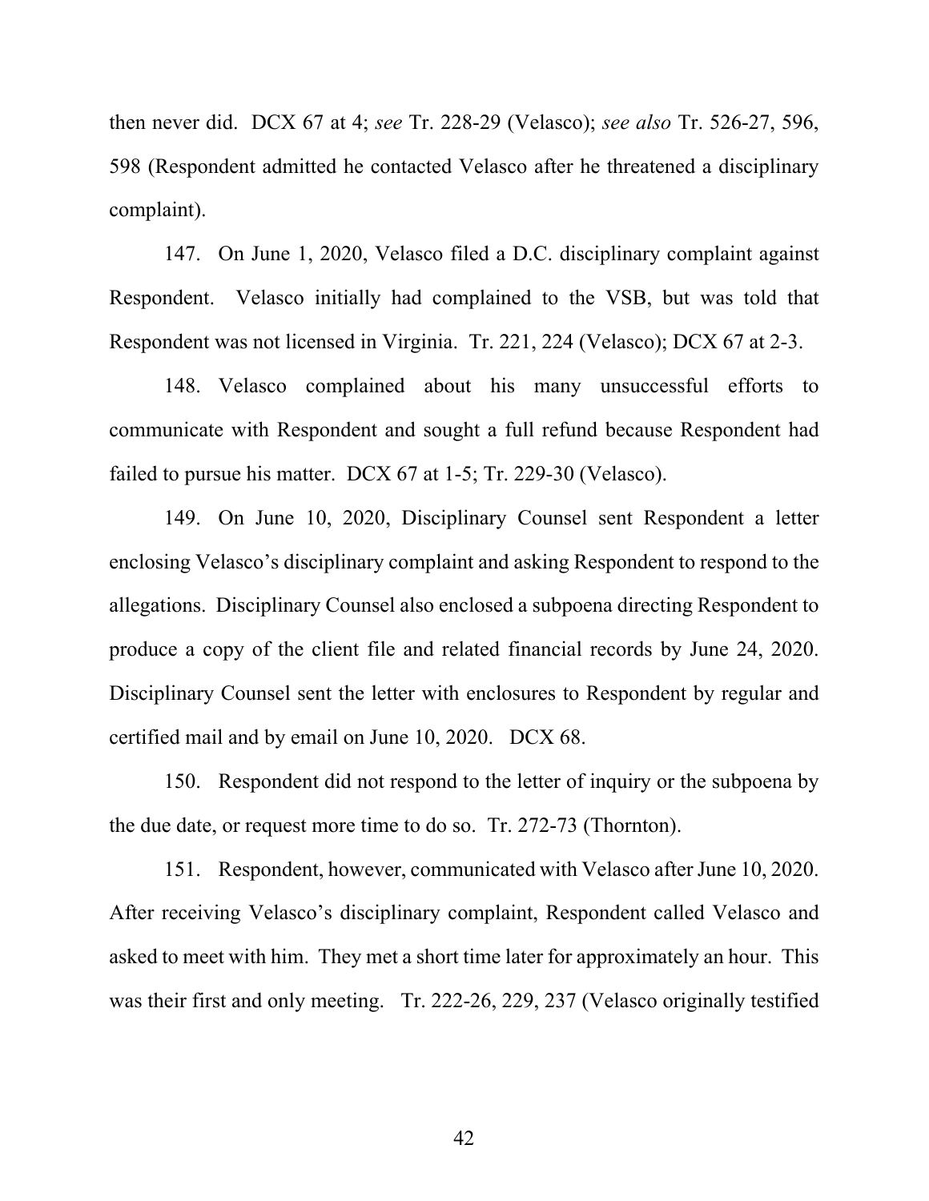then never did. DCX 67 at 4; *see* Tr. 228-29 (Velasco); *see also* Tr. 526-27, 596, 598 (Respondent admitted he contacted Velasco after he threatened a disciplinary complaint).

147. On June 1, 2020, Velasco filed a D.C. disciplinary complaint against Respondent. Velasco initially had complained to the VSB, but was told that Respondent was not licensed in Virginia. Tr. 221, 224 (Velasco); DCX 67 at 2-3.

148. Velasco complained about his many unsuccessful efforts to communicate with Respondent and sought a full refund because Respondent had failed to pursue his matter. DCX 67 at 1-5; Tr. 229-30 (Velasco).

149. On June 10, 2020, Disciplinary Counsel sent Respondent a letter enclosing Velasco's disciplinary complaint and asking Respondent to respond to the allegations. Disciplinary Counsel also enclosed a subpoena directing Respondent to produce a copy of the client file and related financial records by June 24, 2020. Disciplinary Counsel sent the letter with enclosures to Respondent by regular and certified mail and by email on June 10, 2020. DCX 68.

150. Respondent did not respond to the letter of inquiry or the subpoena by the due date, or request more time to do so. Tr. 272-73 (Thornton).

151. Respondent, however, communicated with Velasco after June 10, 2020. After receiving Velasco's disciplinary complaint, Respondent called Velasco and asked to meet with him. They met a short time later for approximately an hour. This was their first and only meeting. Tr. 222-26, 229, 237 (Velasco originally testified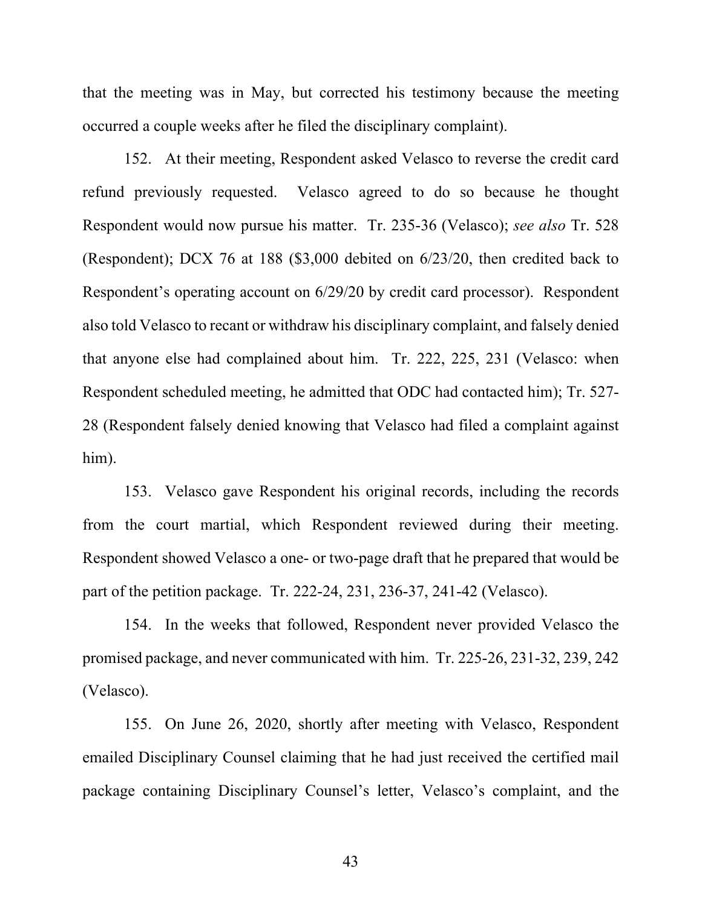that the meeting was in May, but corrected his testimony because the meeting occurred a couple weeks after he filed the disciplinary complaint).

152. At their meeting, Respondent asked Velasco to reverse the credit card refund previously requested. Velasco agreed to do so because he thought Respondent would now pursue his matter. Tr. 235-36 (Velasco); *see also* Tr. 528 (Respondent); DCX 76 at 188 ($3,000 debited on 6/23/20, then credited back to Respondent's operating account on 6/29/20 by credit card processor). Respondent also told Velasco to recant or withdraw his disciplinary complaint, and falsely denied that anyone else had complained about him. Tr. 222, 225, 231 (Velasco: when Respondent scheduled meeting, he admitted that ODC had contacted him); Tr. 527-28 (Respondent falsely denied knowing that Velasco had filed a complaint against him).

153. Velasco gave Respondent his original records, including the records from the court martial, which Respondent reviewed during their meeting. Respondent showed Velasco a one- or two-page draft that he prepared that would be part of the petition package. Tr. 222-24, 231, 236-37, 241-42 (Velasco).

154. In the weeks that followed, Respondent never provided Velasco the promised package, and never communicated with him. Tr. 225-26, 231-32, 239, 242 (Velasco).

155. On June 26, 2020, shortly after meeting with Velasco, Respondent emailed Disciplinary Counsel claiming that he had just received the certified mail package containing Disciplinary Counsel's letter, Velasco's complaint, and the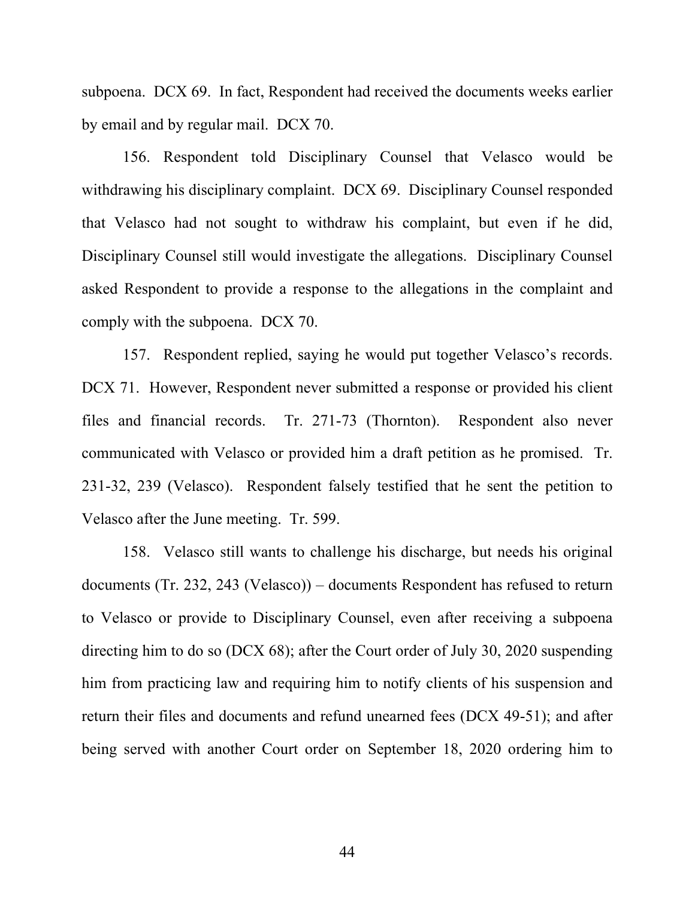subpoena. DCX 69. In fact, Respondent had received the documents weeks earlier by email and by regular mail. DCX 70.

156. Respondent told Disciplinary Counsel that Velasco would be withdrawing his disciplinary complaint. DCX 69. Disciplinary Counsel responded that Velasco had not sought to withdraw his complaint, but even if he did, Disciplinary Counsel still would investigate the allegations. Disciplinary Counsel asked Respondent to provide a response to the allegations in the complaint and comply with the subpoena. DCX 70.

157. Respondent replied, saying he would put together Velasco's records. DCX 71. However, Respondent never submitted a response or provided his client files and financial records. Tr. 271-73 (Thornton). Respondent also never communicated with Velasco or provided him a draft petition as he promised. Tr. 231-32, 239 (Velasco). Respondent falsely testified that he sent the petition to Velasco after the June meeting. Tr. 599.

158. Velasco still wants to challenge his discharge, but needs his original documents (Tr. 232, 243 (Velasco)) – documents Respondent has refused to return to Velasco or provide to Disciplinary Counsel, even after receiving a subpoena directing him to do so (DCX 68); after the Court order of July 30, 2020 suspending him from practicing law and requiring him to notify clients of his suspension and return their files and documents and refund unearned fees (DCX 49-51); and after being served with another Court order on September 18, 2020 ordering him to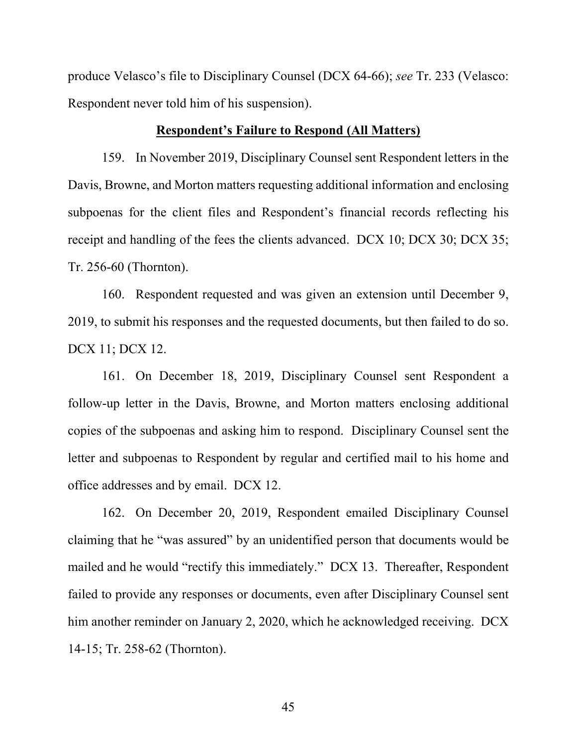produce Velasco's file to Disciplinary Counsel (DCX 64-66); *see* Tr. 233 (Velasco: Respondent never told him of his suspension).

**<u>Respondent's Failure to Respond (All Matters)</u>**

159. In November 2019, Disciplinary Counsel sent Respondent letters in the Davis, Browne, and Morton matters requesting additional information and enclosing subpoenas for the client files and Respondent's financial records reflecting his receipt and handling of the fees the clients advanced. DCX 10; DCX 30; DCX 35; Tr. 256-60 (Thornton).

160. Respondent requested and was given an extension until December 9, 2019, to submit his responses and the requested documents, but then failed to do so. DCX 11; DCX 12.

161. On December 18, 2019, Disciplinary Counsel sent Respondent a follow-up letter in the Davis, Browne, and Morton matters enclosing additional copies of the subpoenas and asking him to respond. Disciplinary Counsel sent the letter and subpoenas to Respondent by regular and certified mail to his home and office addresses and by email. DCX 12.

162. On December 20, 2019, Respondent emailed Disciplinary Counsel claiming that he "was assured" by an unidentified person that documents would be mailed and he would "rectify this immediately." DCX 13. Thereafter, Respondent failed to provide any responses or documents, even after Disciplinary Counsel sent him another reminder on January 2, 2020, which he acknowledged receiving. DCX 14-15; Tr. 258-62 (Thornton).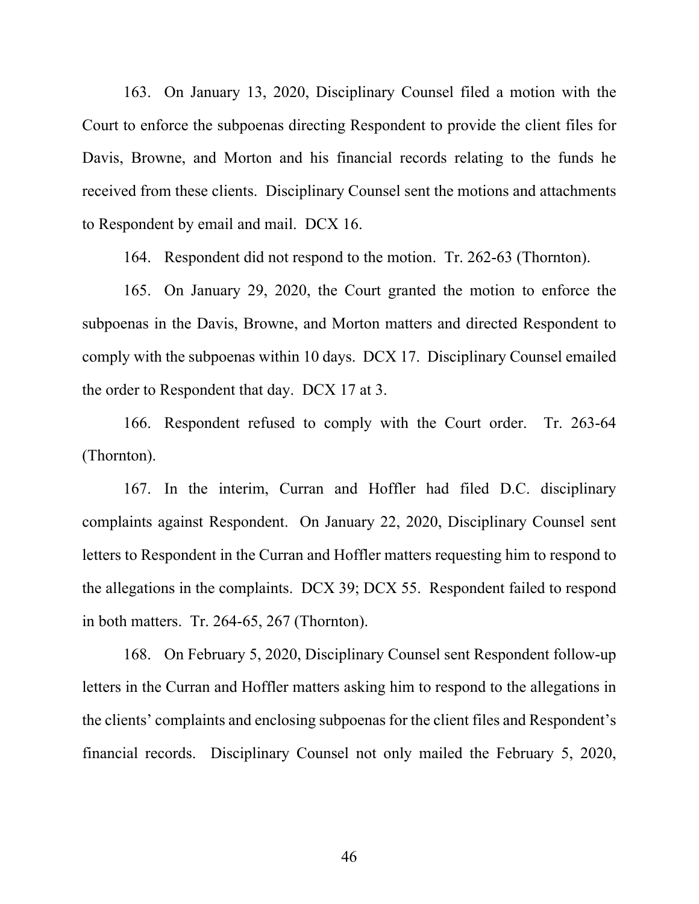163. On January 13, 2020, Disciplinary Counsel filed a motion with the Court to enforce the subpoenas directing Respondent to provide the client files for Davis, Browne, and Morton and his financial records relating to the funds he received from these clients. Disciplinary Counsel sent the motions and attachments to Respondent by email and mail. DCX 16.

164. Respondent did not respond to the motion. Tr. 262-63 (Thornton).

165. On January 29, 2020, the Court granted the motion to enforce the subpoenas in the Davis, Browne, and Morton matters and directed Respondent to comply with the subpoenas within 10 days. DCX 17. Disciplinary Counsel emailed the order to Respondent that day. DCX 17 at 3.

166. Respondent refused to comply with the Court order. Tr. 263-64 (Thornton).

167. In the interim, Curran and Hoffler had filed D.C. disciplinary complaints against Respondent. On January 22, 2020, Disciplinary Counsel sent letters to Respondent in the Curran and Hoffler matters requesting him to respond to the allegations in the complaints. DCX 39; DCX 55. Respondent failed to respond in both matters. Tr. 264-65, 267 (Thornton).

168. On February 5, 2020, Disciplinary Counsel sent Respondent follow-up letters in the Curran and Hoffler matters asking him to respond to the allegations in the clients' complaints and enclosing subpoenas for the client files and Respondent's financial records. Disciplinary Counsel not only mailed the February 5, 2020,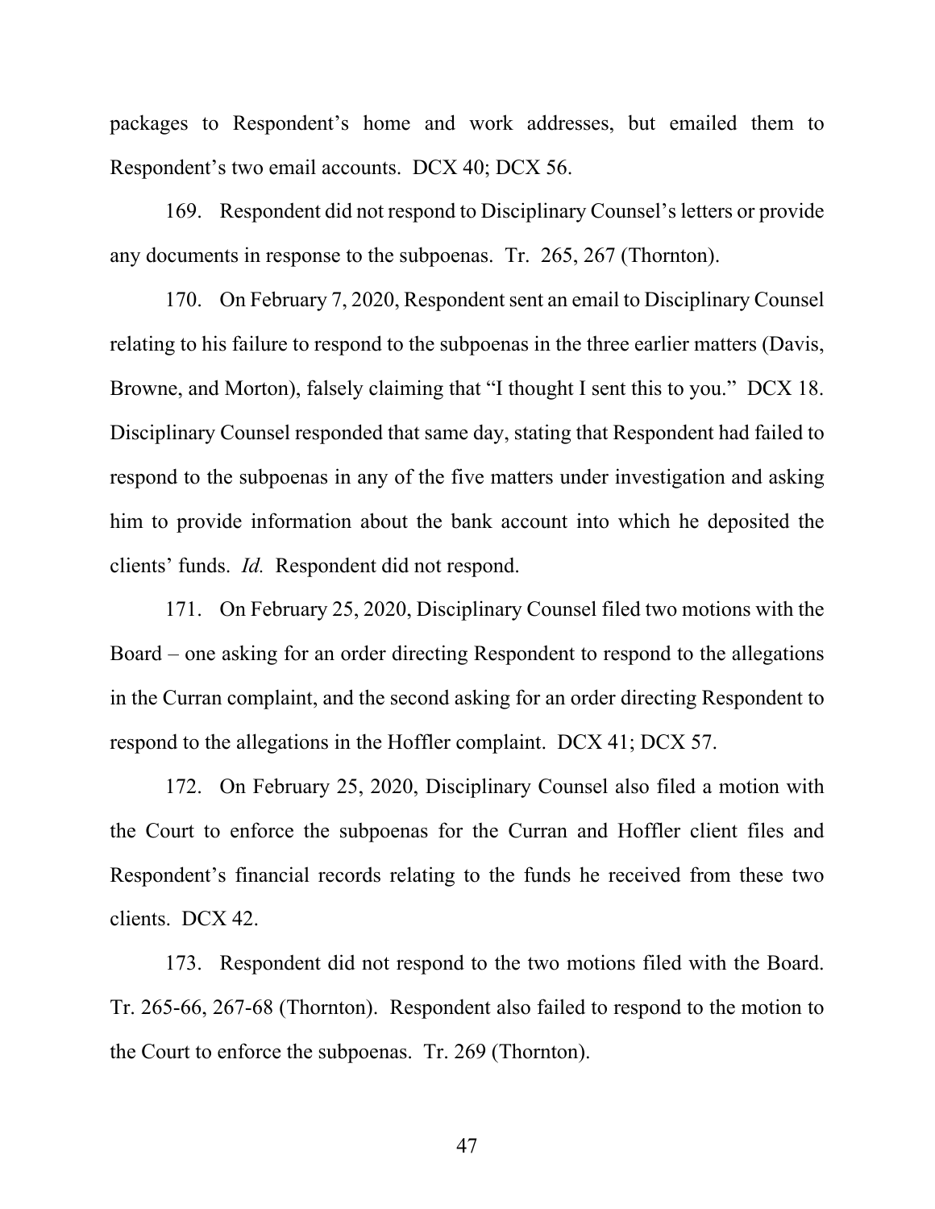packages to Respondent's home and work addresses, but emailed them to Respondent's two email accounts. DCX 40; DCX 56.

169. Respondent did not respond to Disciplinary Counsel's letters or provide any documents in response to the subpoenas. Tr. 265, 267 (Thornton).

170. On February 7, 2020, Respondent sent an email to Disciplinary Counsel relating to his failure to respond to the subpoenas in the three earlier matters (Davis, Browne, and Morton), falsely claiming that "I thought I sent this to you." DCX 18. Disciplinary Counsel responded that same day, stating that Respondent had failed to respond to the subpoenas in any of the five matters under investigation and asking him to provide information about the bank account into which he deposited the clients' funds. *Id.* Respondent did not respond.

171. On February 25, 2020, Disciplinary Counsel filed two motions with the Board – one asking for an order directing Respondent to respond to the allegations in the Curran complaint, and the second asking for an order directing Respondent to respond to the allegations in the Hoffler complaint. DCX 41; DCX 57.

172. On February 25, 2020, Disciplinary Counsel also filed a motion with the Court to enforce the subpoenas for the Curran and Hoffler client files and Respondent's financial records relating to the funds he received from these two clients. DCX 42.

173. Respondent did not respond to the two motions filed with the Board. Tr. 265-66, 267-68 (Thornton). Respondent also failed to respond to the motion to the Court to enforce the subpoenas. Tr. 269 (Thornton).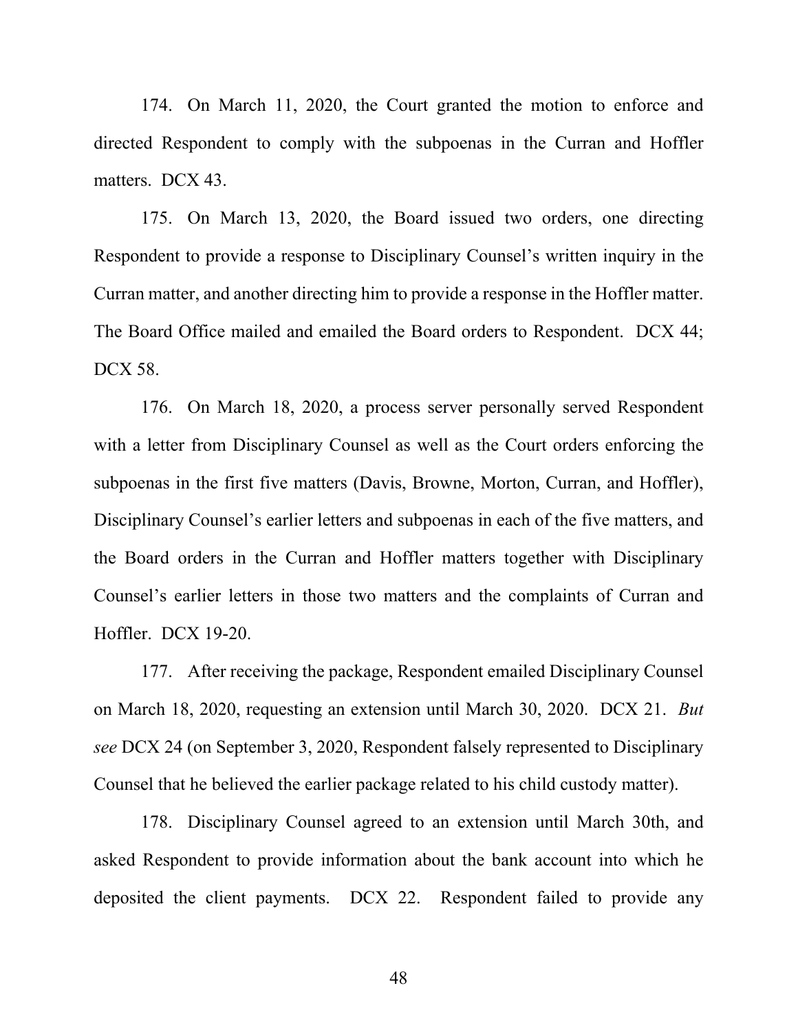174. On March 11, 2020, the Court granted the motion to enforce and directed Respondent to comply with the subpoenas in the Curran and Hoffler matters. DCX 43.

175. On March 13, 2020, the Board issued two orders, one directing Respondent to provide a response to Disciplinary Counsel's written inquiry in the Curran matter, and another directing him to provide a response in the Hoffler matter. The Board Office mailed and emailed the Board orders to Respondent. DCX 44; DCX 58.

176. On March 18, 2020, a process server personally served Respondent with a letter from Disciplinary Counsel as well as the Court orders enforcing the subpoenas in the first five matters (Davis, Browne, Morton, Curran, and Hoffler), Disciplinary Counsel's earlier letters and subpoenas in each of the five matters, and the Board orders in the Curran and Hoffler matters together with Disciplinary Counsel's earlier letters in those two matters and the complaints of Curran and Hoffler. DCX 19-20.

177. After receiving the package, Respondent emailed Disciplinary Counsel on March 18, 2020, requesting an extension until March 30, 2020. DCX 21. *But see* DCX 24 (on September 3, 2020, Respondent falsely represented to Disciplinary Counsel that he believed the earlier package related to his child custody matter).

178. Disciplinary Counsel agreed to an extension until March 30th, and asked Respondent to provide information about the bank account into which he deposited the client payments. DCX 22. Respondent failed to provide any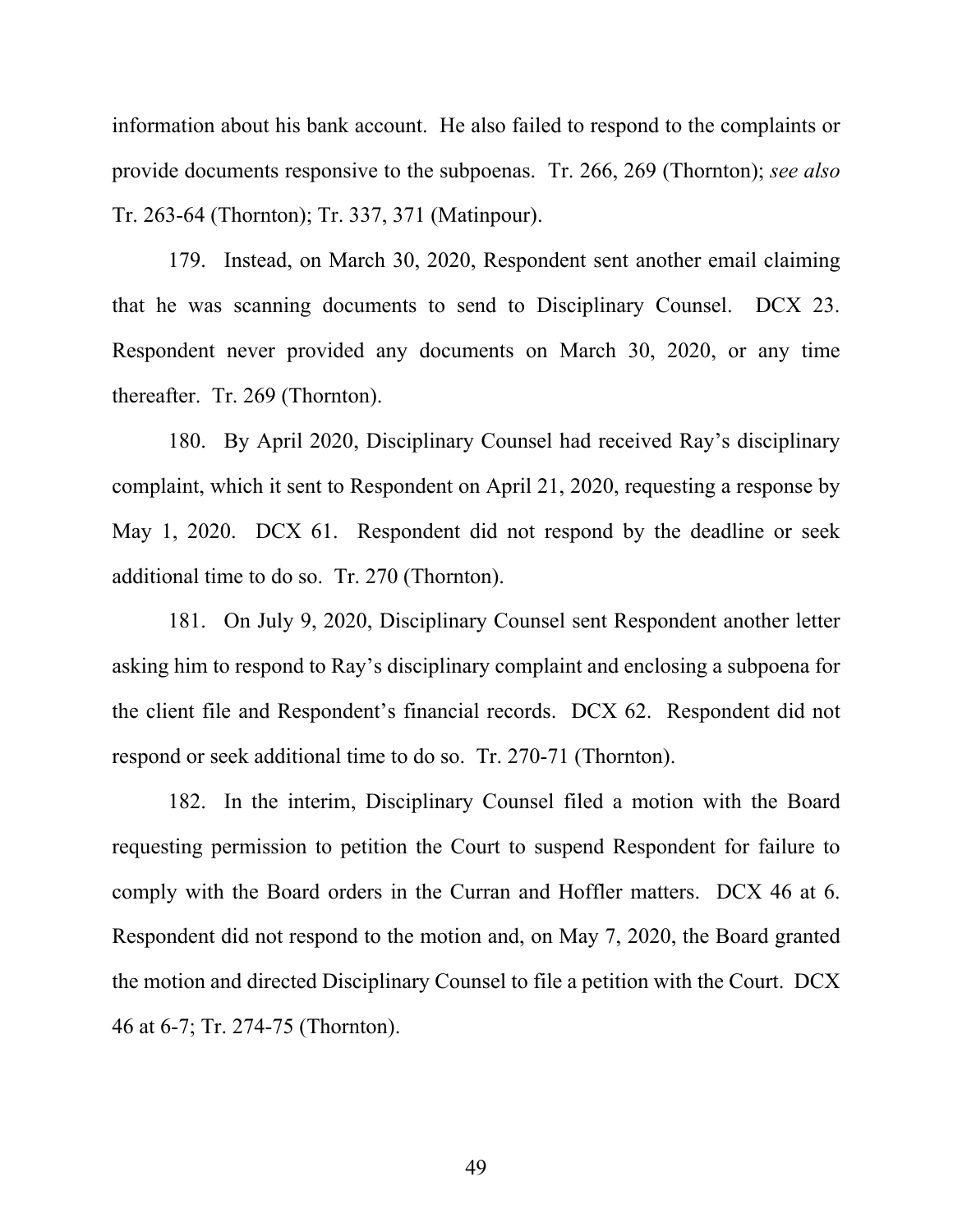information about his bank account. He also failed to respond to the complaints or provide documents responsive to the subpoenas. Tr. 266, 269 (Thornton); *see also* Tr. 263-64 (Thornton); Tr. 337, 371 (Matinpour).

179. Instead, on March 30, 2020, Respondent sent another email claiming that he was scanning documents to send to Disciplinary Counsel. DCX 23. Respondent never provided any documents on March 30, 2020, or any time thereafter. Tr. 269 (Thornton).

180. By April 2020, Disciplinary Counsel had received Ray's disciplinary complaint, which it sent to Respondent on April 21, 2020, requesting a response by May 1, 2020. DCX 61. Respondent did not respond by the deadline or seek additional time to do so. Tr. 270 (Thornton).

181. On July 9, 2020, Disciplinary Counsel sent Respondent another letter asking him to respond to Ray's disciplinary complaint and enclosing a subpoena for the client file and Respondent's financial records. DCX 62. Respondent did not respond or seek additional time to do so. Tr. 270-71 (Thornton).

182. In the interim, Disciplinary Counsel filed a motion with the Board requesting permission to petition the Court to suspend Respondent for failure to comply with the Board orders in the Curran and Hoffler matters. DCX 46 at 6. Respondent did not respond to the motion and, on May 7, 2020, the Board granted the motion and directed Disciplinary Counsel to file a petition with the Court. DCX 46 at 6-7; Tr. 274-75 (Thornton).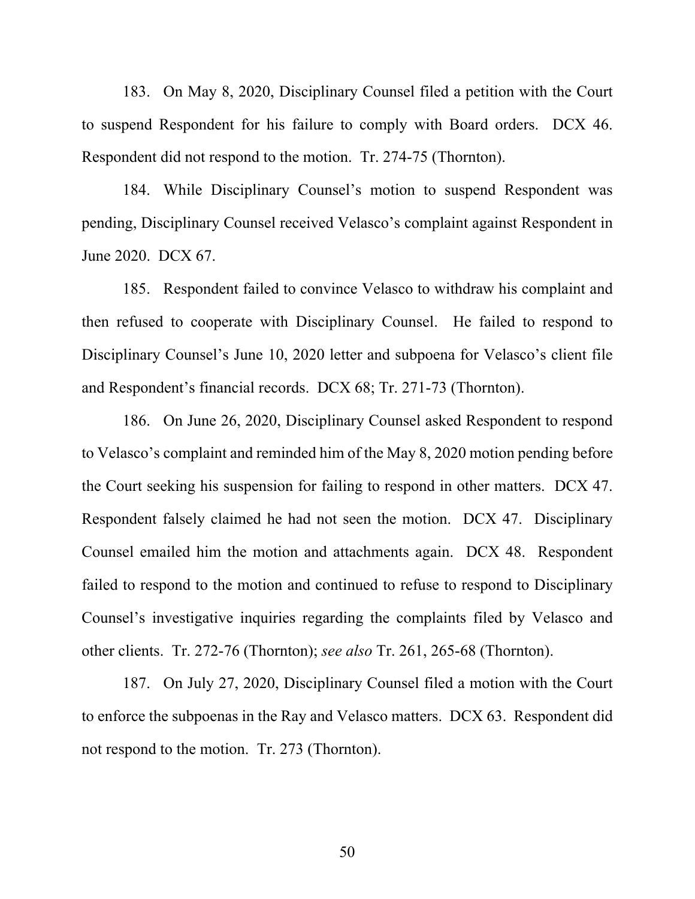183. On May 8, 2020, Disciplinary Counsel filed a petition with the Court to suspend Respondent for his failure to comply with Board orders. DCX 46. Respondent did not respond to the motion. Tr. 274-75 (Thornton).

184. While Disciplinary Counsel's motion to suspend Respondent was pending, Disciplinary Counsel received Velasco's complaint against Respondent in June 2020. DCX 67.

185. Respondent failed to convince Velasco to withdraw his complaint and then refused to cooperate with Disciplinary Counsel. He failed to respond to Disciplinary Counsel's June 10, 2020 letter and subpoena for Velasco's client file and Respondent's financial records. DCX 68; Tr. 271-73 (Thornton).

186. On June 26, 2020, Disciplinary Counsel asked Respondent to respond to Velasco's complaint and reminded him of the May 8, 2020 motion pending before the Court seeking his suspension for failing to respond in other matters. DCX 47. Respondent falsely claimed he had not seen the motion. DCX 47. Disciplinary Counsel emailed him the motion and attachments again. DCX 48. Respondent failed to respond to the motion and continued to refuse to respond to Disciplinary Counsel's investigative inquiries regarding the complaints filed by Velasco and other clients. Tr. 272-76 (Thornton); *see also* Tr. 261, 265-68 (Thornton).

187. On July 27, 2020, Disciplinary Counsel filed a motion with the Court to enforce the subpoenas in the Ray and Velasco matters. DCX 63. Respondent did not respond to the motion. Tr. 273 (Thornton).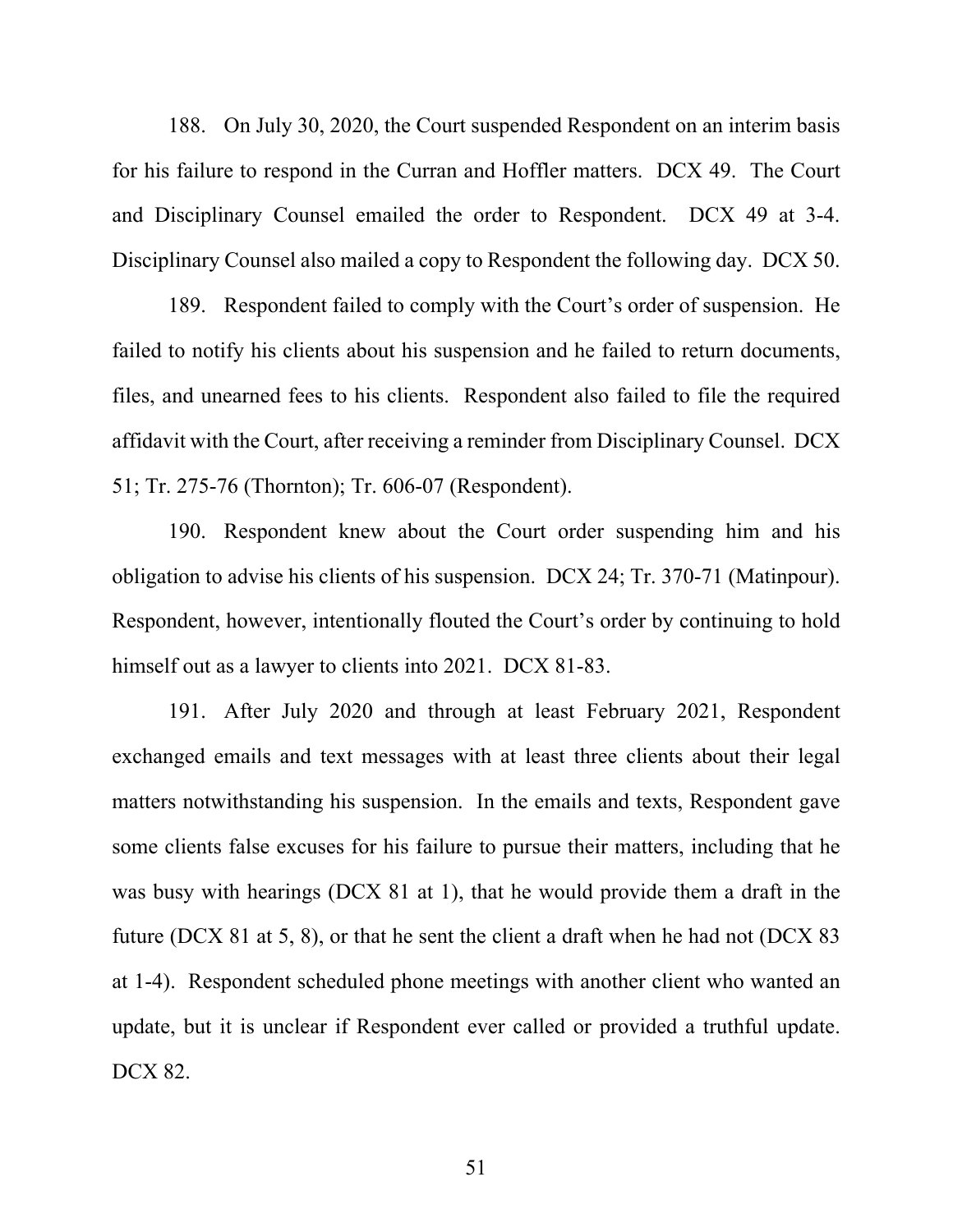188. On July 30, 2020, the Court suspended Respondent on an interim basis for his failure to respond in the Curran and Hoffler matters. DCX 49. The Court and Disciplinary Counsel emailed the order to Respondent. DCX 49 at 3-4. Disciplinary Counsel also mailed a copy to Respondent the following day. DCX 50.

189. Respondent failed to comply with the Court's order of suspension. He failed to notify his clients about his suspension and he failed to return documents, files, and unearned fees to his clients. Respondent also failed to file the required affidavit with the Court, after receiving a reminder from Disciplinary Counsel. DCX 51; Tr. 275-76 (Thornton); Tr. 606-07 (Respondent).

190. Respondent knew about the Court order suspending him and his obligation to advise his clients of his suspension. DCX 24; Tr. 370-71 (Matinpour). Respondent, however, intentionally flouted the Court's order by continuing to hold himself out as a lawyer to clients into 2021. DCX 81-83.

191. After July 2020 and through at least February 2021, Respondent exchanged emails and text messages with at least three clients about their legal matters notwithstanding his suspension. In the emails and texts, Respondent gave some clients false excuses for his failure to pursue their matters, including that he was busy with hearings (DCX 81 at 1), that he would provide them a draft in the future (DCX 81 at 5, 8), or that he sent the client a draft when he had not (DCX 83 at 1-4). Respondent scheduled phone meetings with another client who wanted an update, but it is unclear if Respondent ever called or provided a truthful update. DCX 82.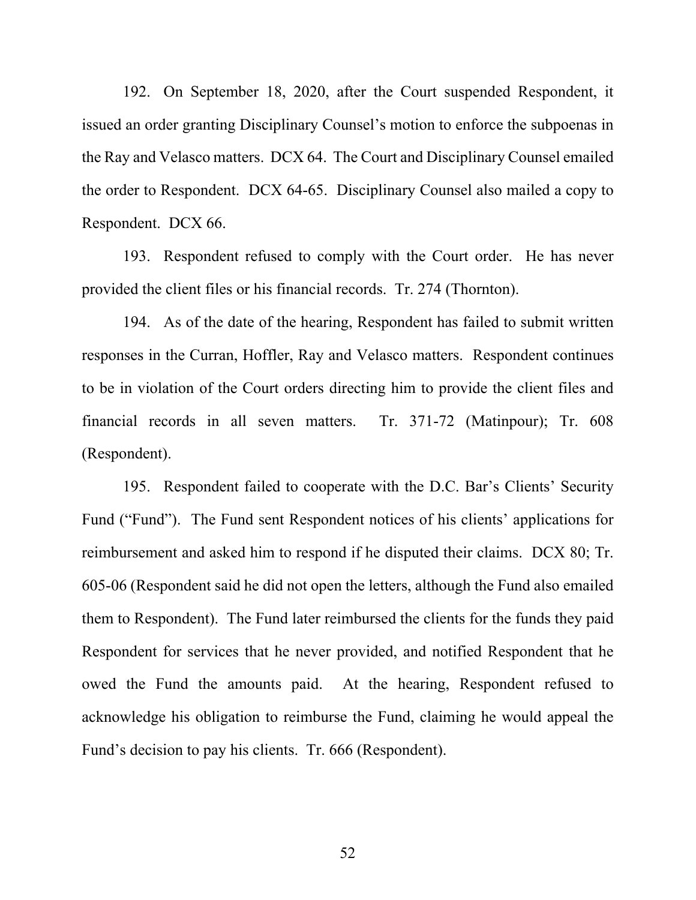192. On September 18, 2020, after the Court suspended Respondent, it issued an order granting Disciplinary Counsel's motion to enforce the subpoenas in the Ray and Velasco matters. DCX 64. The Court and Disciplinary Counsel emailed the order to Respondent. DCX 64-65. Disciplinary Counsel also mailed a copy to Respondent. DCX 66.

193. Respondent refused to comply with the Court order. He has never provided the client files or his financial records. Tr. 274 (Thornton).

194. As of the date of the hearing, Respondent has failed to submit written responses in the Curran, Hoffler, Ray and Velasco matters. Respondent continues to be in violation of the Court orders directing him to provide the client files and financial records in all seven matters. Tr. 371-72 (Matinpour); Tr. 608 (Respondent).

195. Respondent failed to cooperate with the D.C. Bar's Clients' Security Fund ("Fund"). The Fund sent Respondent notices of his clients' applications for reimbursement and asked him to respond if he disputed their claims. DCX 80; Tr. 605-06 (Respondent said he did not open the letters, although the Fund also emailed them to Respondent). The Fund later reimbursed the clients for the funds they paid Respondent for services that he never provided, and notified Respondent that he owed the Fund the amounts paid. At the hearing, Respondent refused to acknowledge his obligation to reimburse the Fund, claiming he would appeal the Fund's decision to pay his clients. Tr. 666 (Respondent).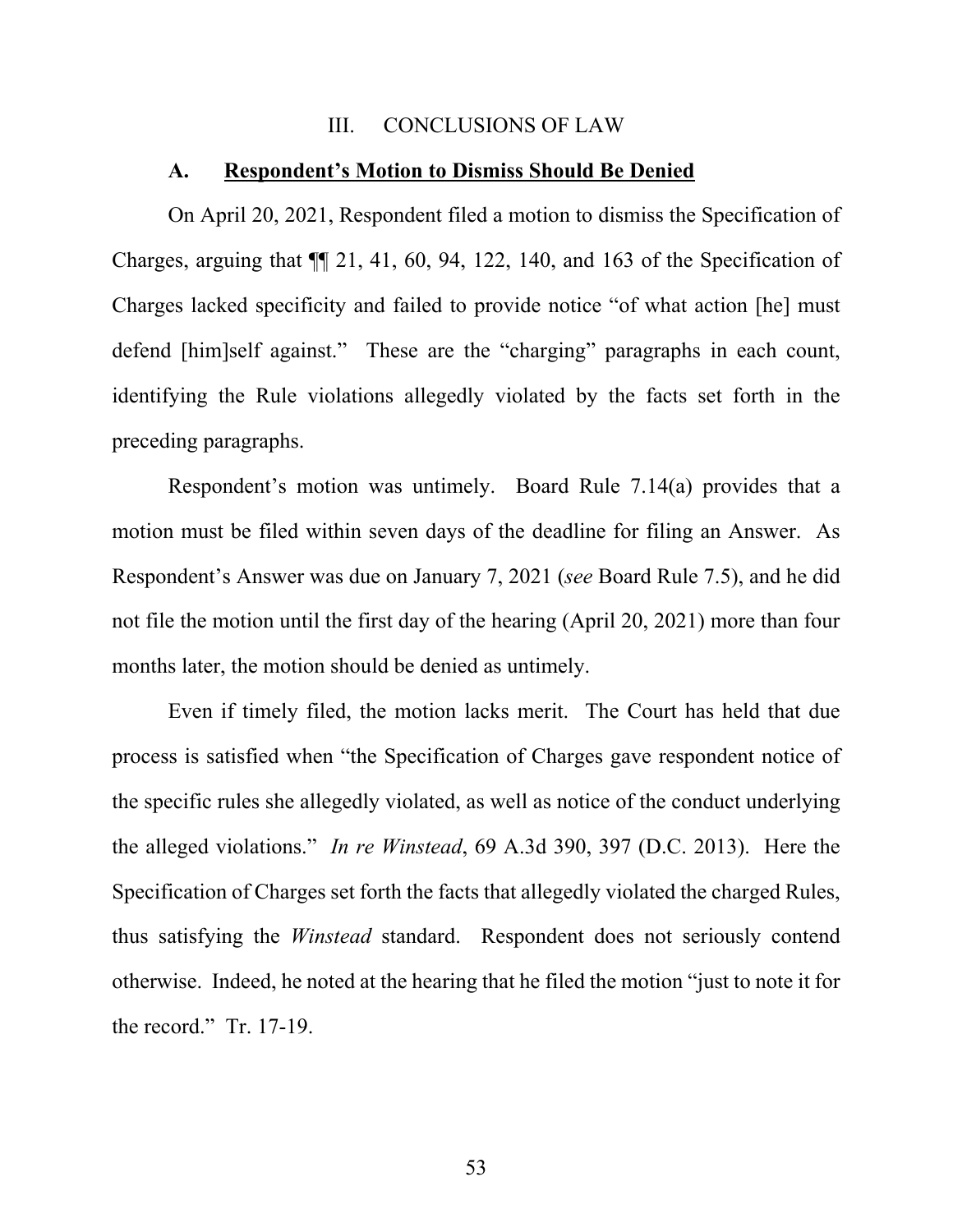## III. CONCLUSIONS OF LAW

### A. Respondent's Motion to Dismiss Should Be Denied

On April 20, 2021, Respondent filed a motion to dismiss the Specification of Charges, arguing that ¶¶ 21, 41, 60, 94, 122, 140, and 163 of the Specification of Charges lacked specificity and failed to provide notice "of what action [he] must defend [him]self against." These are the "charging" paragraphs in each count, identifying the Rule violations allegedly violated by the facts set forth in the preceding paragraphs.

Respondent's motion was untimely. Board Rule 7.14(a) provides that a motion must be filed within seven days of the deadline for filing an Answer. As Respondent's Answer was due on January 7, 2021 (*see* Board Rule 7.5), and he did not file the motion until the first day of the hearing (April 20, 2021) more than four months later, the motion should be denied as untimely.

Even if timely filed, the motion lacks merit. The Court has held that due process is satisfied when "the Specification of Charges gave respondent notice of the specific rules she allegedly violated, as well as notice of the conduct underlying the alleged violations." *In re Winstead*, 69 A.3d 390, 397 (D.C. 2013). Here the Specification of Charges set forth the facts that allegedly violated the charged Rules, thus satisfying the *Winstead* standard. Respondent does not seriously contend otherwise. Indeed, he noted at the hearing that he filed the motion "just to note it for the record." Tr. 17-19.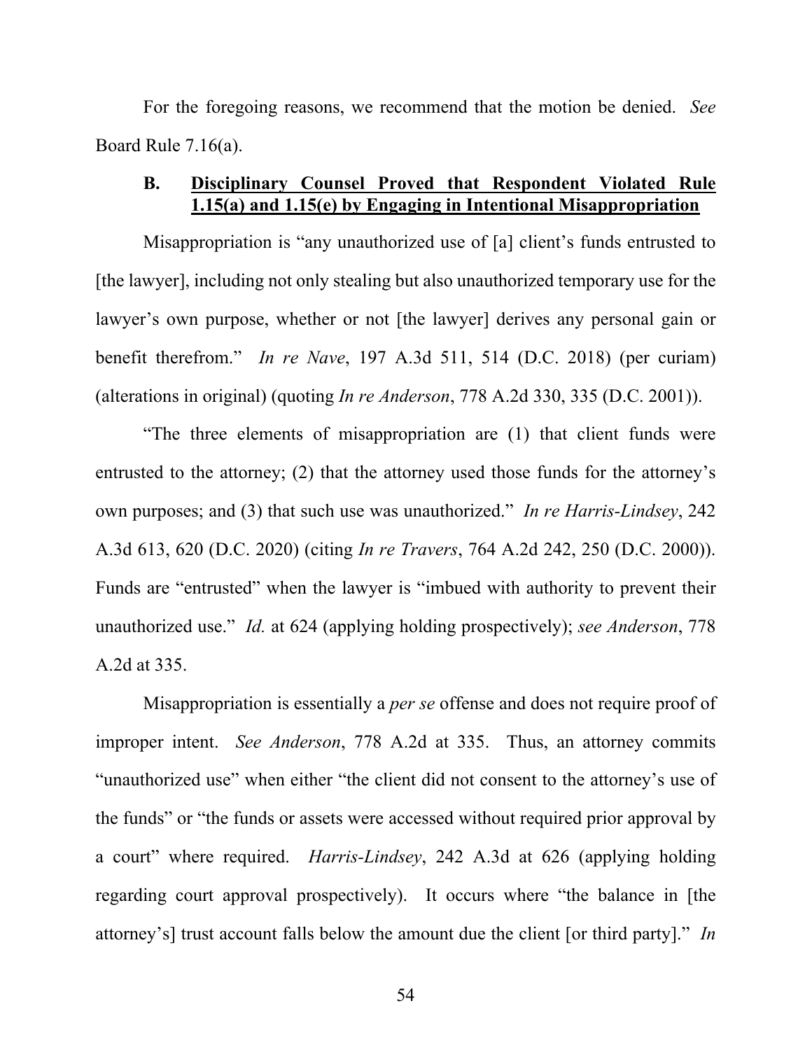For the foregoing reasons, we recommend that the motion be denied. *See* Board Rule 7.16(a).

### B. Disciplinary Counsel Proved that Respondent Violated Rule 1.15(a) and 1.15(e) by Engaging in Intentional Misappropriation

Misappropriation is "any unauthorized use of [a] client's funds entrusted to [the lawyer], including not only stealing but also unauthorized temporary use for the lawyer's own purpose, whether or not [the lawyer] derives any personal gain or benefit therefrom." *In re Nave*, 197 A.3d 511, 514 (D.C. 2018) (per curiam) (alterations in original) (quoting *In re Anderson*, 778 A.2d 330, 335 (D.C. 2001)).

"The three elements of misappropriation are (1) that client funds were entrusted to the attorney; (2) that the attorney used those funds for the attorney's own purposes; and (3) that such use was unauthorized." *In re Harris-Lindsey*, 242 A.3d 613, 620 (D.C. 2020) (citing *In re Travers*, 764 A.2d 242, 250 (D.C. 2000)). Funds are "entrusted" when the lawyer is "imbued with authority to prevent their unauthorized use." *Id.* at 624 (applying holding prospectively); *see Anderson*, 778 A.2d at 335.

Misappropriation is essentially a *per se* offense and does not require proof of improper intent. *See Anderson*, 778 A.2d at 335. Thus, an attorney commits "unauthorized use" when either "the client did not consent to the attorney's use of the funds" or "the funds or assets were accessed without required prior approval by a court" where required. *Harris-Lindsey*, 242 A.3d at 626 (applying holding regarding court approval prospectively). It occurs where "the balance in [the attorney's] trust account falls below the amount due the client [or third party]." *In*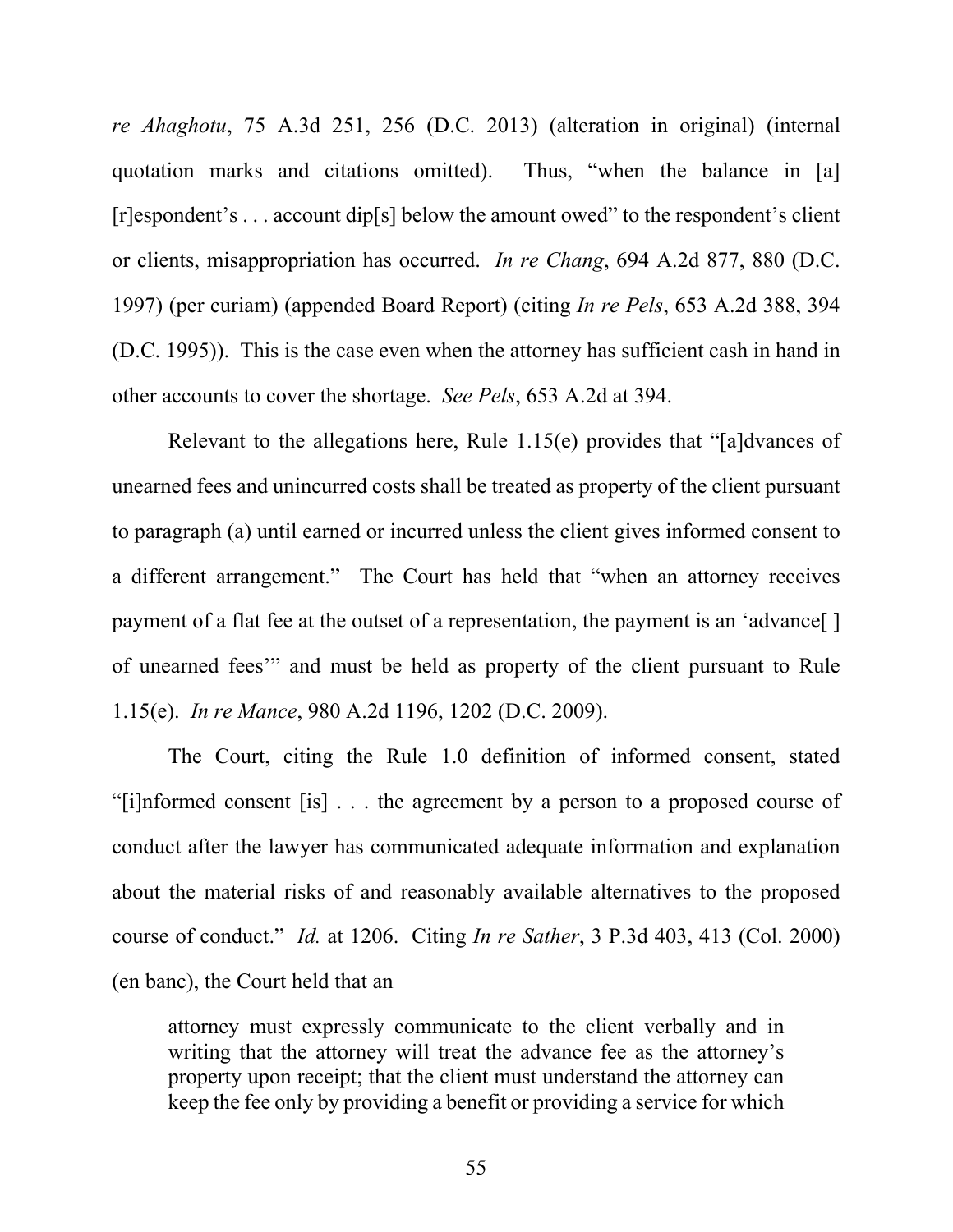*re Ahaghotu*, 75 A.3d 251, 256 (D.C. 2013) (alteration in original) (internal quotation marks and citations omitted). Thus, "when the balance in [a] [r]espondent's . . . account dip[s] below the amount owed" to the respondent's client or clients, misappropriation has occurred. *In re Chang*, 694 A.2d 877, 880 (D.C. 1997) (per curiam) (appended Board Report) (citing *In re Pels*, 653 A.2d 388, 394 (D.C. 1995)). This is the case even when the attorney has sufficient cash in hand in other accounts to cover the shortage. *See Pels*, 653 A.2d at 394.

Relevant to the allegations here, Rule 1.15(e) provides that "[a]dvances of unearned fees and unincurred costs shall be treated as property of the client pursuant to paragraph (a) until earned or incurred unless the client gives informed consent to a different arrangement." The Court has held that "when an attorney receives payment of a flat fee at the outset of a representation, the payment is an 'advance[ ] of unearned fees'" and must be held as property of the client pursuant to Rule 1.15(e). *In re Mance*, 980 A.2d 1196, 1202 (D.C. 2009).

The Court, citing the Rule 1.0 definition of informed consent, stated "[i]nformed consent [is] . . . the agreement by a person to a proposed course of conduct after the lawyer has communicated adequate information and explanation about the material risks of and reasonably available alternatives to the proposed course of conduct." *Id.* at 1206. Citing *In re Sather*, 3 P.3d 403, 413 (Col. 2000) (en banc), the Court held that an

> attorney must expressly communicate to the client verbally and in writing that the attorney will treat the advance fee as the attorney's property upon receipt; that the client must understand the attorney can keep the fee only by providing a benefit or providing a service for which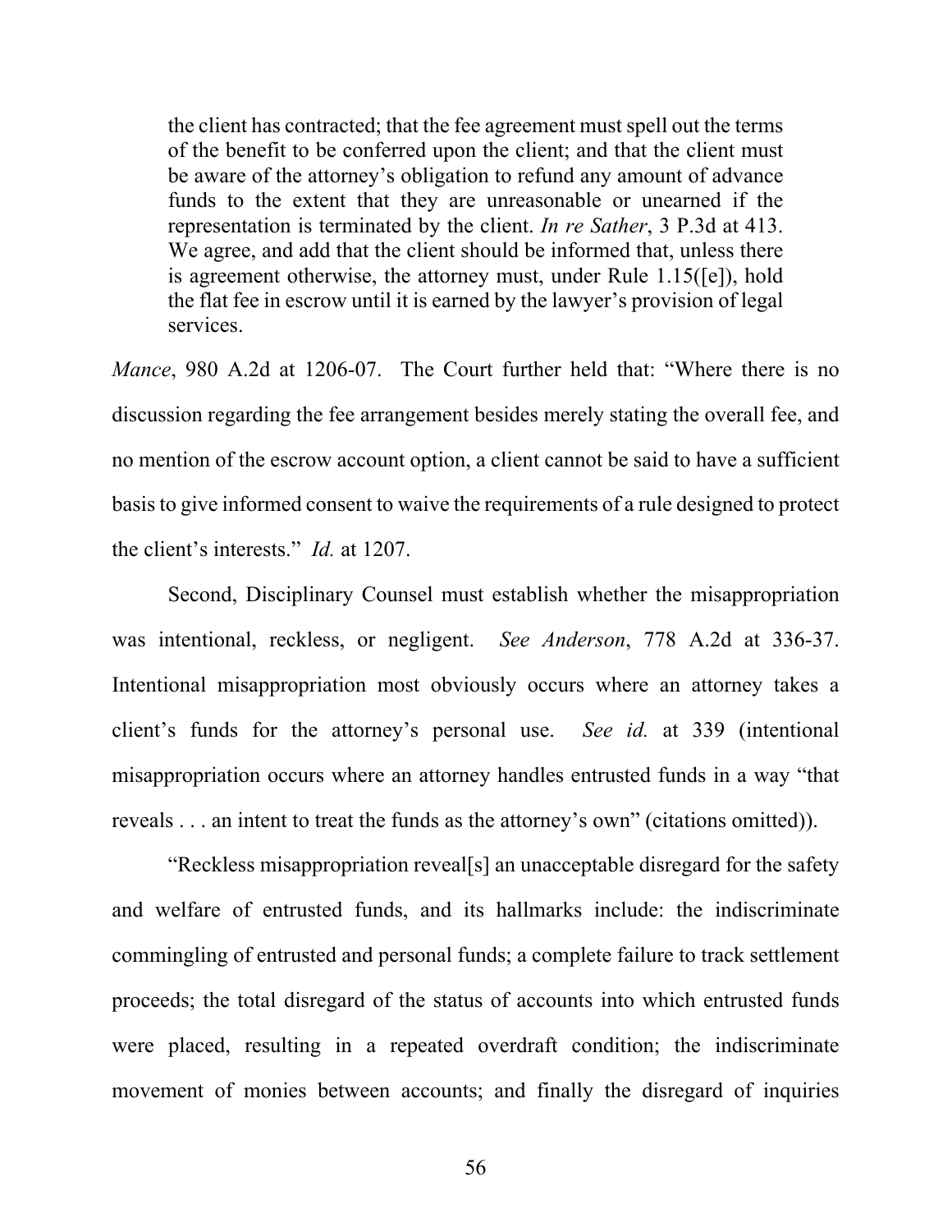> the client has contracted; that the fee agreement must spell out the terms of the benefit to be conferred upon the client; and that the client must be aware of the attorney's obligation to refund any amount of advance funds to the extent that they are unreasonable or unearned if the representation is terminated by the client. *In re Sather*, 3 P.3d at 413. We agree, and add that the client should be informed that, unless there is agreement otherwise, the attorney must, under Rule 1.15([e]), hold the flat fee in escrow until it is earned by the lawyer's provision of legal services.

*Mance*, 980 A.2d at 1206-07. The Court further held that: "Where there is no discussion regarding the fee arrangement besides merely stating the overall fee, and no mention of the escrow account option, a client cannot be said to have a sufficient basis to give informed consent to waive the requirements of a rule designed to protect the client's interests." *Id.* at 1207.

Second, Disciplinary Counsel must establish whether the misappropriation was intentional, reckless, or negligent. *See Anderson*, 778 A.2d at 336-37. Intentional misappropriation most obviously occurs where an attorney takes a client's funds for the attorney's personal use. *See id.* at 339 (intentional misappropriation occurs where an attorney handles entrusted funds in a way "that reveals . . . an intent to treat the funds as the attorney's own" (citations omitted)).

"Reckless misappropriation reveal[s] an unacceptable disregard for the safety and welfare of entrusted funds, and its hallmarks include: the indiscriminate commingling of entrusted and personal funds; a complete failure to track settlement proceeds; the total disregard of the status of accounts into which entrusted funds were placed, resulting in a repeated overdraft condition; the indiscriminate movement of monies between accounts; and finally the disregard of inquiries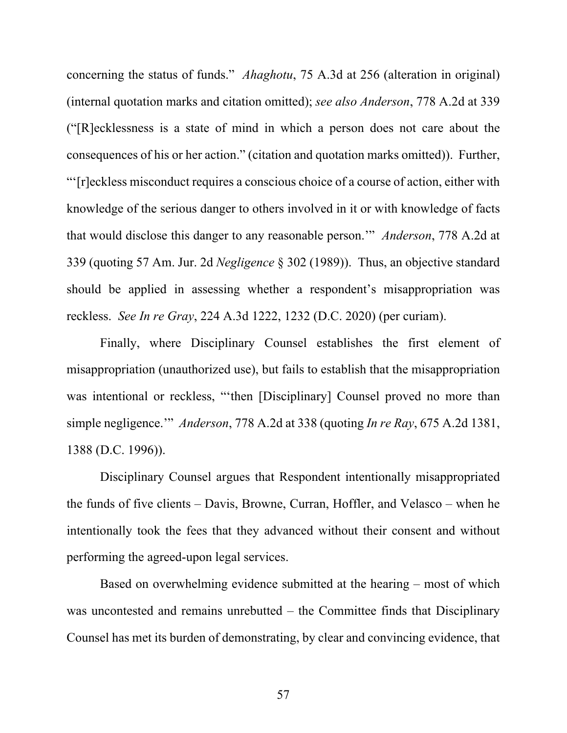concerning the status of funds." *Ahaghotu*, 75 A.3d at 256 (alteration in original) (internal quotation marks and citation omitted); *see also Anderson*, 778 A.2d at 339 ("[R]ecklessness is a state of mind in which a person does not care about the consequences of his or her action." (citation and quotation marks omitted)). Further, "'[r]eckless misconduct requires a conscious choice of a course of action, either with knowledge of the serious danger to others involved in it or with knowledge of facts that would disclose this danger to any reasonable person.'" *Anderson*, 778 A.2d at 339 (quoting 57 Am. Jur. 2d *Negligence* § 302 (1989)). Thus, an objective standard should be applied in assessing whether a respondent's misappropriation was reckless. *See In re Gray*, 224 A.3d 1222, 1232 (D.C. 2020) (per curiam).

Finally, where Disciplinary Counsel establishes the first element of misappropriation (unauthorized use), but fails to establish that the misappropriation was intentional or reckless, "'then [Disciplinary] Counsel proved no more than simple negligence.'" *Anderson*, 778 A.2d at 338 (quoting *In re Ray*, 675 A.2d 1381, 1388 (D.C. 1996)).

Disciplinary Counsel argues that Respondent intentionally misappropriated the funds of five clients – Davis, Browne, Curran, Hoffler, and Velasco – when he intentionally took the fees that they advanced without their consent and without performing the agreed-upon legal services.

Based on overwhelming evidence submitted at the hearing – most of which was uncontested and remains unrebutted – the Committee finds that Disciplinary Counsel has met its burden of demonstrating, by clear and convincing evidence, that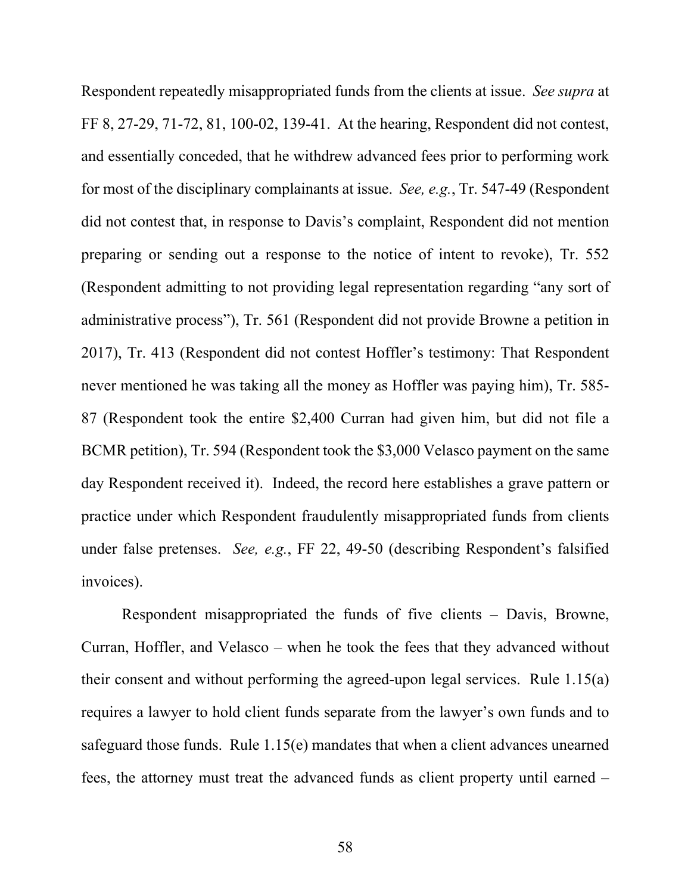Respondent repeatedly misappropriated funds from the clients at issue. *See supra* at FF 8, 27-29, 71-72, 81, 100-02, 139-41. At the hearing, Respondent did not contest, and essentially conceded, that he withdrew advanced fees prior to performing work for most of the disciplinary complainants at issue. *See, e.g.*, Tr. 547-49 (Respondent did not contest that, in response to Davis's complaint, Respondent did not mention preparing or sending out a response to the notice of intent to revoke), Tr. 552 (Respondent admitting to not providing legal representation regarding "any sort of administrative process"), Tr. 561 (Respondent did not provide Browne a petition in 2017), Tr. 413 (Respondent did not contest Hoffler's testimony: That Respondent never mentioned he was taking all the money as Hoffler was paying him), Tr. 585-87 (Respondent took the entire $2,400 Curran had given him, but did not file a BCMR petition), Tr. 594 (Respondent took the $3,000 Velasco payment on the same day Respondent received it). Indeed, the record here establishes a grave pattern or practice under which Respondent fraudulently misappropriated funds from clients under false pretenses. *See, e.g.*, FF 22, 49-50 (describing Respondent's falsified invoices).

Respondent misappropriated the funds of five clients – Davis, Browne, Curran, Hoffler, and Velasco – when he took the fees that they advanced without their consent and without performing the agreed-upon legal services. Rule 1.15(a) requires a lawyer to hold client funds separate from the lawyer's own funds and to safeguard those funds. Rule 1.15(e) mandates that when a client advances unearned fees, the attorney must treat the advanced funds as client property until earned –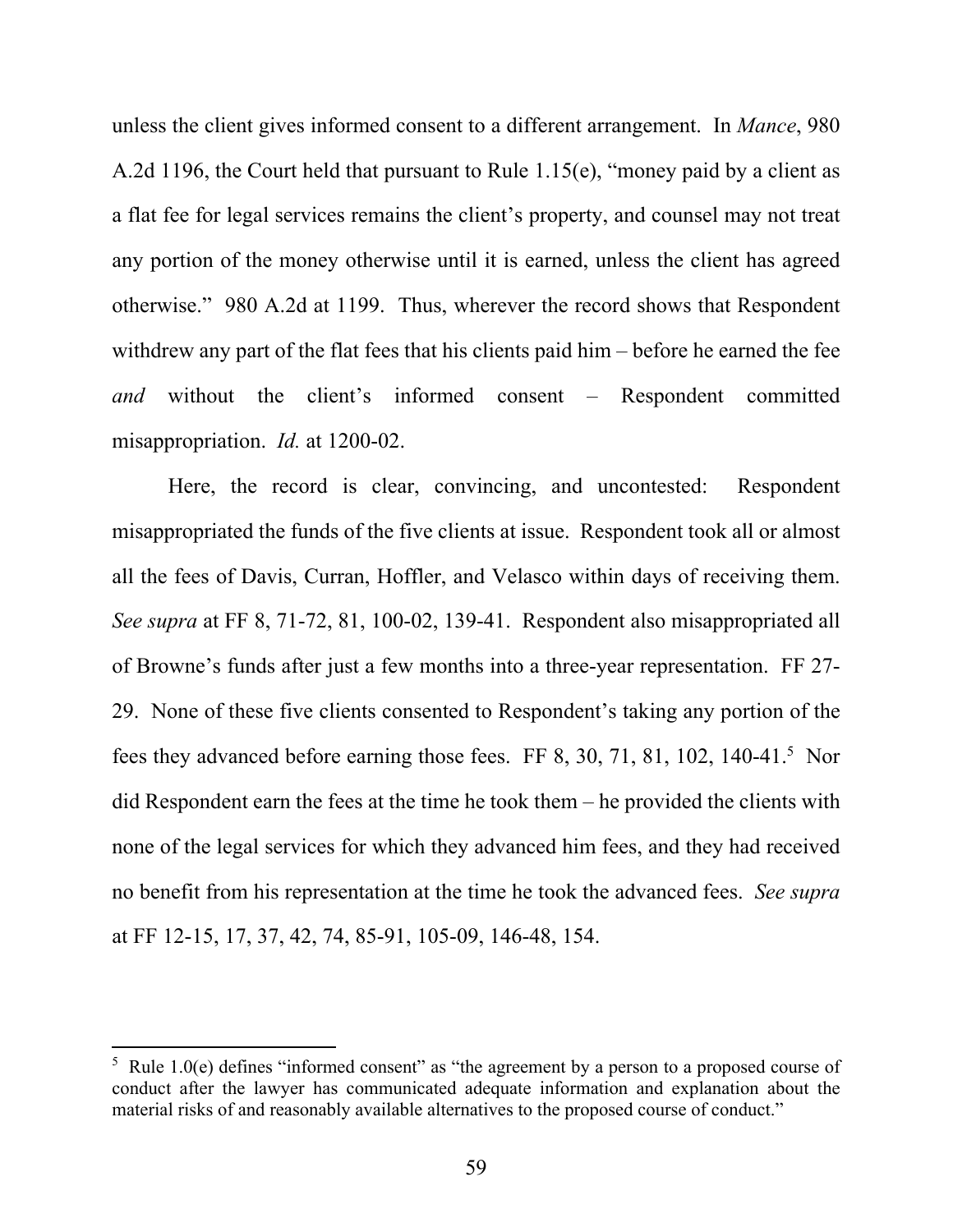unless the client gives informed consent to a different arrangement. In *Mance*, 980 A.2d 1196, the Court held that pursuant to Rule 1.15(e), "money paid by a client as a flat fee for legal services remains the client's property, and counsel may not treat any portion of the money otherwise until it is earned, unless the client has agreed otherwise." 980 A.2d at 1199. Thus, wherever the record shows that Respondent withdrew any part of the flat fees that his clients paid him – before he earned the fee *and* without the client's informed consent – Respondent committed misappropriation. *Id.* at 1200-02.

Here, the record is clear, convincing, and uncontested: Respondent misappropriated the funds of the five clients at issue. Respondent took all or almost all the fees of Davis, Curran, Hoffler, and Velasco within days of receiving them. *See supra* at FF 8, 71-72, 81, 100-02, 139-41. Respondent also misappropriated all of Browne's funds after just a few months into a three-year representation. FF 27-29. None of these five clients consented to Respondent's taking any portion of the fees they advanced before earning those fees. FF 8, 30, 71, 81, 102, 140-41.[5] Nor did Respondent earn the fees at the time he took them – he provided the clients with none of the legal services for which they advanced him fees, and they had received no benefit from his representation at the time he took the advanced fees. *See supra* at FF 12-15, 17, 37, 42, 74, 85-91, 105-09, 146-48, 154.

---

[5] Rule 1.0(e) defines "informed consent" as "the agreement by a person to a proposed course of conduct after the lawyer has communicated adequate information and explanation about the material risks of and reasonably available alternatives to the proposed course of conduct."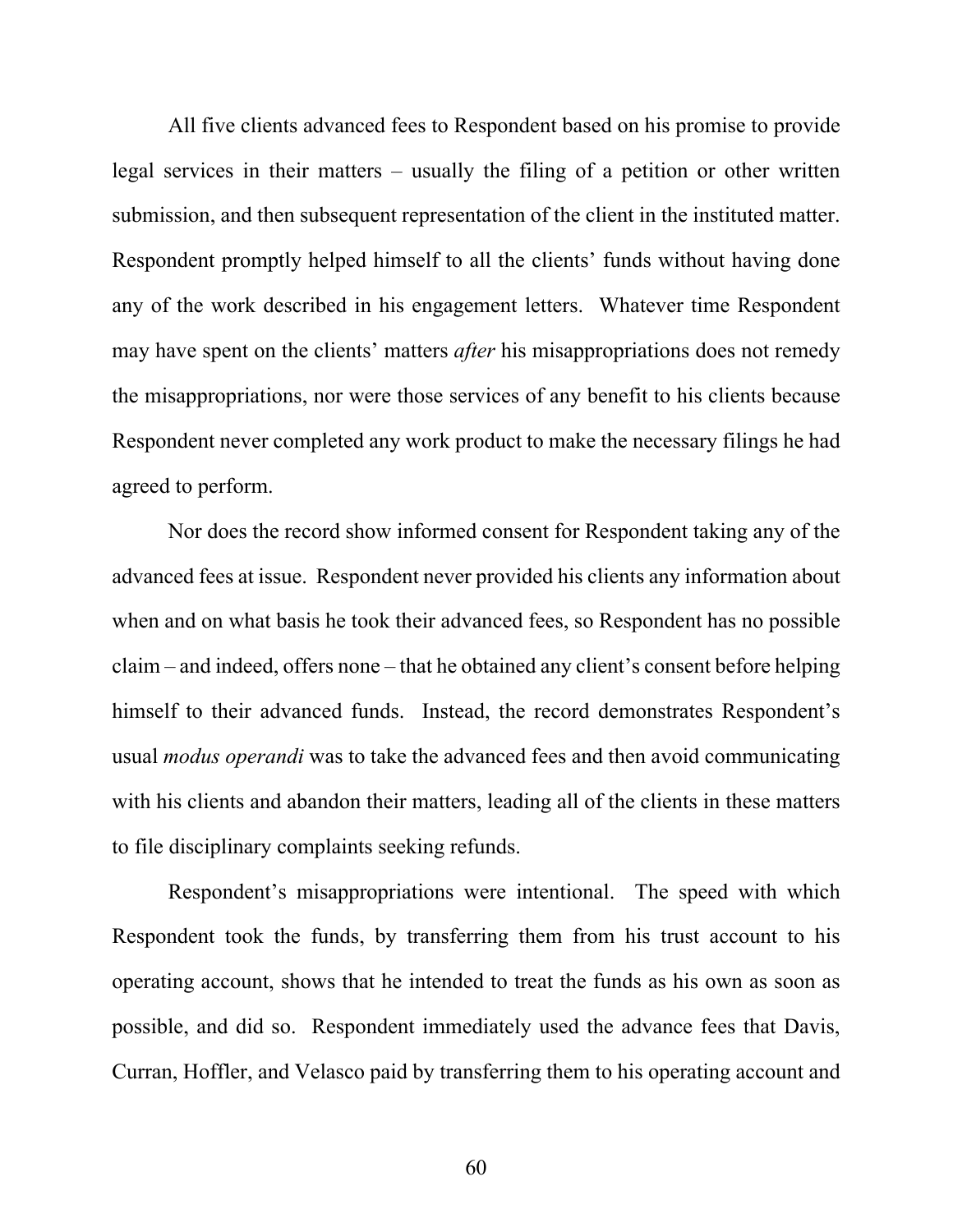All five clients advanced fees to Respondent based on his promise to provide legal services in their matters – usually the filing of a petition or other written submission, and then subsequent representation of the client in the instituted matter. Respondent promptly helped himself to all the clients' funds without having done any of the work described in his engagement letters. Whatever time Respondent may have spent on the clients' matters *after* his misappropriations does not remedy the misappropriations, nor were those services of any benefit to his clients because Respondent never completed any work product to make the necessary filings he had agreed to perform.

Nor does the record show informed consent for Respondent taking any of the advanced fees at issue. Respondent never provided his clients any information about when and on what basis he took their advanced fees, so Respondent has no possible claim – and indeed, offers none – that he obtained any client's consent before helping himself to their advanced funds. Instead, the record demonstrates Respondent's usual *modus operandi* was to take the advanced fees and then avoid communicating with his clients and abandon their matters, leading all of the clients in these matters to file disciplinary complaints seeking refunds.

Respondent's misappropriations were intentional. The speed with which Respondent took the funds, by transferring them from his trust account to his operating account, shows that he intended to treat the funds as his own as soon as possible, and did so. Respondent immediately used the advance fees that Davis, Curran, Hoffler, and Velasco paid by transferring them to his operating account and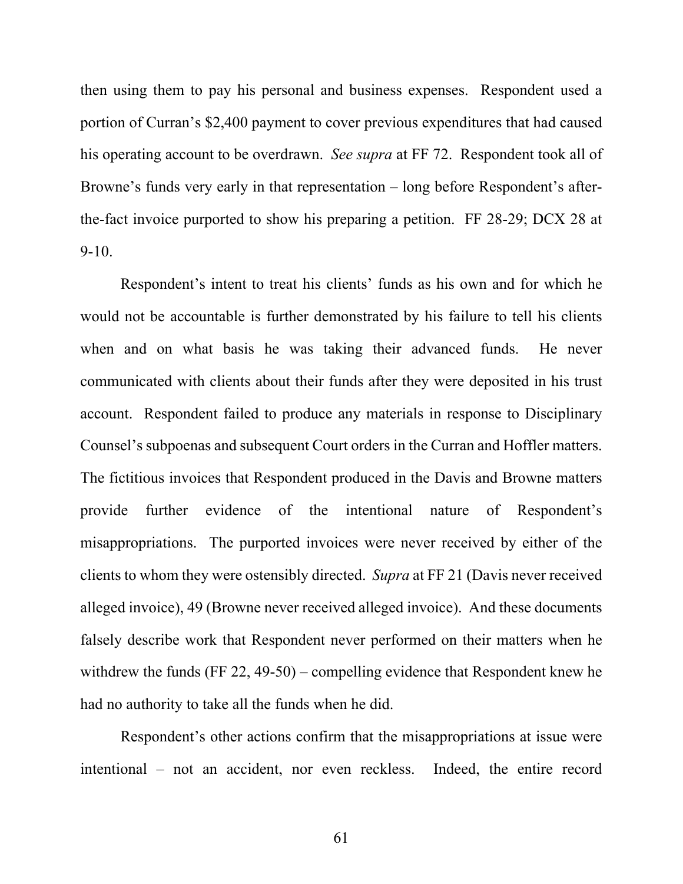then using them to pay his personal and business expenses. Respondent used a portion of Curran's $2,400 payment to cover previous expenditures that had caused his operating account to be overdrawn. *See supra* at FF 72. Respondent took all of Browne's funds very early in that representation – long before Respondent's after-the-fact invoice purported to show his preparing a petition. FF 28-29; DCX 28 at 9-10.

Respondent's intent to treat his clients' funds as his own and for which he would not be accountable is further demonstrated by his failure to tell his clients when and on what basis he was taking their advanced funds. He never communicated with clients about their funds after they were deposited in his trust account. Respondent failed to produce any materials in response to Disciplinary Counsel's subpoenas and subsequent Court orders in the Curran and Hoffler matters. The fictitious invoices that Respondent produced in the Davis and Browne matters provide further evidence of the intentional nature of Respondent's misappropriations. The purported invoices were never received by either of the clients to whom they were ostensibly directed. *Supra* at FF 21 (Davis never received alleged invoice), 49 (Browne never received alleged invoice). And these documents falsely describe work that Respondent never performed on their matters when he withdrew the funds (FF 22, 49-50) – compelling evidence that Respondent knew he had no authority to take all the funds when he did.

Respondent's other actions confirm that the misappropriations at issue were intentional – not an accident, nor even reckless. Indeed, the entire record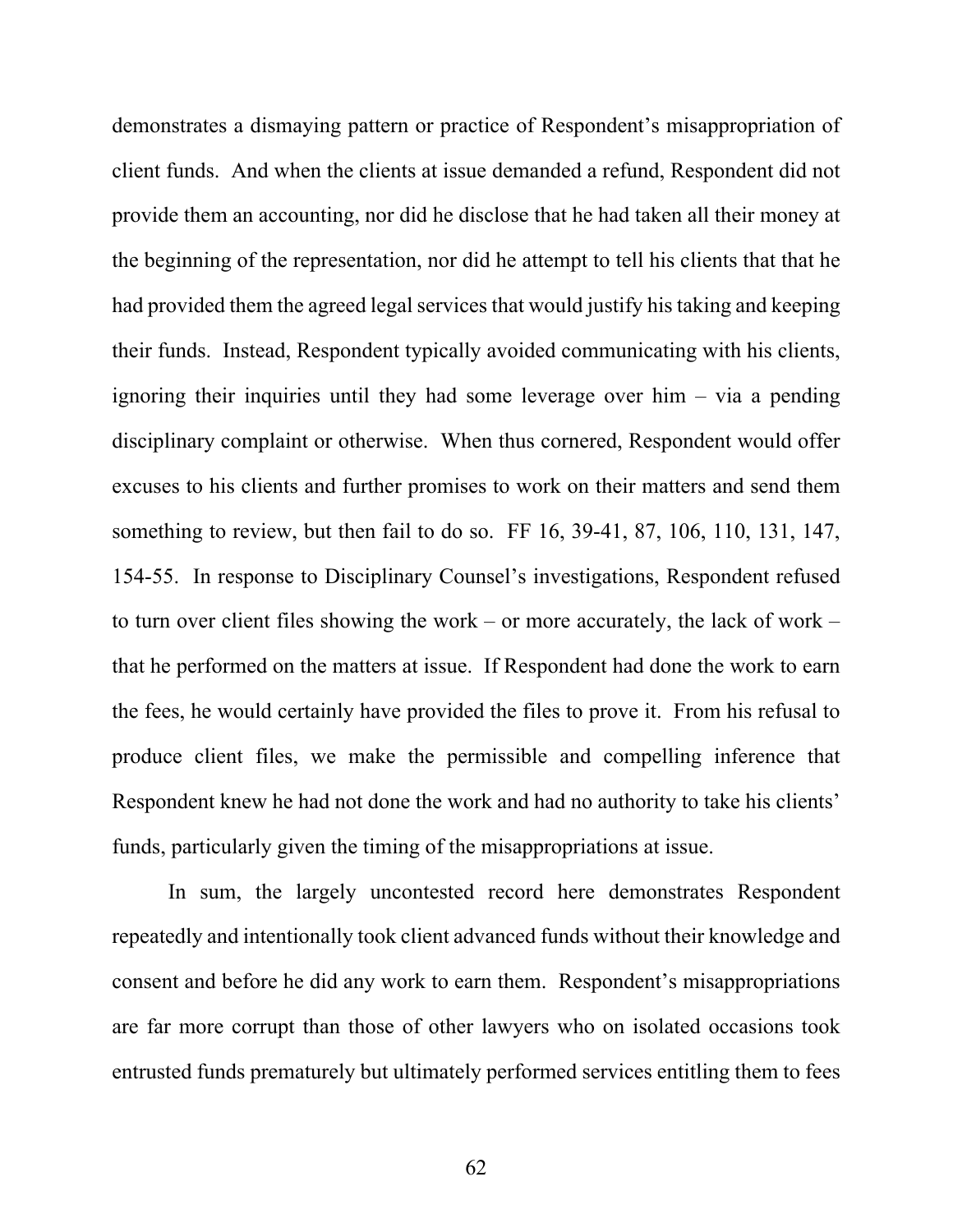demonstrates a dismaying pattern or practice of Respondent's misappropriation of client funds. And when the clients at issue demanded a refund, Respondent did not provide them an accounting, nor did he disclose that he had taken all their money at the beginning of the representation, nor did he attempt to tell his clients that that he had provided them the agreed legal services that would justify his taking and keeping their funds. Instead, Respondent typically avoided communicating with his clients, ignoring their inquiries until they had some leverage over him – via a pending disciplinary complaint or otherwise. When thus cornered, Respondent would offer excuses to his clients and further promises to work on their matters and send them something to review, but then fail to do so. FF 16, 39-41, 87, 106, 110, 131, 147, 154-55. In response to Disciplinary Counsel's investigations, Respondent refused to turn over client files showing the work – or more accurately, the lack of work – that he performed on the matters at issue. If Respondent had done the work to earn the fees, he would certainly have provided the files to prove it. From his refusal to produce client files, we make the permissible and compelling inference that Respondent knew he had not done the work and had no authority to take his clients' funds, particularly given the timing of the misappropriations at issue.

In sum, the largely uncontested record here demonstrates Respondent repeatedly and intentionally took client advanced funds without their knowledge and consent and before he did any work to earn them. Respondent's misappropriations are far more corrupt than those of other lawyers who on isolated occasions took entrusted funds prematurely but ultimately performed services entitling them to fees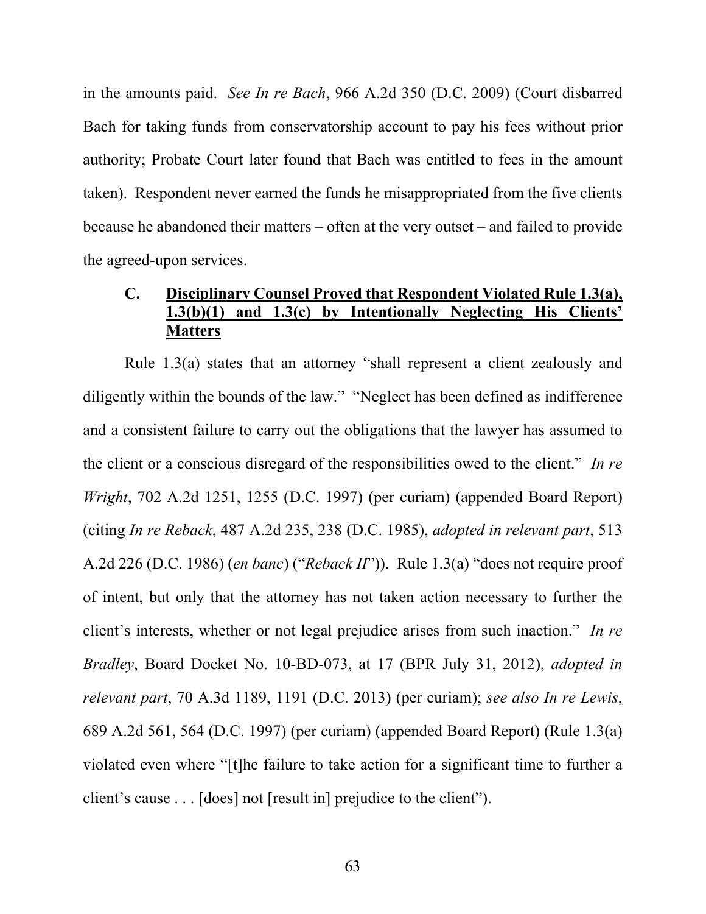in the amounts paid. *See In re Bach*, 966 A.2d 350 (D.C. 2009) (Court disbarred Bach for taking funds from conservatorship account to pay his fees without prior authority; Probate Court later found that Bach was entitled to fees in the amount taken). Respondent never earned the funds he misappropriated from the five clients because he abandoned their matters – often at the very outset – and failed to provide the agreed-upon services.

### C. <u>Disciplinary Counsel Proved that Respondent Violated Rule 1.3(a), 1.3(b)(1) and 1.3(c) by Intentionally Neglecting His Clients' Matters</u>

Rule 1.3(a) states that an attorney "shall represent a client zealously and diligently within the bounds of the law." "Neglect has been defined as indifference and a consistent failure to carry out the obligations that the lawyer has assumed to the client or a conscious disregard of the responsibilities owed to the client." *In re Wright*, 702 A.2d 1251, 1255 (D.C. 1997) (per curiam) (appended Board Report) (citing *In re Reback*, 487 A.2d 235, 238 (D.C. 1985), *adopted in relevant part*, 513 A.2d 226 (D.C. 1986) (*en banc*) ("*Reback II*")). Rule 1.3(a) "does not require proof of intent, but only that the attorney has not taken action necessary to further the client's interests, whether or not legal prejudice arises from such inaction." *In re Bradley*, Board Docket No. 10-BD-073, at 17 (BPR July 31, 2012), *adopted in relevant part*, 70 A.3d 1189, 1191 (D.C. 2013) (per curiam); *see also In re Lewis*, 689 A.2d 561, 564 (D.C. 1997) (per curiam) (appended Board Report) (Rule 1.3(a) violated even where "[t]he failure to take action for a significant time to further a client's cause . . . [does] not [result in] prejudice to the client").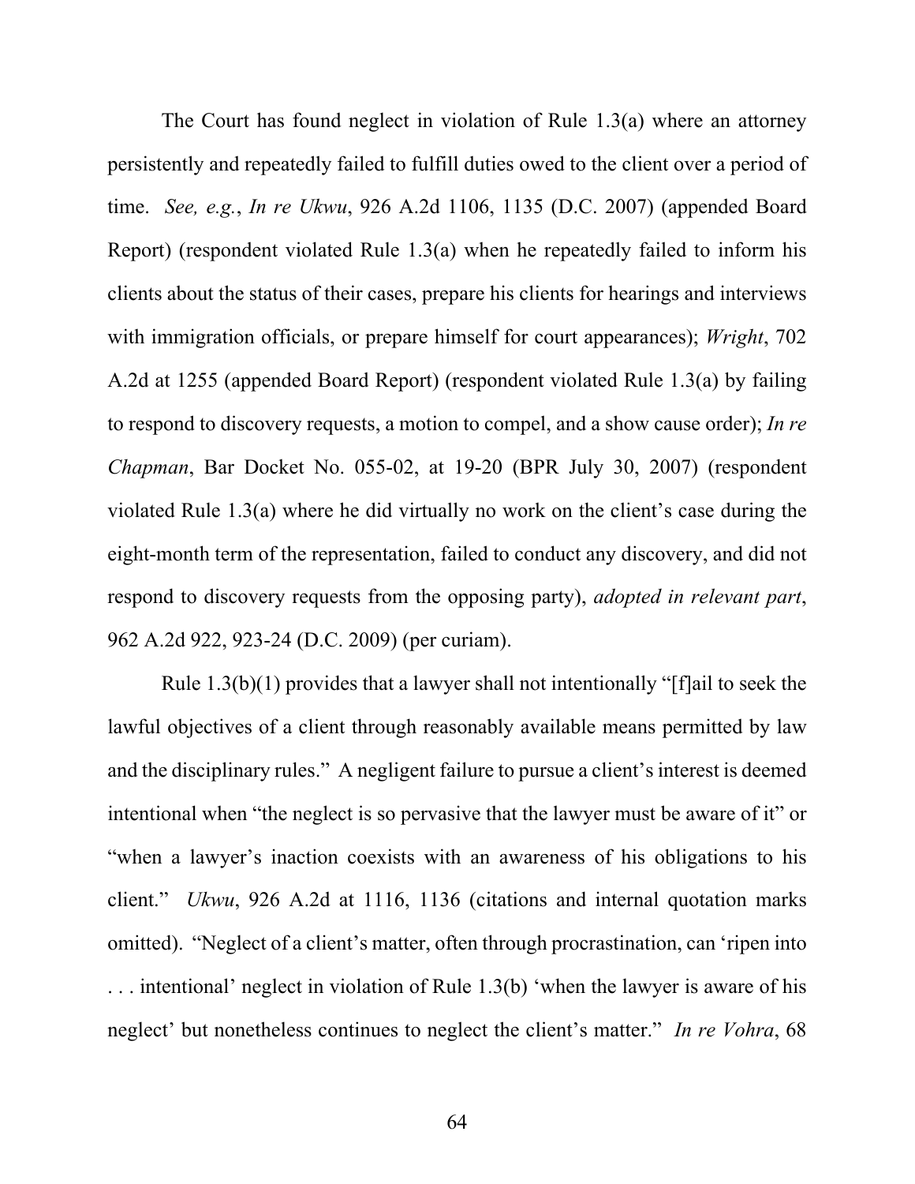The Court has found neglect in violation of Rule 1.3(a) where an attorney persistently and repeatedly failed to fulfill duties owed to the client over a period of time. *See, e.g.*, *In re Ukwu*, 926 A.2d 1106, 1135 (D.C. 2007) (appended Board Report) (respondent violated Rule 1.3(a) when he repeatedly failed to inform his clients about the status of their cases, prepare his clients for hearings and interviews with immigration officials, or prepare himself for court appearances); *Wright*, 702 A.2d at 1255 (appended Board Report) (respondent violated Rule 1.3(a) by failing to respond to discovery requests, a motion to compel, and a show cause order); *In re Chapman*, Bar Docket No. 055-02, at 19-20 (BPR July 30, 2007) (respondent violated Rule 1.3(a) where he did virtually no work on the client's case during the eight-month term of the representation, failed to conduct any discovery, and did not respond to discovery requests from the opposing party), *adopted in relevant part*, 962 A.2d 922, 923-24 (D.C. 2009) (per curiam).

Rule 1.3(b)(1) provides that a lawyer shall not intentionally "[f]ail to seek the lawful objectives of a client through reasonably available means permitted by law and the disciplinary rules." A negligent failure to pursue a client's interest is deemed intentional when "the neglect is so pervasive that the lawyer must be aware of it" or "when a lawyer's inaction coexists with an awareness of his obligations to his client." *Ukwu*, 926 A.2d at 1116, 1136 (citations and internal quotation marks omitted). "Neglect of a client's matter, often through procrastination, can 'ripen into . . . intentional' neglect in violation of Rule 1.3(b) 'when the lawyer is aware of his neglect' but nonetheless continues to neglect the client's matter." *In re Vohra*, 68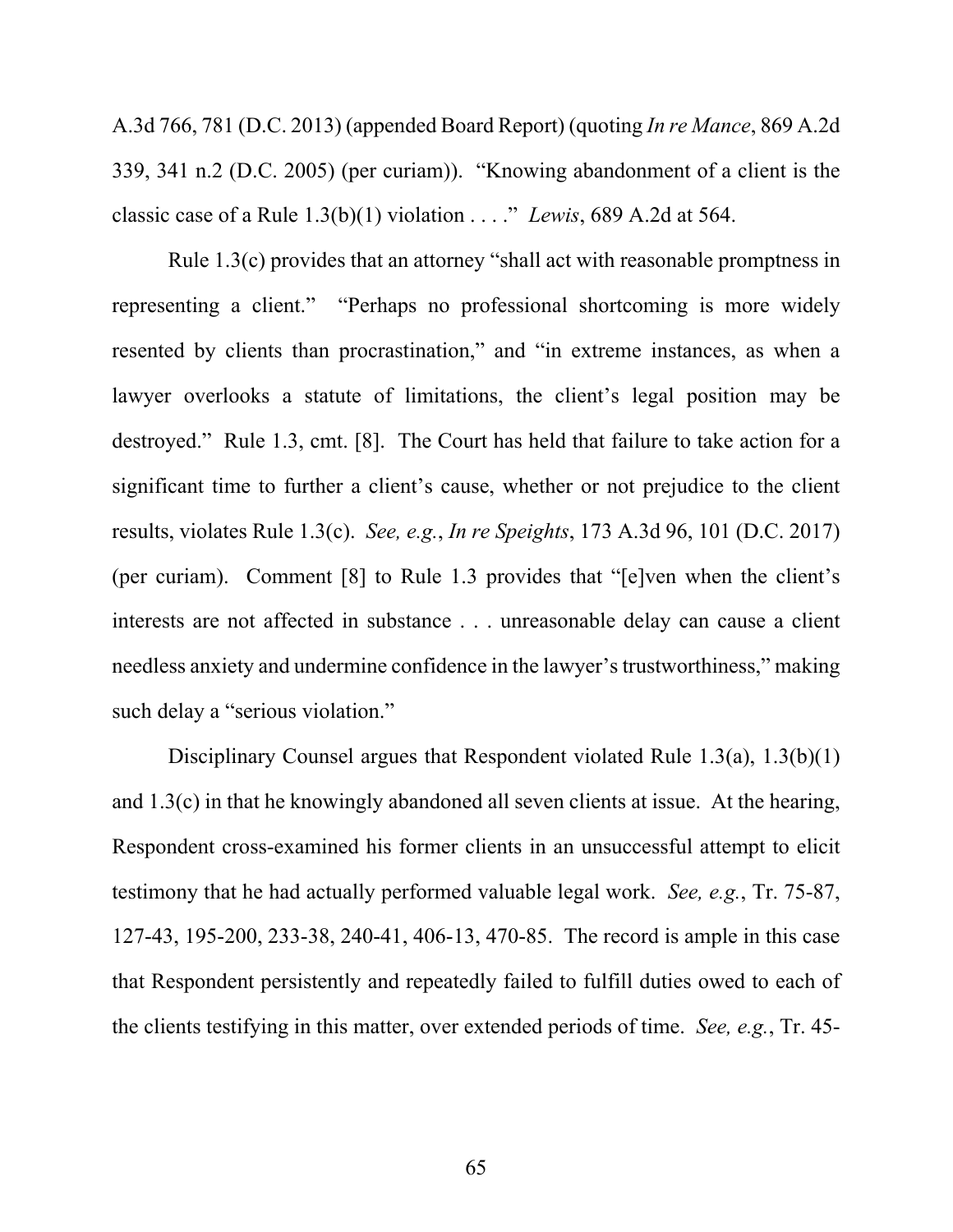A.3d 766, 781 (D.C. 2013) (appended Board Report) (quoting *In re Mance*, 869 A.2d 339, 341 n.2 (D.C. 2005) (per curiam)). "Knowing abandonment of a client is the classic case of a Rule 1.3(b)(1) violation . . . ." *Lewis*, 689 A.2d at 564.

Rule 1.3(c) provides that an attorney "shall act with reasonable promptness in representing a client." "Perhaps no professional shortcoming is more widely resented by clients than procrastination," and "in extreme instances, as when a lawyer overlooks a statute of limitations, the client's legal position may be destroyed." Rule 1.3, cmt. [8]. The Court has held that failure to take action for a significant time to further a client's cause, whether or not prejudice to the client results, violates Rule 1.3(c). *See, e.g.*, *In re Speights*, 173 A.3d 96, 101 (D.C. 2017) (per curiam). Comment [8] to Rule 1.3 provides that "[e]ven when the client's interests are not affected in substance . . . unreasonable delay can cause a client needless anxiety and undermine confidence in the lawyer's trustworthiness," making such delay a "serious violation."

Disciplinary Counsel argues that Respondent violated Rule 1.3(a), 1.3(b)(1) and 1.3(c) in that he knowingly abandoned all seven clients at issue. At the hearing, Respondent cross-examined his former clients in an unsuccessful attempt to elicit testimony that he had actually performed valuable legal work. *See, e.g.*, Tr. 75-87, 127-43, 195-200, 233-38, 240-41, 406-13, 470-85. The record is ample in this case that Respondent persistently and repeatedly failed to fulfill duties owed to each of the clients testifying in this matter, over extended periods of time. *See, e.g.*, Tr. 45-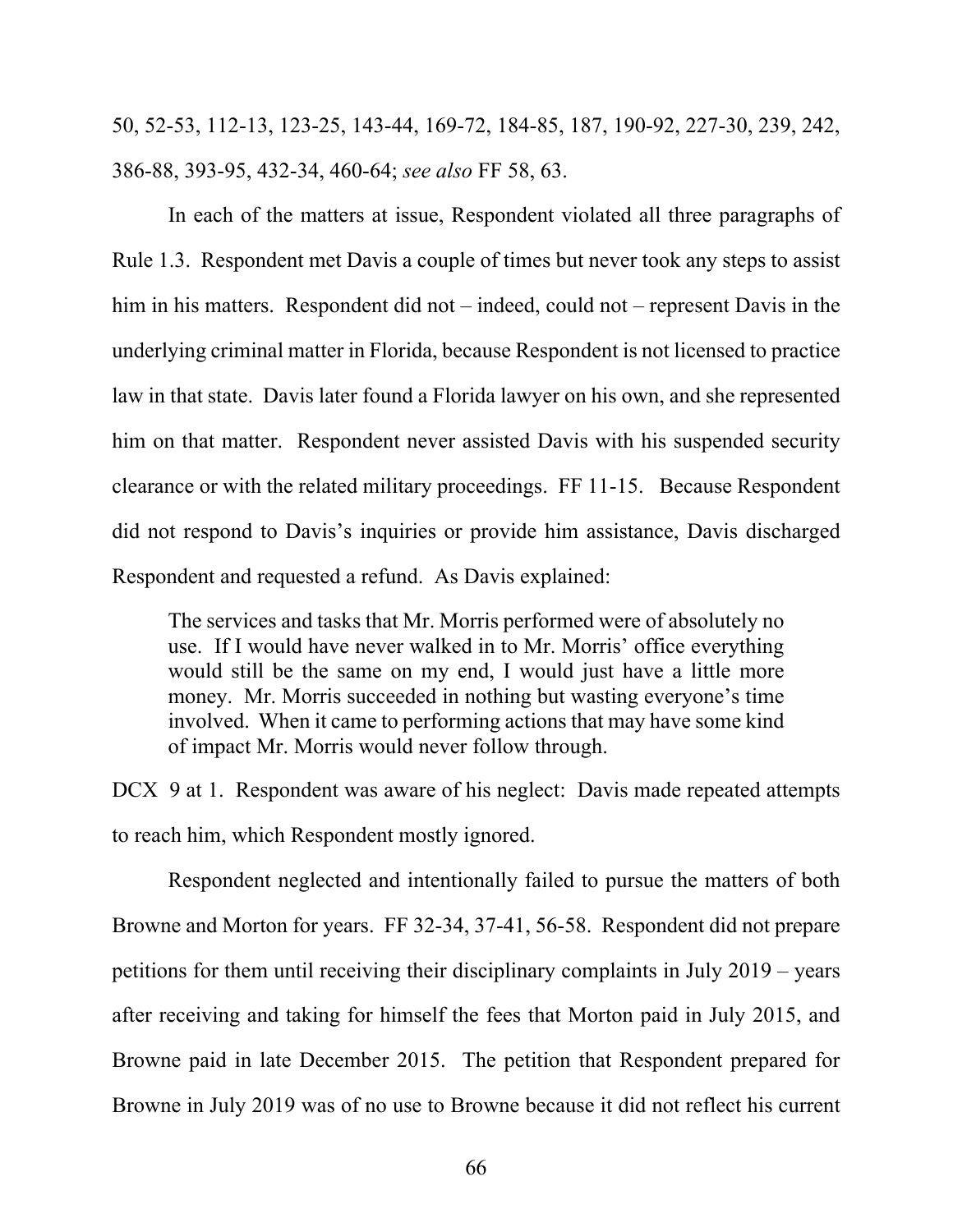50, 52-53, 112-13, 123-25, 143-44, 169-72, 184-85, 187, 190-92, 227-30, 239, 242, 386-88, 393-95, 432-34, 460-64; *see also* FF 58, 63.

In each of the matters at issue, Respondent violated all three paragraphs of Rule 1.3. Respondent met Davis a couple of times but never took any steps to assist him in his matters. Respondent did not – indeed, could not – represent Davis in the underlying criminal matter in Florida, because Respondent is not licensed to practice law in that state. Davis later found a Florida lawyer on his own, and she represented him on that matter. Respondent never assisted Davis with his suspended security clearance or with the related military proceedings. FF 11-15. Because Respondent did not respond to Davis's inquiries or provide him assistance, Davis discharged Respondent and requested a refund. As Davis explained:

> The services and tasks that Mr. Morris performed were of absolutely no use. If I would have never walked in to Mr. Morris' office everything would still be the same on my end, I would just have a little more money. Mr. Morris succeeded in nothing but wasting everyone's time involved. When it came to performing actions that may have some kind of impact Mr. Morris would never follow through.

DCX 9 at 1. Respondent was aware of his neglect: Davis made repeated attempts to reach him, which Respondent mostly ignored.

Respondent neglected and intentionally failed to pursue the matters of both Browne and Morton for years. FF 32-34, 37-41, 56-58. Respondent did not prepare petitions for them until receiving their disciplinary complaints in July 2019 – years after receiving and taking for himself the fees that Morton paid in July 2015, and Browne paid in late December 2015. The petition that Respondent prepared for Browne in July 2019 was of no use to Browne because it did not reflect his current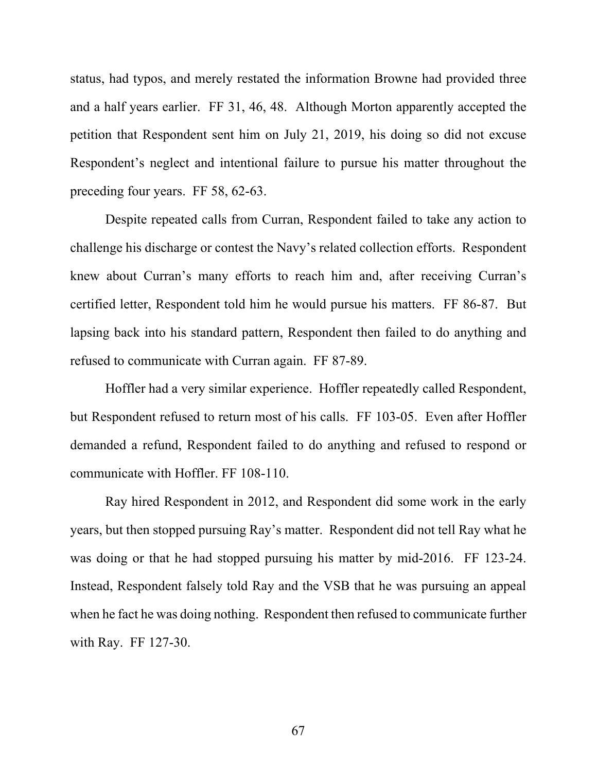status, had typos, and merely restated the information Browne had provided three and a half years earlier. FF 31, 46, 48. Although Morton apparently accepted the petition that Respondent sent him on July 21, 2019, his doing so did not excuse Respondent's neglect and intentional failure to pursue his matter throughout the preceding four years. FF 58, 62-63.

Despite repeated calls from Curran, Respondent failed to take any action to challenge his discharge or contest the Navy's related collection efforts. Respondent knew about Curran's many efforts to reach him and, after receiving Curran's certified letter, Respondent told him he would pursue his matters. FF 86-87. But lapsing back into his standard pattern, Respondent then failed to do anything and refused to communicate with Curran again. FF 87-89.

Hoffler had a very similar experience. Hoffler repeatedly called Respondent, but Respondent refused to return most of his calls. FF 103-05. Even after Hoffler demanded a refund, Respondent failed to do anything and refused to respond or communicate with Hoffler. FF 108-110.

Ray hired Respondent in 2012, and Respondent did some work in the early years, but then stopped pursuing Ray's matter. Respondent did not tell Ray what he was doing or that he had stopped pursuing his matter by mid-2016. FF 123-24. Instead, Respondent falsely told Ray and the VSB that he was pursuing an appeal when he fact he was doing nothing. Respondent then refused to communicate further with Ray. FF 127-30.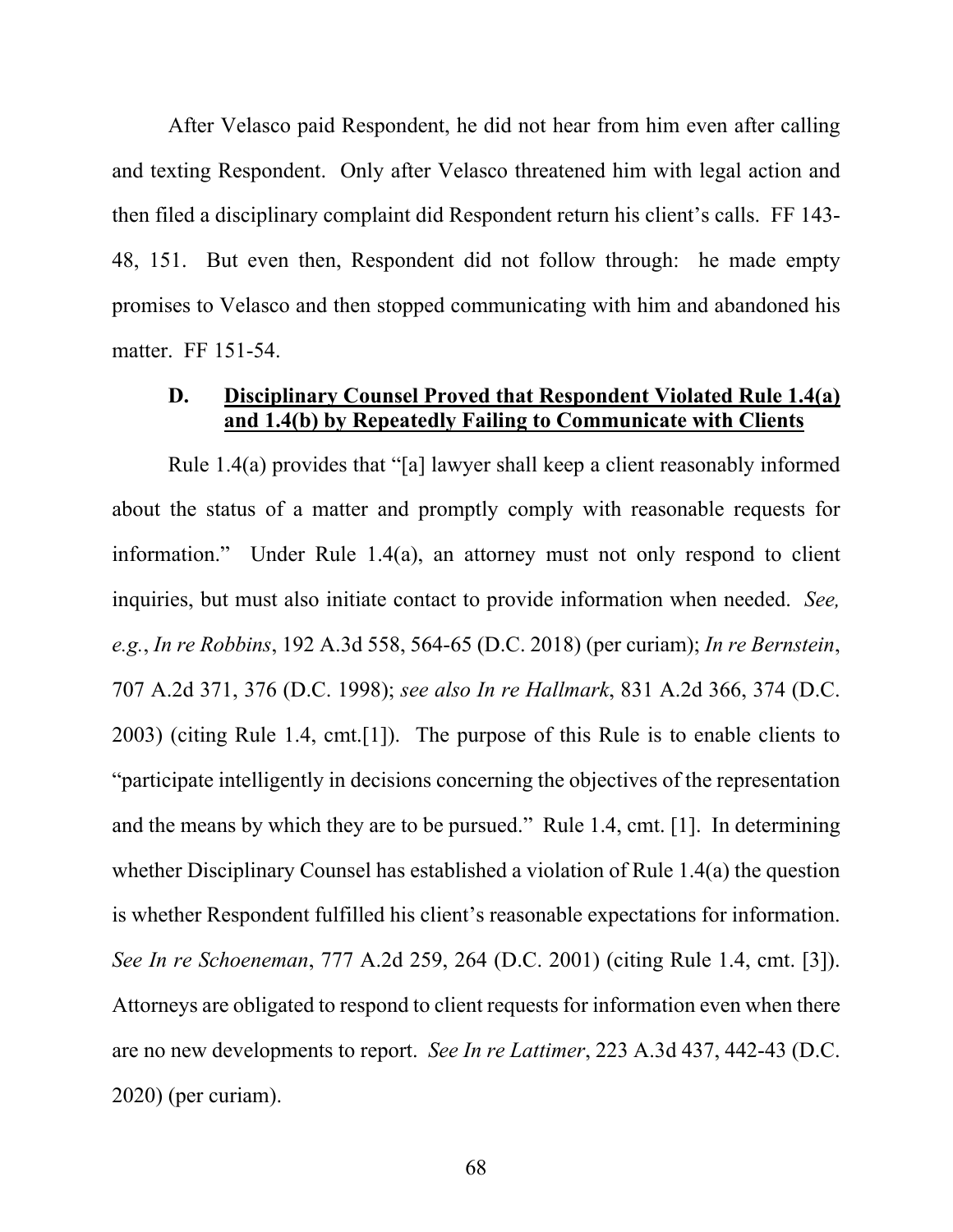After Velasco paid Respondent, he did not hear from him even after calling and texting Respondent. Only after Velasco threatened him with legal action and then filed a disciplinary complaint did Respondent return his client's calls. FF 143-48, 151. But even then, Respondent did not follow through: he made empty promises to Velasco and then stopped communicating with him and abandoned his matter. FF 151-54.

### D. Disciplinary Counsel Proved that Respondent Violated Rule 1.4(a) and 1.4(b) by Repeatedly Failing to Communicate with Clients

Rule 1.4(a) provides that "[a] lawyer shall keep a client reasonably informed about the status of a matter and promptly comply with reasonable requests for information." Under Rule 1.4(a), an attorney must not only respond to client inquiries, but must also initiate contact to provide information when needed. *See, e.g.*, *In re Robbins*, 192 A.3d 558, 564-65 (D.C. 2018) (per curiam); *In re Bernstein*, 707 A.2d 371, 376 (D.C. 1998); *see also In re Hallmark*, 831 A.2d 366, 374 (D.C. 2003) (citing Rule 1.4, cmt.[1]). The purpose of this Rule is to enable clients to "participate intelligently in decisions concerning the objectives of the representation and the means by which they are to be pursued." Rule 1.4, cmt. [1]. In determining whether Disciplinary Counsel has established a violation of Rule 1.4(a) the question is whether Respondent fulfilled his client's reasonable expectations for information. *See In re Schoeneman*, 777 A.2d 259, 264 (D.C. 2001) (citing Rule 1.4, cmt. [3]). Attorneys are obligated to respond to client requests for information even when there are no new developments to report. *See In re Lattimer*, 223 A.3d 437, 442-43 (D.C. 2020) (per curiam).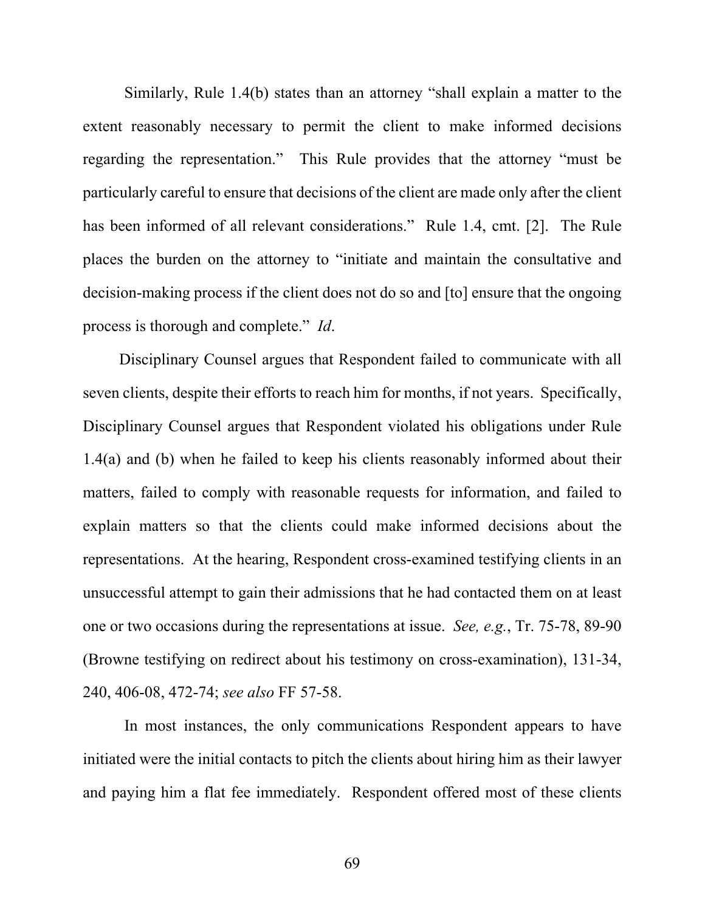Similarly, Rule 1.4(b) states than an attorney "shall explain a matter to the extent reasonably necessary to permit the client to make informed decisions regarding the representation." This Rule provides that the attorney "must be particularly careful to ensure that decisions of the client are made only after the client has been informed of all relevant considerations." Rule 1.4, cmt. [2]. The Rule places the burden on the attorney to "initiate and maintain the consultative and decision-making process if the client does not do so and [to] ensure that the ongoing process is thorough and complete." *Id*.

Disciplinary Counsel argues that Respondent failed to communicate with all seven clients, despite their efforts to reach him for months, if not years. Specifically, Disciplinary Counsel argues that Respondent violated his obligations under Rule 1.4(a) and (b) when he failed to keep his clients reasonably informed about their matters, failed to comply with reasonable requests for information, and failed to explain matters so that the clients could make informed decisions about the representations. At the hearing, Respondent cross-examined testifying clients in an unsuccessful attempt to gain their admissions that he had contacted them on at least one or two occasions during the representations at issue. *See, e.g.*, Tr. 75-78, 89-90 (Browne testifying on redirect about his testimony on cross-examination), 131-34, 240, 406-08, 472-74; *see also* FF 57-58.

In most instances, the only communications Respondent appears to have initiated were the initial contacts to pitch the clients about hiring him as their lawyer and paying him a flat fee immediately. Respondent offered most of these clients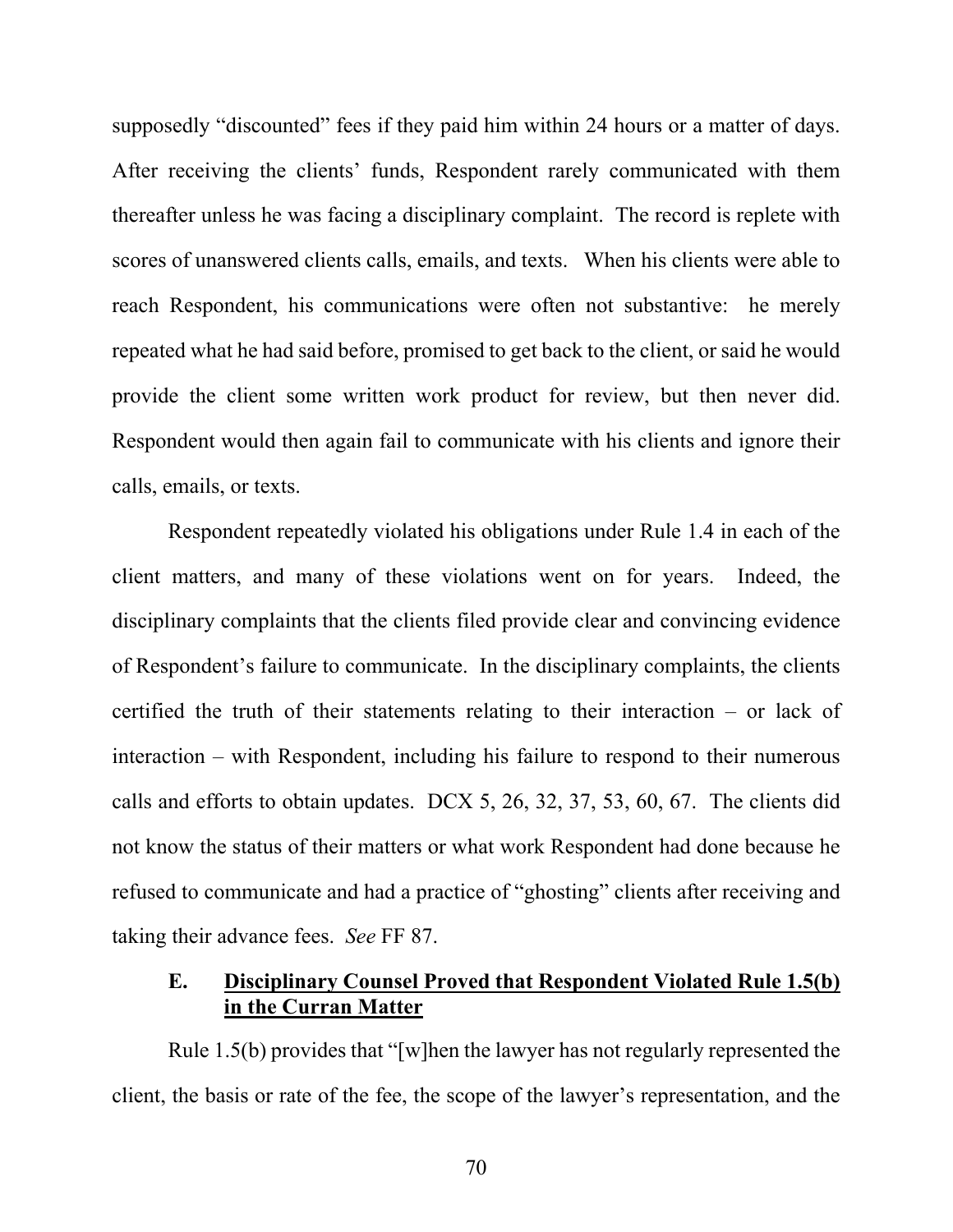supposedly "discounted" fees if they paid him within 24 hours or a matter of days. After receiving the clients' funds, Respondent rarely communicated with them thereafter unless he was facing a disciplinary complaint. The record is replete with scores of unanswered clients calls, emails, and texts. When his clients were able to reach Respondent, his communications were often not substantive: he merely repeated what he had said before, promised to get back to the client, or said he would provide the client some written work product for review, but then never did. Respondent would then again fail to communicate with his clients and ignore their calls, emails, or texts.

Respondent repeatedly violated his obligations under Rule 1.4 in each of the client matters, and many of these violations went on for years. Indeed, the disciplinary complaints that the clients filed provide clear and convincing evidence of Respondent's failure to communicate. In the disciplinary complaints, the clients certified the truth of their statements relating to their interaction – or lack of interaction – with Respondent, including his failure to respond to their numerous calls and efforts to obtain updates. DCX 5, 26, 32, 37, 53, 60, 67. The clients did not know the status of their matters or what work Respondent had done because he refused to communicate and had a practice of "ghosting" clients after receiving and taking their advance fees. *See* FF 87.

### E. Disciplinary Counsel Proved that Respondent Violated Rule 1.5(b) in the Curran Matter

Rule 1.5(b) provides that "[w]hen the lawyer has not regularly represented the client, the basis or rate of the fee, the scope of the lawyer's representation, and the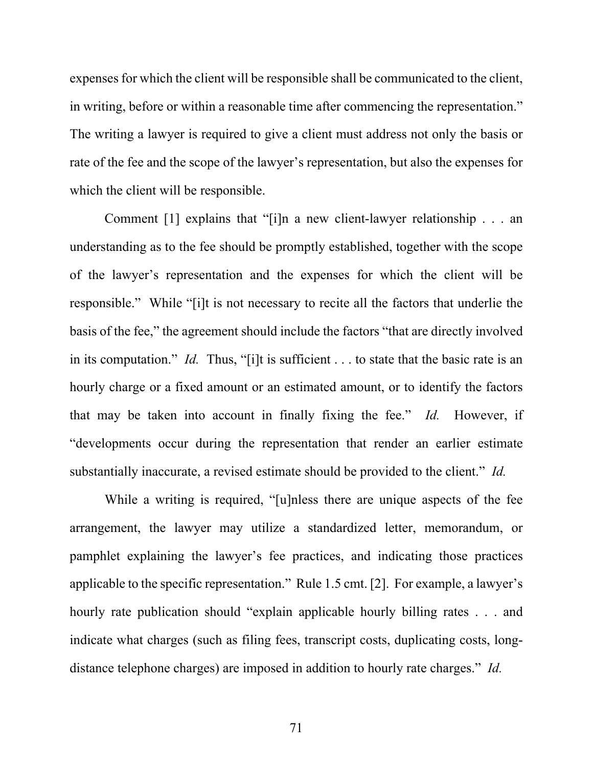expenses for which the client will be responsible shall be communicated to the client, in writing, before or within a reasonable time after commencing the representation." The writing a lawyer is required to give a client must address not only the basis or rate of the fee and the scope of the lawyer's representation, but also the expenses for which the client will be responsible.

Comment [1] explains that "[i]n a new client-lawyer relationship . . . an understanding as to the fee should be promptly established, together with the scope of the lawyer's representation and the expenses for which the client will be responsible." While "[i]t is not necessary to recite all the factors that underlie the basis of the fee," the agreement should include the factors "that are directly involved in its computation." *Id.* Thus, "[i]t is sufficient . . . to state that the basic rate is an hourly charge or a fixed amount or an estimated amount, or to identify the factors that may be taken into account in finally fixing the fee." *Id.* However, if "developments occur during the representation that render an earlier estimate substantially inaccurate, a revised estimate should be provided to the client." *Id.*

While a writing is required, "[u]nless there are unique aspects of the fee arrangement, the lawyer may utilize a standardized letter, memorandum, or pamphlet explaining the lawyer's fee practices, and indicating those practices applicable to the specific representation." Rule 1.5 cmt. [2]. For example, a lawyer's hourly rate publication should "explain applicable hourly billing rates . . . and indicate what charges (such as filing fees, transcript costs, duplicating costs, long-distance telephone charges) are imposed in addition to hourly rate charges." *Id.*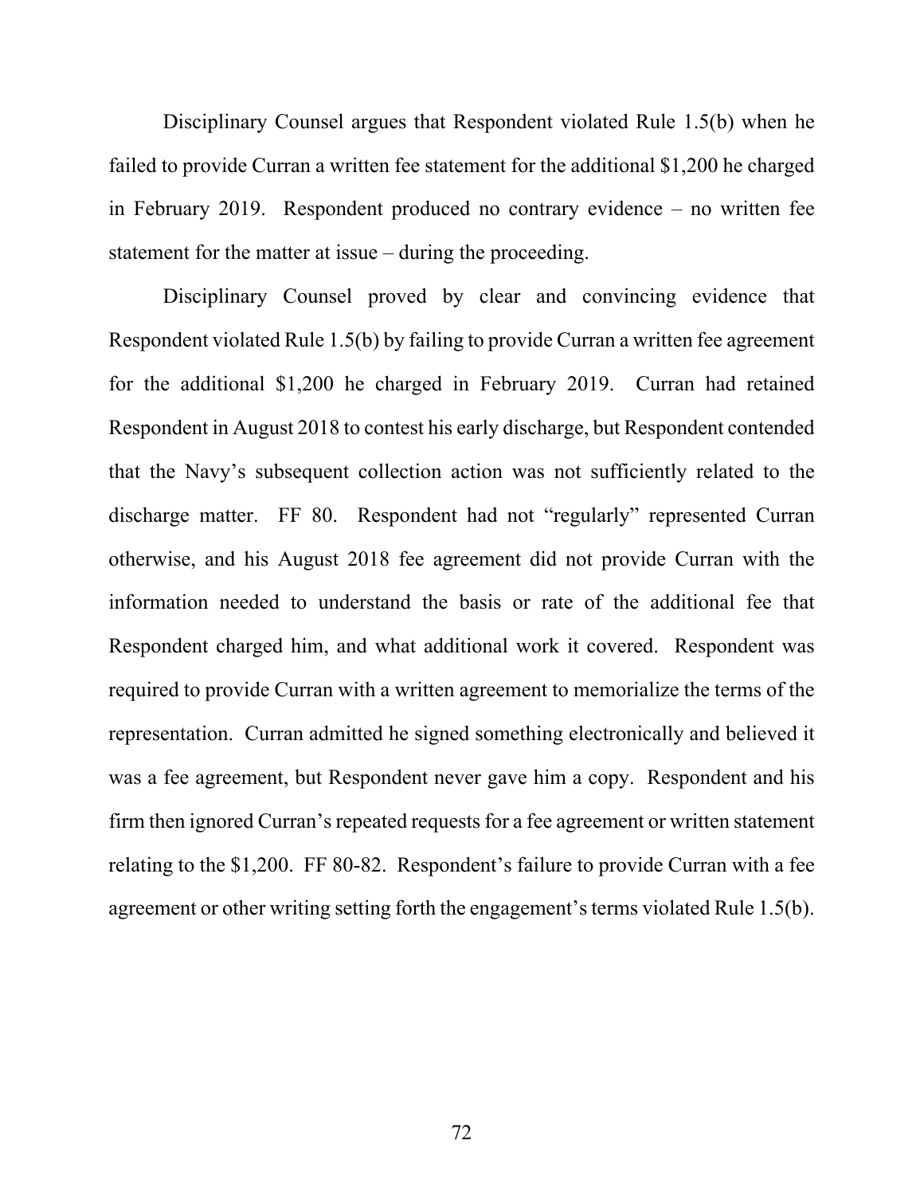Disciplinary Counsel argues that Respondent violated Rule 1.5(b) when he failed to provide Curran a written fee statement for the additional $1,200 he charged in February 2019. Respondent produced no contrary evidence – no written fee statement for the matter at issue – during the proceeding.

Disciplinary Counsel proved by clear and convincing evidence that Respondent violated Rule 1.5(b) by failing to provide Curran a written fee agreement for the additional $1,200 he charged in February 2019. Curran had retained Respondent in August 2018 to contest his early discharge, but Respondent contended that the Navy's subsequent collection action was not sufficiently related to the discharge matter. FF 80. Respondent had not "regularly" represented Curran otherwise, and his August 2018 fee agreement did not provide Curran with the information needed to understand the basis or rate of the additional fee that Respondent charged him, and what additional work it covered. Respondent was required to provide Curran with a written agreement to memorialize the terms of the representation. Curran admitted he signed something electronically and believed it was a fee agreement, but Respondent never gave him a copy. Respondent and his firm then ignored Curran's repeated requests for a fee agreement or written statement relating to the $1,200. FF 80-82. Respondent's failure to provide Curran with a fee agreement or other writing setting forth the engagement's terms violated Rule 1.5(b).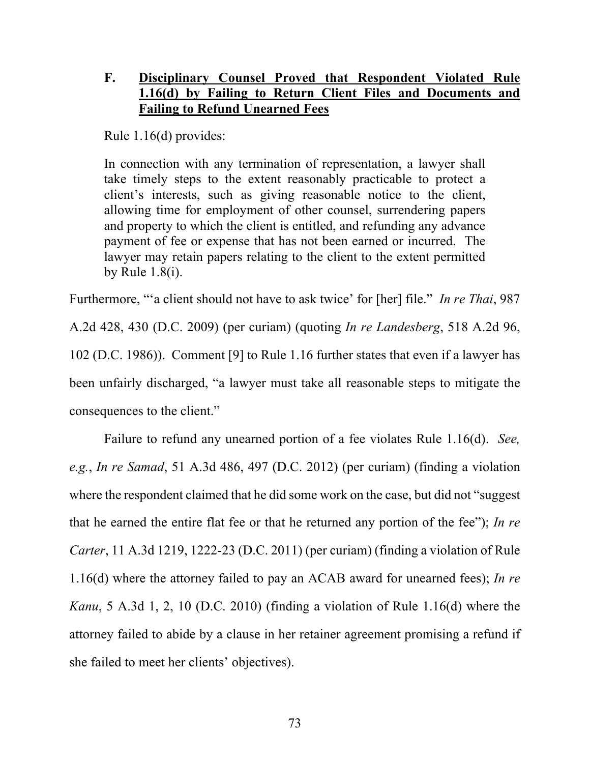### F. <u>Disciplinary Counsel Proved that Respondent Violated Rule 1.16(d) by Failing to Return Client Files and Documents and Failing to Refund Unearned Fees</u>

Rule 1.16(d) provides:

> In connection with any termination of representation, a lawyer shall take timely steps to the extent reasonably practicable to protect a client's interests, such as giving reasonable notice to the client, allowing time for employment of other counsel, surrendering papers and property to which the client is entitled, and refunding any advance payment of fee or expense that has not been earned or incurred. The lawyer may retain papers relating to the client to the extent permitted by Rule 1.8(i).

Furthermore, "'a client should not have to ask twice' for [her] file." *In re Thai*, 987 A.2d 428, 430 (D.C. 2009) (per curiam) (quoting *In re Landesberg*, 518 A.2d 96, 102 (D.C. 1986)). Comment [9] to Rule 1.16 further states that even if a lawyer has been unfairly discharged, "a lawyer must take all reasonable steps to mitigate the consequences to the client."

Failure to refund any unearned portion of a fee violates Rule 1.16(d). *See, e.g.*, *In re Samad*, 51 A.3d 486, 497 (D.C. 2012) (per curiam) (finding a violation where the respondent claimed that he did some work on the case, but did not "suggest that he earned the entire flat fee or that he returned any portion of the fee"); *In re Carter*, 11 A.3d 1219, 1222-23 (D.C. 2011) (per curiam) (finding a violation of Rule 1.16(d) where the attorney failed to pay an ACAB award for unearned fees); *In re Kanu*, 5 A.3d 1, 2, 10 (D.C. 2010) (finding a violation of Rule 1.16(d) where the attorney failed to abide by a clause in her retainer agreement promising a refund if she failed to meet her clients' objectives).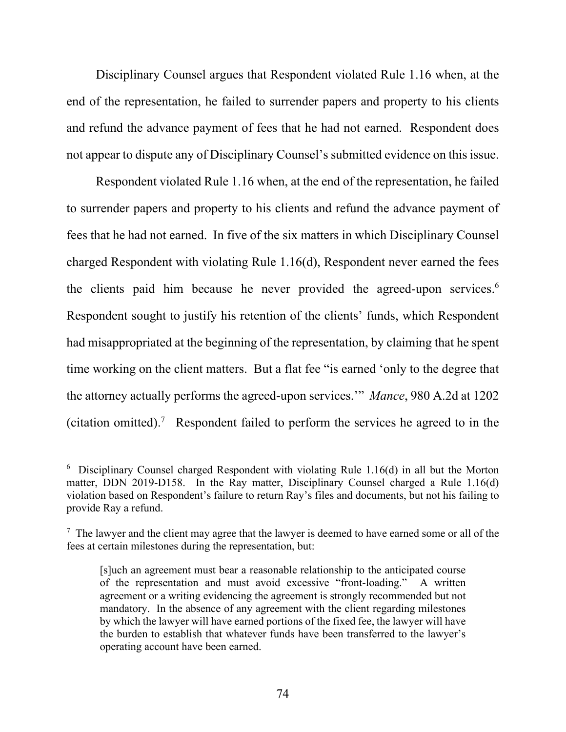Disciplinary Counsel argues that Respondent violated Rule 1.16 when, at the end of the representation, he failed to surrender papers and property to his clients and refund the advance payment of fees that he had not earned. Respondent does not appear to dispute any of Disciplinary Counsel's submitted evidence on this issue.

Respondent violated Rule 1.16 when, at the end of the representation, he failed to surrender papers and property to his clients and refund the advance payment of fees that he had not earned. In five of the six matters in which Disciplinary Counsel charged Respondent with violating Rule 1.16(d), Respondent never earned the fees the clients paid him because he never provided the agreed-upon services.[6] Respondent sought to justify his retention of the clients' funds, which Respondent had misappropriated at the beginning of the representation, by claiming that he spent time working on the client matters. But a flat fee "is earned 'only to the degree that the attorney actually performs the agreed-upon services.'" *Mance*, 980 A.2d at 1202 (citation omitted).[7] Respondent failed to perform the services he agreed to in the

---

[6] Disciplinary Counsel charged Respondent with violating Rule 1.16(d) in all but the Morton matter, DDN 2019-D158. In the Ray matter, Disciplinary Counsel charged a Rule 1.16(d) violation based on Respondent's failure to return Ray's files and documents, but not his failing to provide Ray a refund.

[7] The lawyer and the client may agree that the lawyer is deemed to have earned some or all of the fees at certain milestones during the representation, but:

> [s]uch an agreement must bear a reasonable relationship to the anticipated course of the representation and must avoid excessive "front-loading." A written agreement or a writing evidencing the agreement is strongly recommended but not mandatory. In the absence of any agreement with the client regarding milestones by which the lawyer will have earned portions of the fixed fee, the lawyer will have the burden to establish that whatever funds have been transferred to the lawyer's operating account have been earned.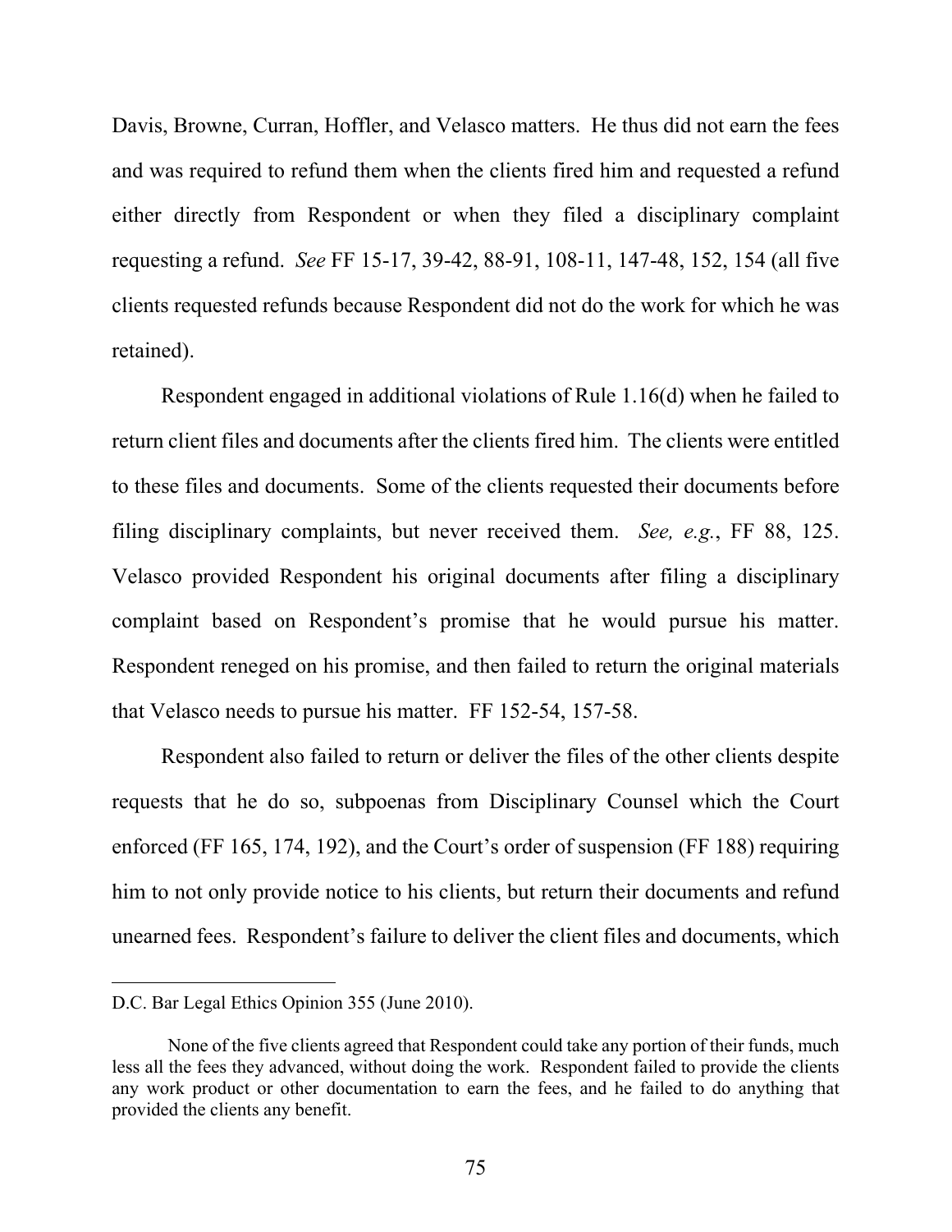Davis, Browne, Curran, Hoffler, and Velasco matters. He thus did not earn the fees and was required to refund them when the clients fired him and requested a refund either directly from Respondent or when they filed a disciplinary complaint requesting a refund. *See* FF 15-17, 39-42, 88-91, 108-11, 147-48, 152, 154 (all five clients requested refunds because Respondent did not do the work for which he was retained).

Respondent engaged in additional violations of Rule 1.16(d) when he failed to return client files and documents after the clients fired him. The clients were entitled to these files and documents. Some of the clients requested their documents before filing disciplinary complaints, but never received them. *See, e.g.*, FF 88, 125. Velasco provided Respondent his original documents after filing a disciplinary complaint based on Respondent's promise that he would pursue his matter. Respondent reneged on his promise, and then failed to return the original materials that Velasco needs to pursue his matter. FF 152-54, 157-58.

Respondent also failed to return or deliver the files of the other clients despite requests that he do so, subpoenas from Disciplinary Counsel which the Court enforced (FF 165, 174, 192), and the Court's order of suspension (FF 188) requiring him to not only provide notice to his clients, but return their documents and refund unearned fees. Respondent's failure to deliver the client files and documents, which

---

D.C. Bar Legal Ethics Opinion 355 (June 2010).

None of the five clients agreed that Respondent could take any portion of their funds, much less all the fees they advanced, without doing the work. Respondent failed to provide the clients any work product or other documentation to earn the fees, and he failed to do anything that provided the clients any benefit.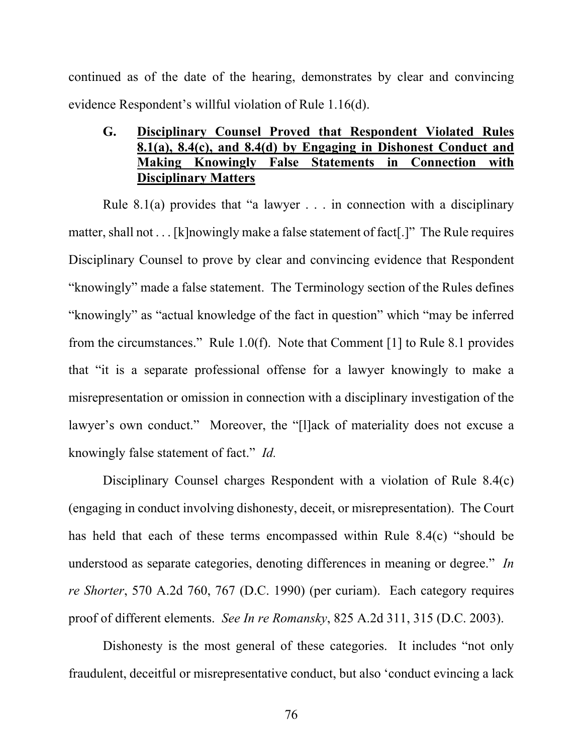continued as of the date of the hearing, demonstrates by clear and convincing evidence Respondent's willful violation of Rule 1.16(d).

### G. Disciplinary Counsel Proved that Respondent Violated Rules 8.1(a), 8.4(c), and 8.4(d) by Engaging in Dishonest Conduct and Making Knowingly False Statements in Connection with Disciplinary Matters

Rule 8.1(a) provides that "a lawyer . . . in connection with a disciplinary matter, shall not . . . [k]nowingly make a false statement of fact[.]" The Rule requires Disciplinary Counsel to prove by clear and convincing evidence that Respondent "knowingly" made a false statement. The Terminology section of the Rules defines "knowingly" as "actual knowledge of the fact in question" which "may be inferred from the circumstances." Rule 1.0(f). Note that Comment [1] to Rule 8.1 provides that "it is a separate professional offense for a lawyer knowingly to make a misrepresentation or omission in connection with a disciplinary investigation of the lawyer's own conduct." Moreover, the "[l]ack of materiality does not excuse a knowingly false statement of fact." *Id.*

Disciplinary Counsel charges Respondent with a violation of Rule 8.4(c) (engaging in conduct involving dishonesty, deceit, or misrepresentation). The Court has held that each of these terms encompassed within Rule 8.4(c) "should be understood as separate categories, denoting differences in meaning or degree." *In re Shorter*, 570 A.2d 760, 767 (D.C. 1990) (per curiam). Each category requires proof of different elements. *See In re Romansky*, 825 A.2d 311, 315 (D.C. 2003).

Dishonesty is the most general of these categories. It includes "not only fraudulent, deceitful or misrepresentative conduct, but also 'conduct evincing a lack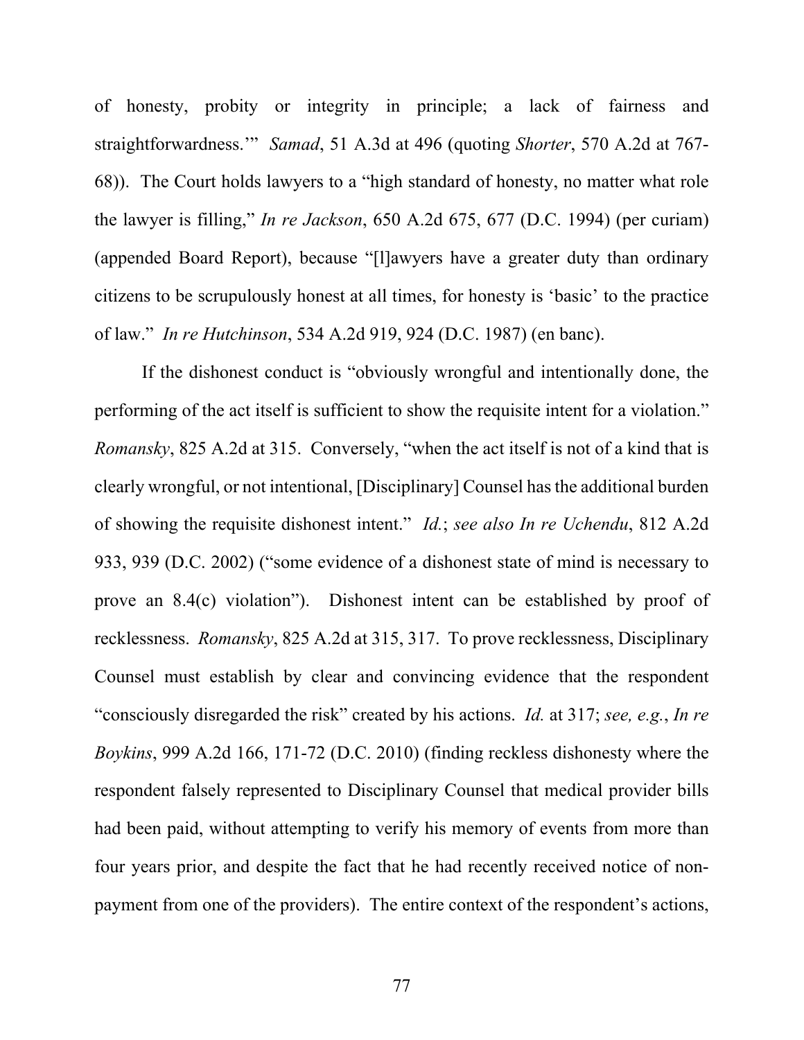of honesty, probity or integrity in principle; a lack of fairness and straightforwardness.'" *Samad*, 51 A.3d at 496 (quoting *Shorter*, 570 A.2d at 767-68)). The Court holds lawyers to a "high standard of honesty, no matter what role the lawyer is filling," *In re Jackson*, 650 A.2d 675, 677 (D.C. 1994) (per curiam) (appended Board Report), because "[l]awyers have a greater duty than ordinary citizens to be scrupulously honest at all times, for honesty is 'basic' to the practice of law." *In re Hutchinson*, 534 A.2d 919, 924 (D.C. 1987) (en banc).

If the dishonest conduct is "obviously wrongful and intentionally done, the performing of the act itself is sufficient to show the requisite intent for a violation." *Romansky*, 825 A.2d at 315. Conversely, "when the act itself is not of a kind that is clearly wrongful, or not intentional, [Disciplinary] Counsel has the additional burden of showing the requisite dishonest intent." *Id.*; *see also In re Uchendu*, 812 A.2d 933, 939 (D.C. 2002) ("some evidence of a dishonest state of mind is necessary to prove an 8.4(c) violation"). Dishonest intent can be established by proof of recklessness. *Romansky*, 825 A.2d at 315, 317. To prove recklessness, Disciplinary Counsel must establish by clear and convincing evidence that the respondent "consciously disregarded the risk" created by his actions. *Id.* at 317; *see, e.g.*, *In re Boykins*, 999 A.2d 166, 171-72 (D.C. 2010) (finding reckless dishonesty where the respondent falsely represented to Disciplinary Counsel that medical provider bills had been paid, without attempting to verify his memory of events from more than four years prior, and despite the fact that he had recently received notice of non-payment from one of the providers). The entire context of the respondent's actions,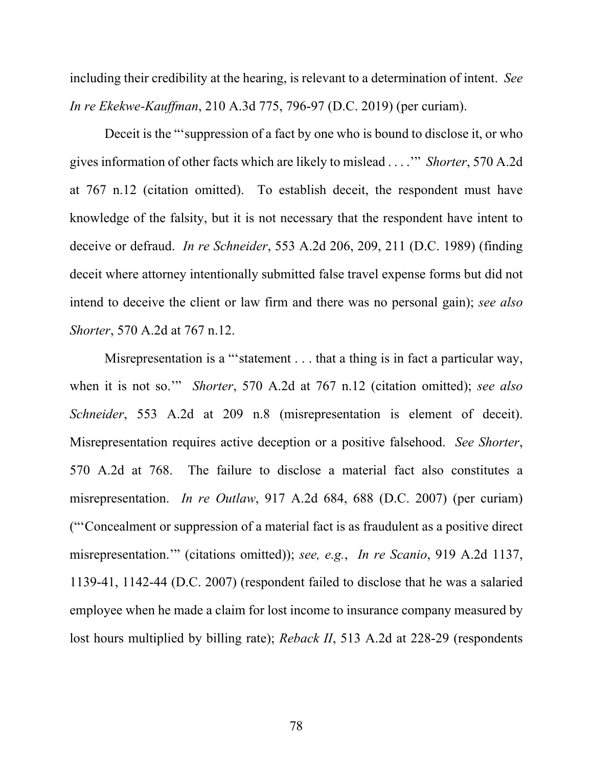including their credibility at the hearing, is relevant to a determination of intent. *See In re Ekekwe-Kauffman*, 210 A.3d 775, 796-97 (D.C. 2019) (per curiam).

Deceit is the "'suppression of a fact by one who is bound to disclose it, or who gives information of other facts which are likely to mislead . . . .'" *Shorter*, 570 A.2d at 767 n.12 (citation omitted). To establish deceit, the respondent must have knowledge of the falsity, but it is not necessary that the respondent have intent to deceive or defraud. *In re Schneider*, 553 A.2d 206, 209, 211 (D.C. 1989) (finding deceit where attorney intentionally submitted false travel expense forms but did not intend to deceive the client or law firm and there was no personal gain); *see also Shorter*, 570 A.2d at 767 n.12.

Misrepresentation is a "'statement . . . that a thing is in fact a particular way, when it is not so.'" *Shorter*, 570 A.2d at 767 n.12 (citation omitted); *see also Schneider*, 553 A.2d at 209 n.8 (misrepresentation is element of deceit). Misrepresentation requires active deception or a positive falsehood. *See Shorter*, 570 A.2d at 768. The failure to disclose a material fact also constitutes a misrepresentation. *In re Outlaw*, 917 A.2d 684, 688 (D.C. 2007) (per curiam) ("'Concealment or suppression of a material fact is as fraudulent as a positive direct misrepresentation.'" (citations omitted)); *see, e.g.*, *In re Scanio*, 919 A.2d 1137, 1139-41, 1142-44 (D.C. 2007) (respondent failed to disclose that he was a salaried employee when he made a claim for lost income to insurance company measured by lost hours multiplied by billing rate); *Reback II*, 513 A.2d at 228-29 (respondents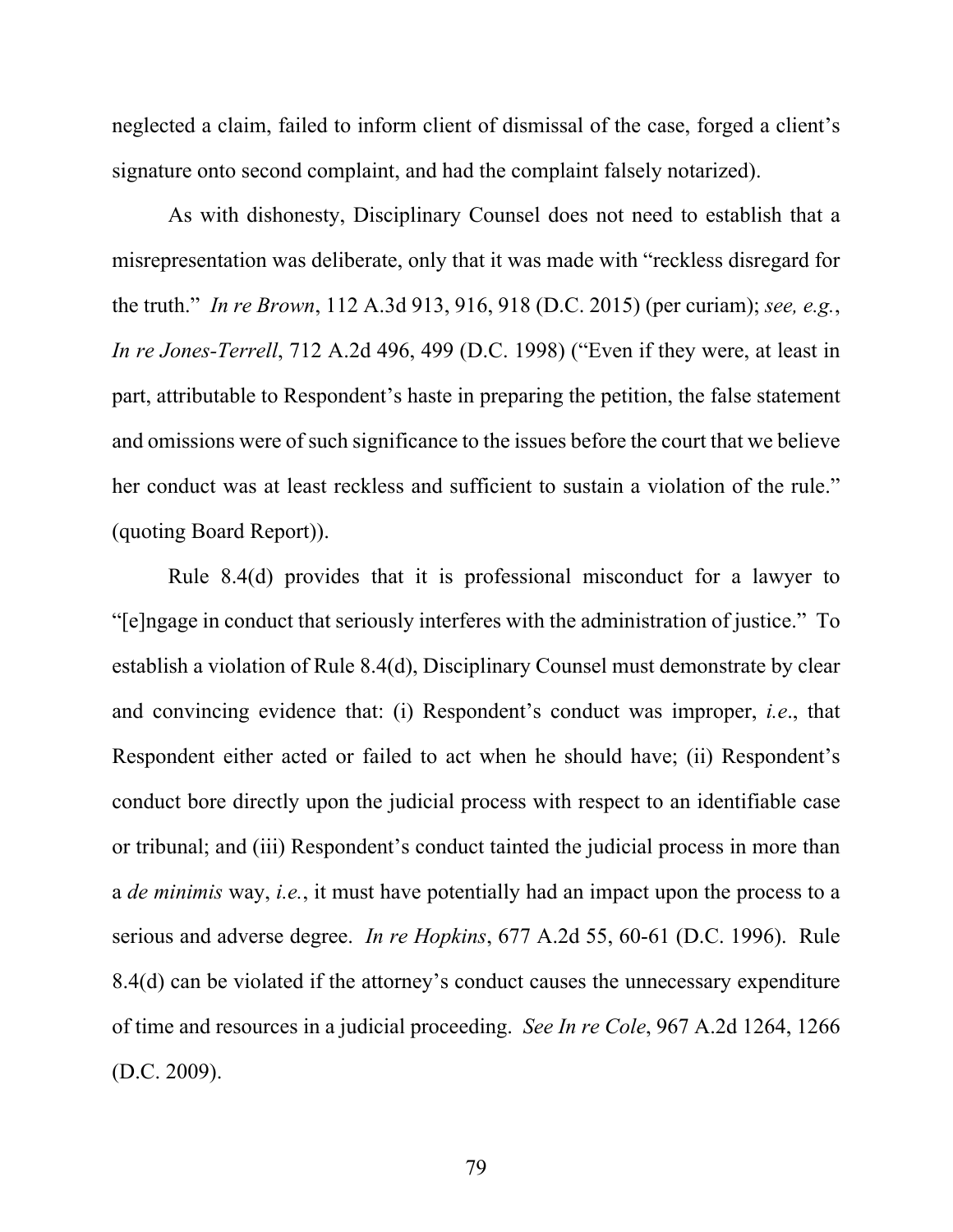neglected a claim, failed to inform client of dismissal of the case, forged a client's signature onto second complaint, and had the complaint falsely notarized).

As with dishonesty, Disciplinary Counsel does not need to establish that a misrepresentation was deliberate, only that it was made with "reckless disregard for the truth." *In re Brown*, 112 A.3d 913, 916, 918 (D.C. 2015) (per curiam); *see, e.g.*, *In re Jones-Terrell*, 712 A.2d 496, 499 (D.C. 1998) ("Even if they were, at least in part, attributable to Respondent's haste in preparing the petition, the false statement and omissions were of such significance to the issues before the court that we believe her conduct was at least reckless and sufficient to sustain a violation of the rule." (quoting Board Report)).

Rule 8.4(d) provides that it is professional misconduct for a lawyer to "[e]ngage in conduct that seriously interferes with the administration of justice." To establish a violation of Rule 8.4(d), Disciplinary Counsel must demonstrate by clear and convincing evidence that: (i) Respondent's conduct was improper, *i.e.*, that Respondent either acted or failed to act when he should have; (ii) Respondent's conduct bore directly upon the judicial process with respect to an identifiable case or tribunal; and (iii) Respondent's conduct tainted the judicial process in more than a *de minimis* way, *i.e.*, it must have potentially had an impact upon the process to a serious and adverse degree. *In re Hopkins*, 677 A.2d 55, 60-61 (D.C. 1996). Rule 8.4(d) can be violated if the attorney's conduct causes the unnecessary expenditure of time and resources in a judicial proceeding. *See In re Cole*, 967 A.2d 1264, 1266 (D.C. 2009).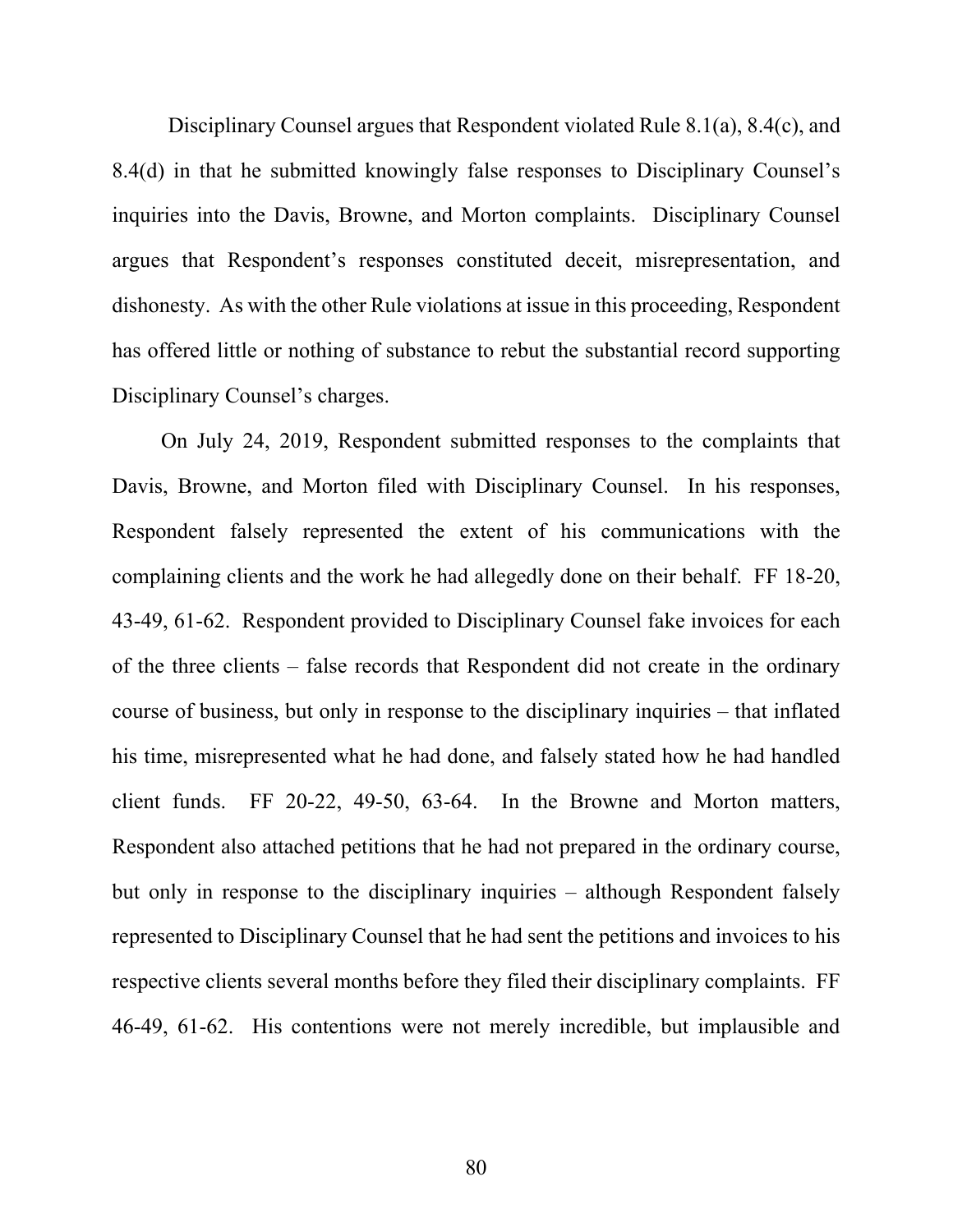Disciplinary Counsel argues that Respondent violated Rule 8.1(a), 8.4(c), and 8.4(d) in that he submitted knowingly false responses to Disciplinary Counsel's inquiries into the Davis, Browne, and Morton complaints. Disciplinary Counsel argues that Respondent's responses constituted deceit, misrepresentation, and dishonesty. As with the other Rule violations at issue in this proceeding, Respondent has offered little or nothing of substance to rebut the substantial record supporting Disciplinary Counsel's charges.

On July 24, 2019, Respondent submitted responses to the complaints that Davis, Browne, and Morton filed with Disciplinary Counsel. In his responses, Respondent falsely represented the extent of his communications with the complaining clients and the work he had allegedly done on their behalf. FF 18-20, 43-49, 61-62. Respondent provided to Disciplinary Counsel fake invoices for each of the three clients – false records that Respondent did not create in the ordinary course of business, but only in response to the disciplinary inquiries – that inflated his time, misrepresented what he had done, and falsely stated how he had handled client funds. FF 20-22, 49-50, 63-64. In the Browne and Morton matters, Respondent also attached petitions that he had not prepared in the ordinary course, but only in response to the disciplinary inquiries – although Respondent falsely represented to Disciplinary Counsel that he had sent the petitions and invoices to his respective clients several months before they filed their disciplinary complaints. FF 46-49, 61-62. His contentions were not merely incredible, but implausible and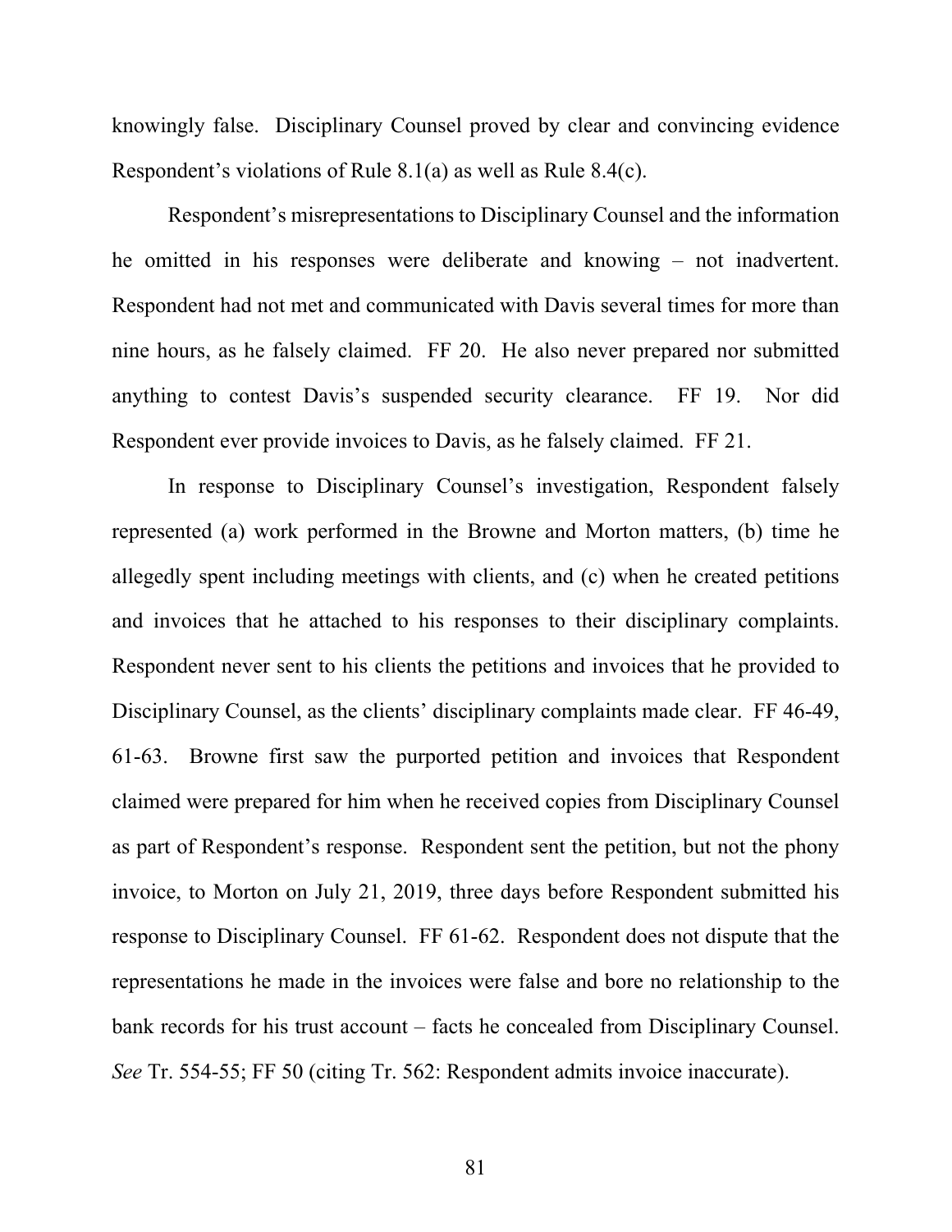knowingly false. Disciplinary Counsel proved by clear and convincing evidence Respondent's violations of Rule 8.1(a) as well as Rule 8.4(c).

Respondent's misrepresentations to Disciplinary Counsel and the information he omitted in his responses were deliberate and knowing – not inadvertent. Respondent had not met and communicated with Davis several times for more than nine hours, as he falsely claimed. FF 20. He also never prepared nor submitted anything to contest Davis's suspended security clearance. FF 19. Nor did Respondent ever provide invoices to Davis, as he falsely claimed. FF 21.

In response to Disciplinary Counsel's investigation, Respondent falsely represented (a) work performed in the Browne and Morton matters, (b) time he allegedly spent including meetings with clients, and (c) when he created petitions and invoices that he attached to his responses to their disciplinary complaints. Respondent never sent to his clients the petitions and invoices that he provided to Disciplinary Counsel, as the clients' disciplinary complaints made clear. FF 46-49, 61-63. Browne first saw the purported petition and invoices that Respondent claimed were prepared for him when he received copies from Disciplinary Counsel as part of Respondent's response. Respondent sent the petition, but not the phony invoice, to Morton on July 21, 2019, three days before Respondent submitted his response to Disciplinary Counsel. FF 61-62. Respondent does not dispute that the representations he made in the invoices were false and bore no relationship to the bank records for his trust account – facts he concealed from Disciplinary Counsel. *See* Tr. 554-55; FF 50 (citing Tr. 562: Respondent admits invoice inaccurate).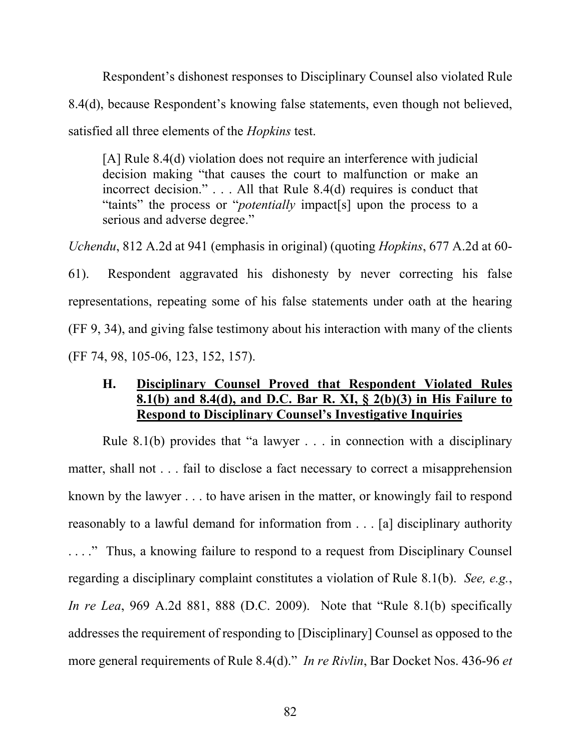Respondent's dishonest responses to Disciplinary Counsel also violated Rule 8.4(d), because Respondent's knowing false statements, even though not believed, satisfied all three elements of the *Hopkins* test.

> [A] Rule 8.4(d) violation does not require an interference with judicial decision making "that causes the court to malfunction or make an incorrect decision." . . . All that Rule 8.4(d) requires is conduct that "taints" the process or "*potentially* impact[s] upon the process to a serious and adverse degree."

*Uchendu*, 812 A.2d at 941 (emphasis in original) (quoting *Hopkins*, 677 A.2d at 60-61). Respondent aggravated his dishonesty by never correcting his false representations, repeating some of his false statements under oath at the hearing (FF 9, 34), and giving false testimony about his interaction with many of the clients (FF 74, 98, 105-06, 123, 152, 157).

### H. <u>Disciplinary Counsel Proved that Respondent Violated Rules 8.1(b) and 8.4(d), and D.C. Bar R. XI, § 2(b)(3) in His Failure to Respond to Disciplinary Counsel's Investigative Inquiries</u>

Rule 8.1(b) provides that "a lawyer . . . in connection with a disciplinary matter, shall not . . . fail to disclose a fact necessary to correct a misapprehension known by the lawyer . . . to have arisen in the matter, or knowingly fail to respond reasonably to a lawful demand for information from . . . [a] disciplinary authority . . . ." Thus, a knowing failure to respond to a request from Disciplinary Counsel regarding a disciplinary complaint constitutes a violation of Rule 8.1(b). *See, e.g.*, *In re Lea*, 969 A.2d 881, 888 (D.C. 2009). Note that "Rule 8.1(b) specifically addresses the requirement of responding to [Disciplinary] Counsel as opposed to the more general requirements of Rule 8.4(d)." *In re Rivlin*, Bar Docket Nos. 436-96 *et*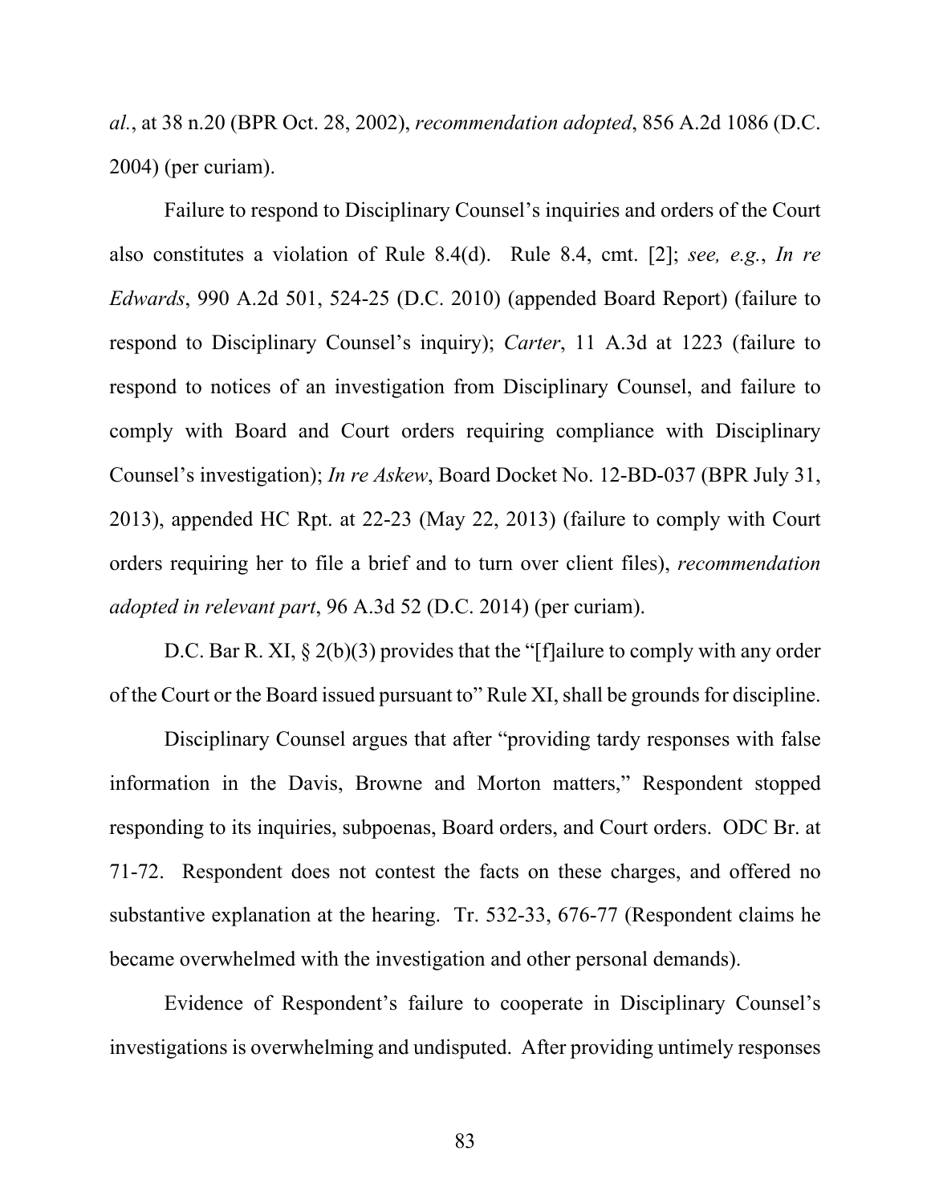*al.*, at 38 n.20 (BPR Oct. 28, 2002), *recommendation adopted*, 856 A.2d 1086 (D.C. 2004) (per curiam).

Failure to respond to Disciplinary Counsel's inquiries and orders of the Court also constitutes a violation of Rule 8.4(d). Rule 8.4, cmt. [2]; *see, e.g.*, *In re Edwards*, 990 A.2d 501, 524-25 (D.C. 2010) (appended Board Report) (failure to respond to Disciplinary Counsel's inquiry); *Carter*, 11 A.3d at 1223 (failure to respond to notices of an investigation from Disciplinary Counsel, and failure to comply with Board and Court orders requiring compliance with Disciplinary Counsel's investigation); *In re Askew*, Board Docket No. 12-BD-037 (BPR July 31, 2013), appended HC Rpt. at 22-23 (May 22, 2013) (failure to comply with Court orders requiring her to file a brief and to turn over client files), *recommendation adopted in relevant part*, 96 A.3d 52 (D.C. 2014) (per curiam).

D.C. Bar R. XI, § 2(b)(3) provides that the "[f]ailure to comply with any order of the Court or the Board issued pursuant to" Rule XI, shall be grounds for discipline.

Disciplinary Counsel argues that after "providing tardy responses with false information in the Davis, Browne and Morton matters," Respondent stopped responding to its inquiries, subpoenas, Board orders, and Court orders. ODC Br. at 71-72. Respondent does not contest the facts on these charges, and offered no substantive explanation at the hearing. Tr. 532-33, 676-77 (Respondent claims he became overwhelmed with the investigation and other personal demands).

Evidence of Respondent's failure to cooperate in Disciplinary Counsel's investigations is overwhelming and undisputed. After providing untimely responses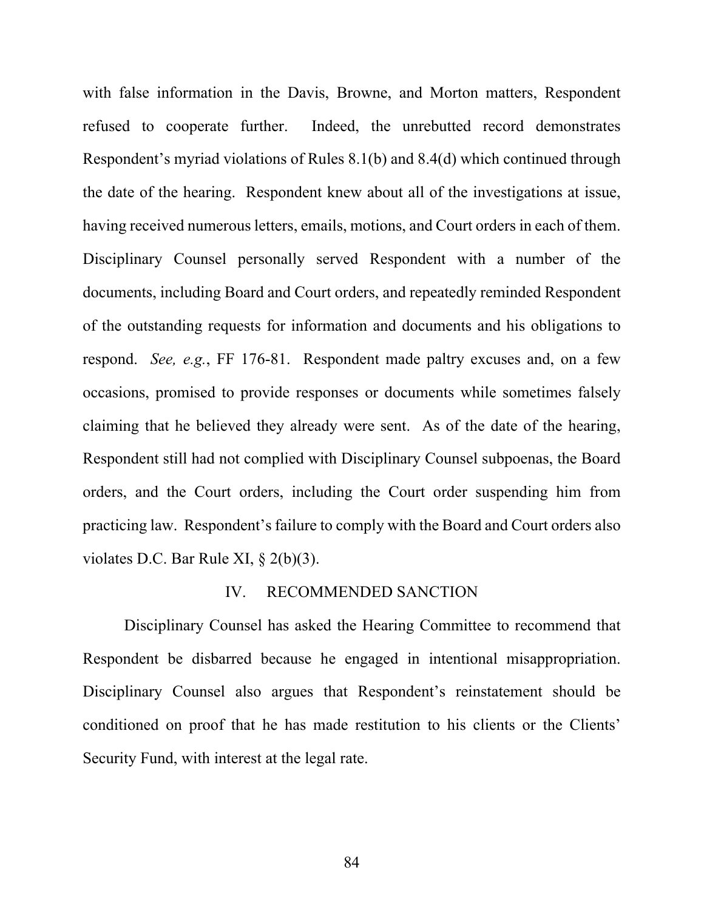with false information in the Davis, Browne, and Morton matters, Respondent refused to cooperate further. Indeed, the unrebutted record demonstrates Respondent's myriad violations of Rules 8.1(b) and 8.4(d) which continued through the date of the hearing. Respondent knew about all of the investigations at issue, having received numerous letters, emails, motions, and Court orders in each of them. Disciplinary Counsel personally served Respondent with a number of the documents, including Board and Court orders, and repeatedly reminded Respondent of the outstanding requests for information and documents and his obligations to respond. *See, e.g.*, FF 176-81. Respondent made paltry excuses and, on a few occasions, promised to provide responses or documents while sometimes falsely claiming that he believed they already were sent. As of the date of the hearing, Respondent still had not complied with Disciplinary Counsel subpoenas, the Board orders, and the Court orders, including the Court order suspending him from practicing law. Respondent's failure to comply with the Board and Court orders also violates D.C. Bar Rule XI, § 2(b)(3).

## IV. RECOMMENDED SANCTION

Disciplinary Counsel has asked the Hearing Committee to recommend that Respondent be disbarred because he engaged in intentional misappropriation. Disciplinary Counsel also argues that Respondent's reinstatement should be conditioned on proof that he has made restitution to his clients or the Clients' Security Fund, with interest at the legal rate.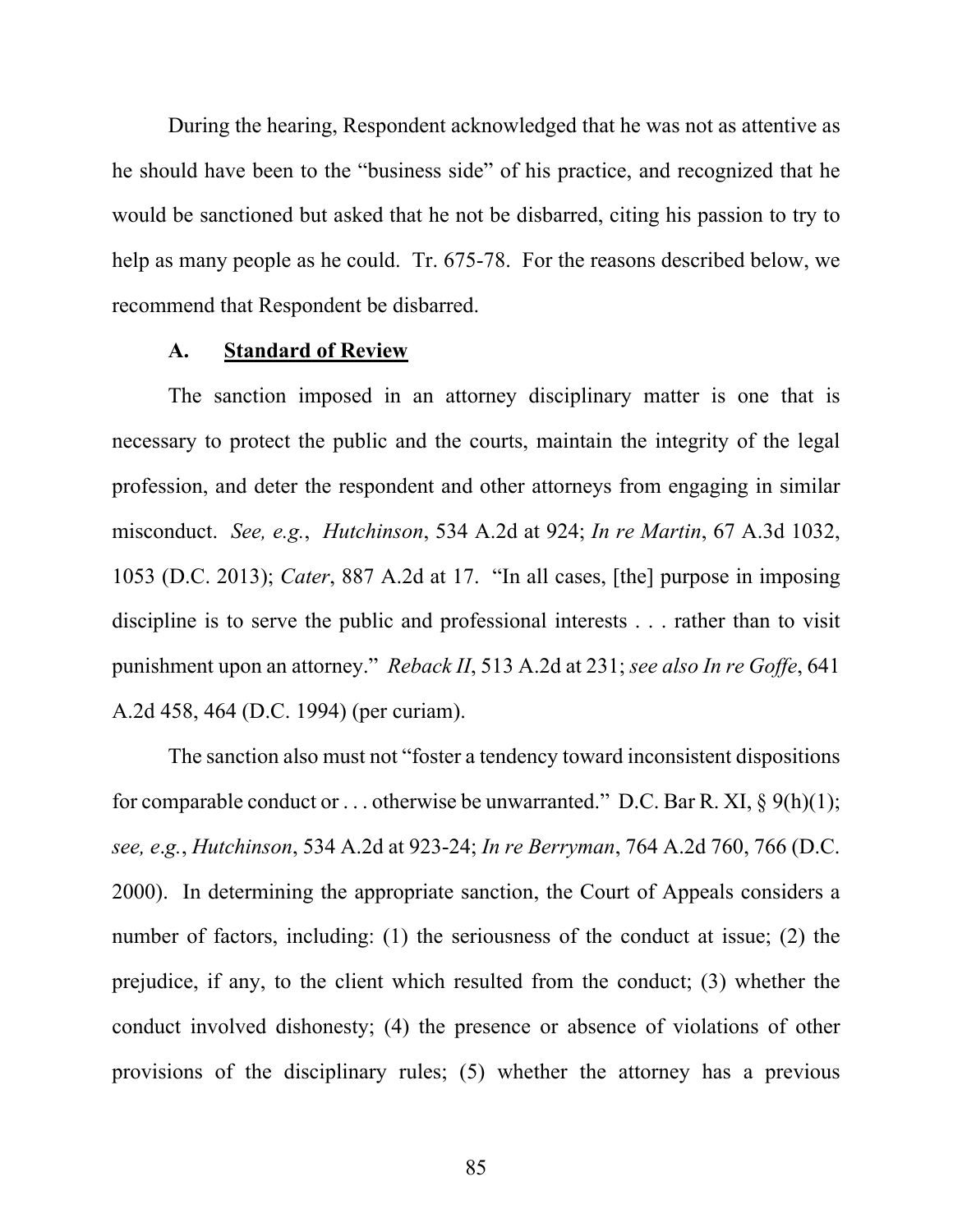During the hearing, Respondent acknowledged that he was not as attentive as he should have been to the "business side" of his practice, and recognized that he would be sanctioned but asked that he not be disbarred, citing his passion to try to help as many people as he could. Tr. 675-78. For the reasons described below, we recommend that Respondent be disbarred.

### A. Standard of Review

The sanction imposed in an attorney disciplinary matter is one that is necessary to protect the public and the courts, maintain the integrity of the legal profession, and deter the respondent and other attorneys from engaging in similar misconduct. *See, e.g.*, *Hutchinson*, 534 A.2d at 924; *In re Martin*, 67 A.3d 1032, 1053 (D.C. 2013); *Cater*, 887 A.2d at 17. "In all cases, [the] purpose in imposing discipline is to serve the public and professional interests . . . rather than to visit punishment upon an attorney." *Reback II*, 513 A.2d at 231; *see also In re Goffe*, 641 A.2d 458, 464 (D.C. 1994) (per curiam).

The sanction also must not "foster a tendency toward inconsistent dispositions for comparable conduct or . . . otherwise be unwarranted." D.C. Bar R. XI, § 9(h)(1); *see, e.g.*, *Hutchinson*, 534 A.2d at 923-24; *In re Berryman*, 764 A.2d 760, 766 (D.C. 2000). In determining the appropriate sanction, the Court of Appeals considers a number of factors, including: (1) the seriousness of the conduct at issue; (2) the prejudice, if any, to the client which resulted from the conduct; (3) whether the conduct involved dishonesty; (4) the presence or absence of violations of other provisions of the disciplinary rules; (5) whether the attorney has a previous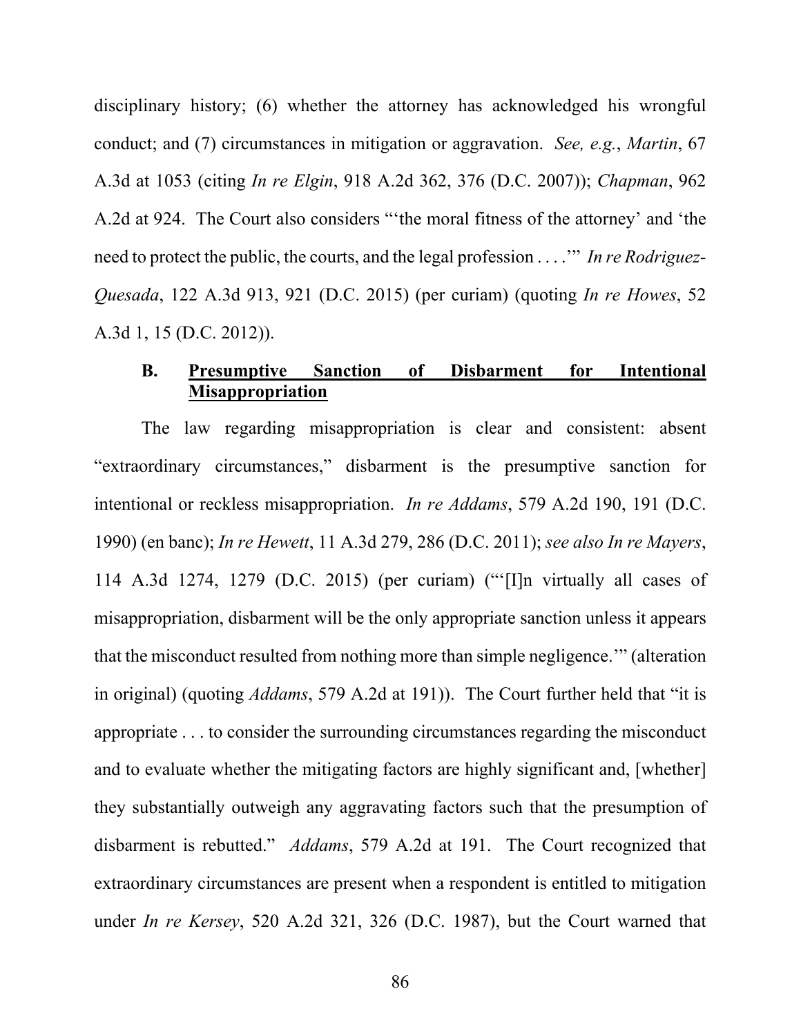disciplinary history; (6) whether the attorney has acknowledged his wrongful conduct; and (7) circumstances in mitigation or aggravation. *See, e.g.*, *Martin*, 67 A.3d at 1053 (citing *In re Elgin*, 918 A.2d 362, 376 (D.C. 2007)); *Chapman*, 962 A.2d at 924. The Court also considers "'the moral fitness of the attorney' and 'the need to protect the public, the courts, and the legal profession . . . .'" *In re Rodriguez-Quesada*, 122 A.3d 913, 921 (D.C. 2015) (per curiam) (quoting *In re Howes*, 52 A.3d 1, 15 (D.C. 2012)).

### B. Presumptive Sanction of Disbarment for Intentional Misappropriation

The law regarding misappropriation is clear and consistent: absent "extraordinary circumstances," disbarment is the presumptive sanction for intentional or reckless misappropriation. *In re Addams*, 579 A.2d 190, 191 (D.C. 1990) (en banc); *In re Hewett*, 11 A.3d 279, 286 (D.C. 2011); *see also In re Mayers*, 114 A.3d 1274, 1279 (D.C. 2015) (per curiam) ("'[I]n virtually all cases of misappropriation, disbarment will be the only appropriate sanction unless it appears that the misconduct resulted from nothing more than simple negligence.'" (alteration in original) (quoting *Addams*, 579 A.2d at 191)). The Court further held that "it is appropriate . . . to consider the surrounding circumstances regarding the misconduct and to evaluate whether the mitigating factors are highly significant and, [whether] they substantially outweigh any aggravating factors such that the presumption of disbarment is rebutted." *Addams*, 579 A.2d at 191. The Court recognized that extraordinary circumstances are present when a respondent is entitled to mitigation under *In re Kersey*, 520 A.2d 321, 326 (D.C. 1987), but the Court warned that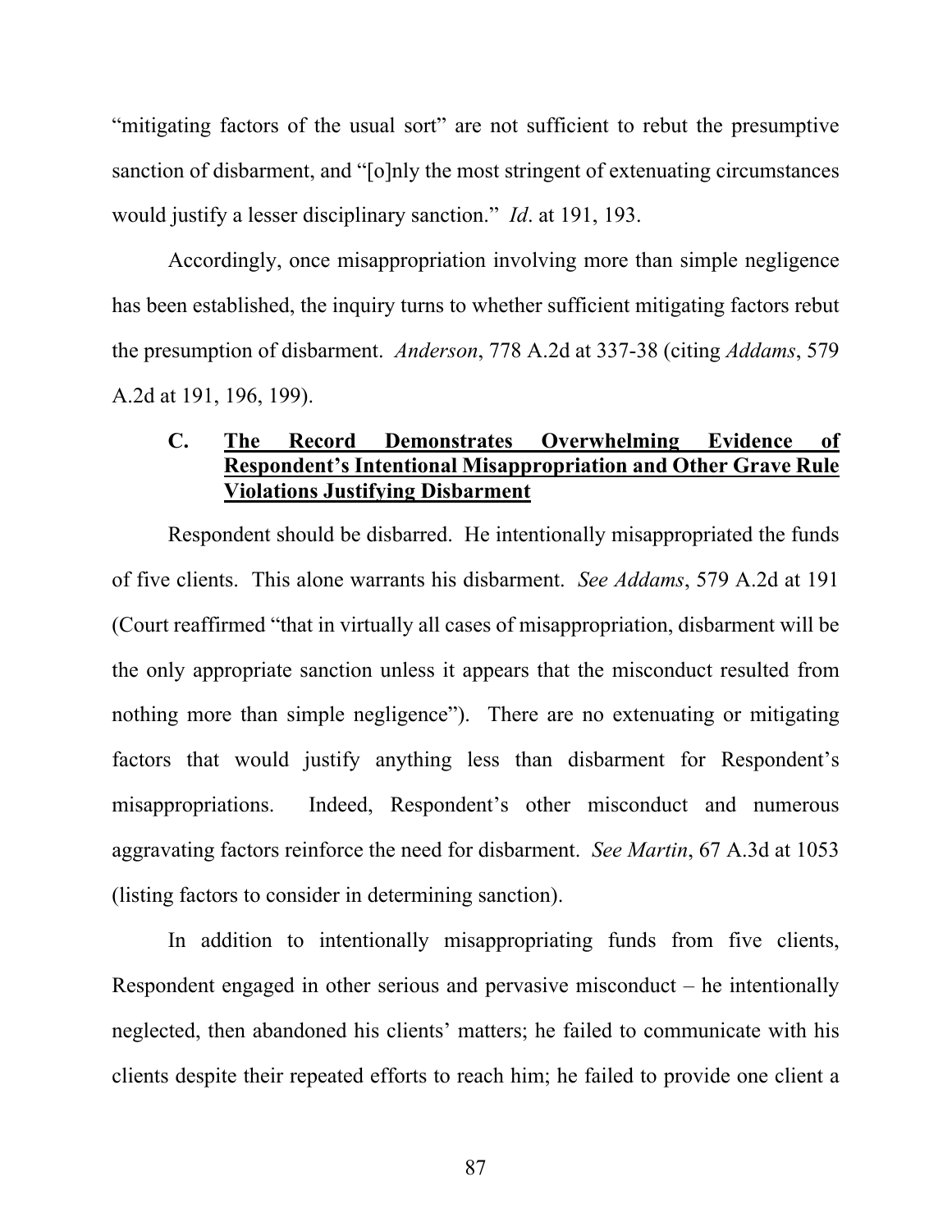"mitigating factors of the usual sort" are not sufficient to rebut the presumptive sanction of disbarment, and "[o]nly the most stringent of extenuating circumstances would justify a lesser disciplinary sanction." *Id*. at 191, 193.

Accordingly, once misappropriation involving more than simple negligence has been established, the inquiry turns to whether sufficient mitigating factors rebut the presumption of disbarment. *Anderson*, 778 A.2d at 337-38 (citing *Addams*, 579 A.2d at 191, 196, 199).

### C. <u>The Record Demonstrates Overwhelming Evidence of Respondent's Intentional Misappropriation and Other Grave Rule Violations Justifying Disbarment</u>

Respondent should be disbarred. He intentionally misappropriated the funds of five clients. This alone warrants his disbarment. *See Addams*, 579 A.2d at 191 (Court reaffirmed "that in virtually all cases of misappropriation, disbarment will be the only appropriate sanction unless it appears that the misconduct resulted from nothing more than simple negligence"). There are no extenuating or mitigating factors that would justify anything less than disbarment for Respondent's misappropriations. Indeed, Respondent's other misconduct and numerous aggravating factors reinforce the need for disbarment. *See Martin*, 67 A.3d at 1053 (listing factors to consider in determining sanction).

In addition to intentionally misappropriating funds from five clients, Respondent engaged in other serious and pervasive misconduct – he intentionally neglected, then abandoned his clients' matters; he failed to communicate with his clients despite their repeated efforts to reach him; he failed to provide one client a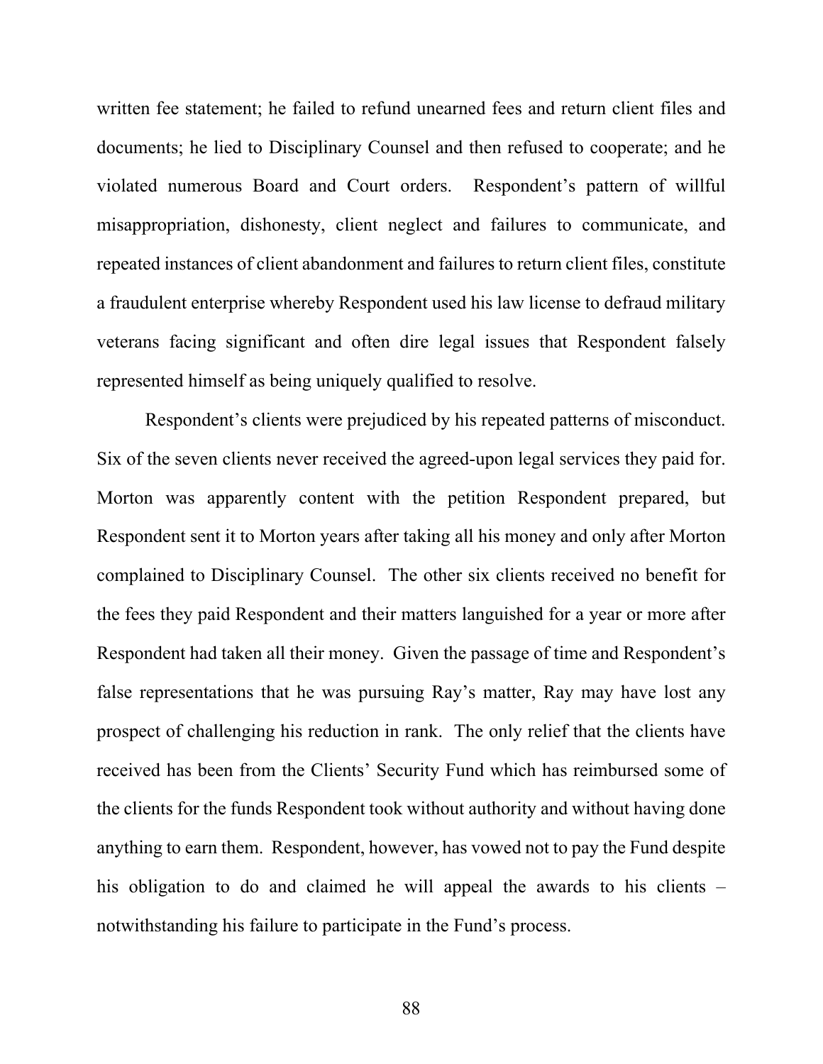written fee statement; he failed to refund unearned fees and return client files and documents; he lied to Disciplinary Counsel and then refused to cooperate; and he violated numerous Board and Court orders. Respondent's pattern of willful misappropriation, dishonesty, client neglect and failures to communicate, and repeated instances of client abandonment and failures to return client files, constitute a fraudulent enterprise whereby Respondent used his law license to defraud military veterans facing significant and often dire legal issues that Respondent falsely represented himself as being uniquely qualified to resolve.

Respondent's clients were prejudiced by his repeated patterns of misconduct. Six of the seven clients never received the agreed-upon legal services they paid for. Morton was apparently content with the petition Respondent prepared, but Respondent sent it to Morton years after taking all his money and only after Morton complained to Disciplinary Counsel. The other six clients received no benefit for the fees they paid Respondent and their matters languished for a year or more after Respondent had taken all their money. Given the passage of time and Respondent's false representations that he was pursuing Ray's matter, Ray may have lost any prospect of challenging his reduction in rank. The only relief that the clients have received has been from the Clients' Security Fund which has reimbursed some of the clients for the funds Respondent took without authority and without having done anything to earn them. Respondent, however, has vowed not to pay the Fund despite his obligation to do and claimed he will appeal the awards to his clients – notwithstanding his failure to participate in the Fund's process.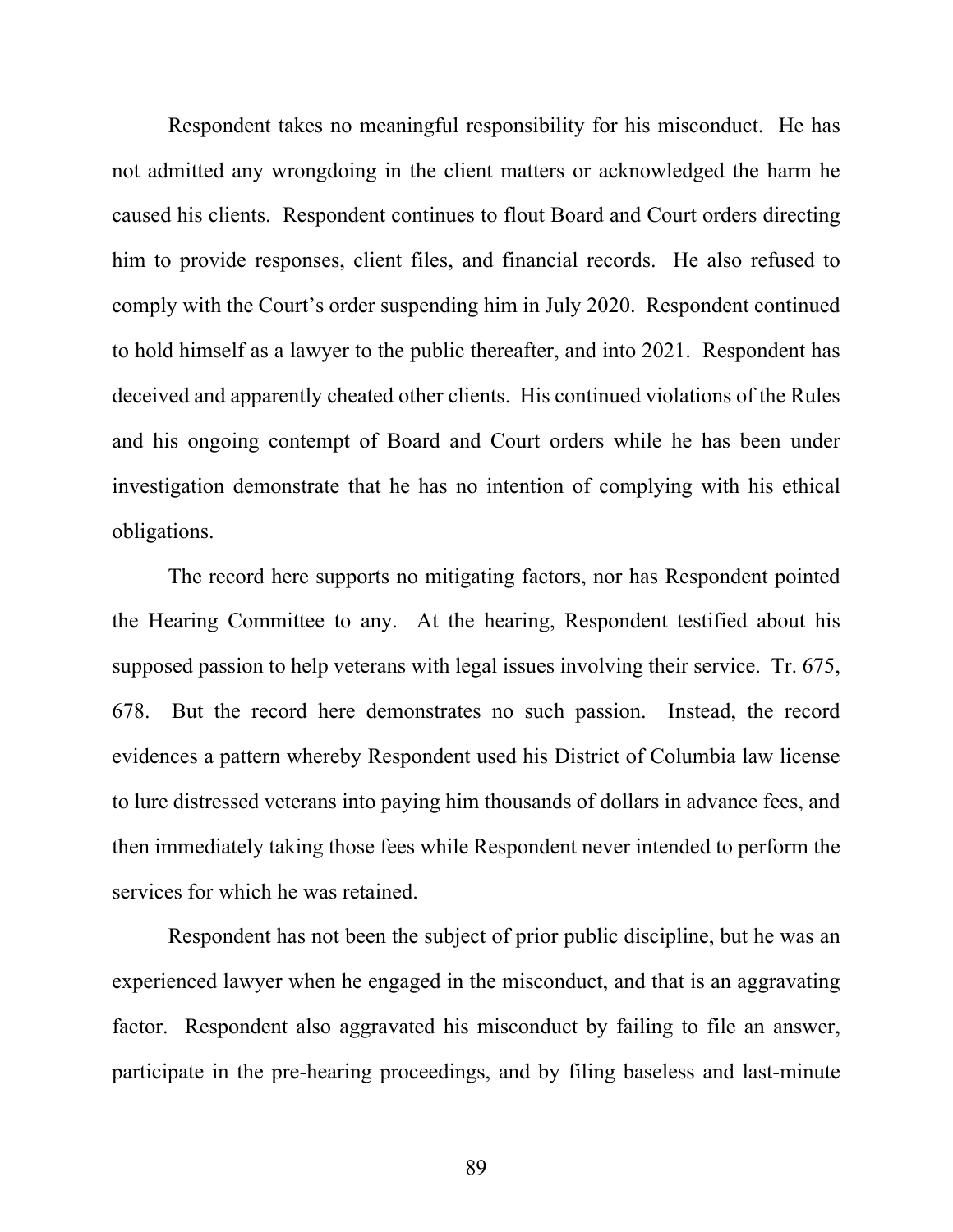Respondent takes no meaningful responsibility for his misconduct. He has not admitted any wrongdoing in the client matters or acknowledged the harm he caused his clients. Respondent continues to flout Board and Court orders directing him to provide responses, client files, and financial records. He also refused to comply with the Court's order suspending him in July 2020. Respondent continued to hold himself as a lawyer to the public thereafter, and into 2021. Respondent has deceived and apparently cheated other clients. His continued violations of the Rules and his ongoing contempt of Board and Court orders while he has been under investigation demonstrate that he has no intention of complying with his ethical obligations.

The record here supports no mitigating factors, nor has Respondent pointed the Hearing Committee to any. At the hearing, Respondent testified about his supposed passion to help veterans with legal issues involving their service. Tr. 675, 678. But the record here demonstrates no such passion. Instead, the record evidences a pattern whereby Respondent used his District of Columbia law license to lure distressed veterans into paying him thousands of dollars in advance fees, and then immediately taking those fees while Respondent never intended to perform the services for which he was retained.

Respondent has not been the subject of prior public discipline, but he was an experienced lawyer when he engaged in the misconduct, and that is an aggravating factor. Respondent also aggravated his misconduct by failing to file an answer, participate in the pre-hearing proceedings, and by filing baseless and last-minute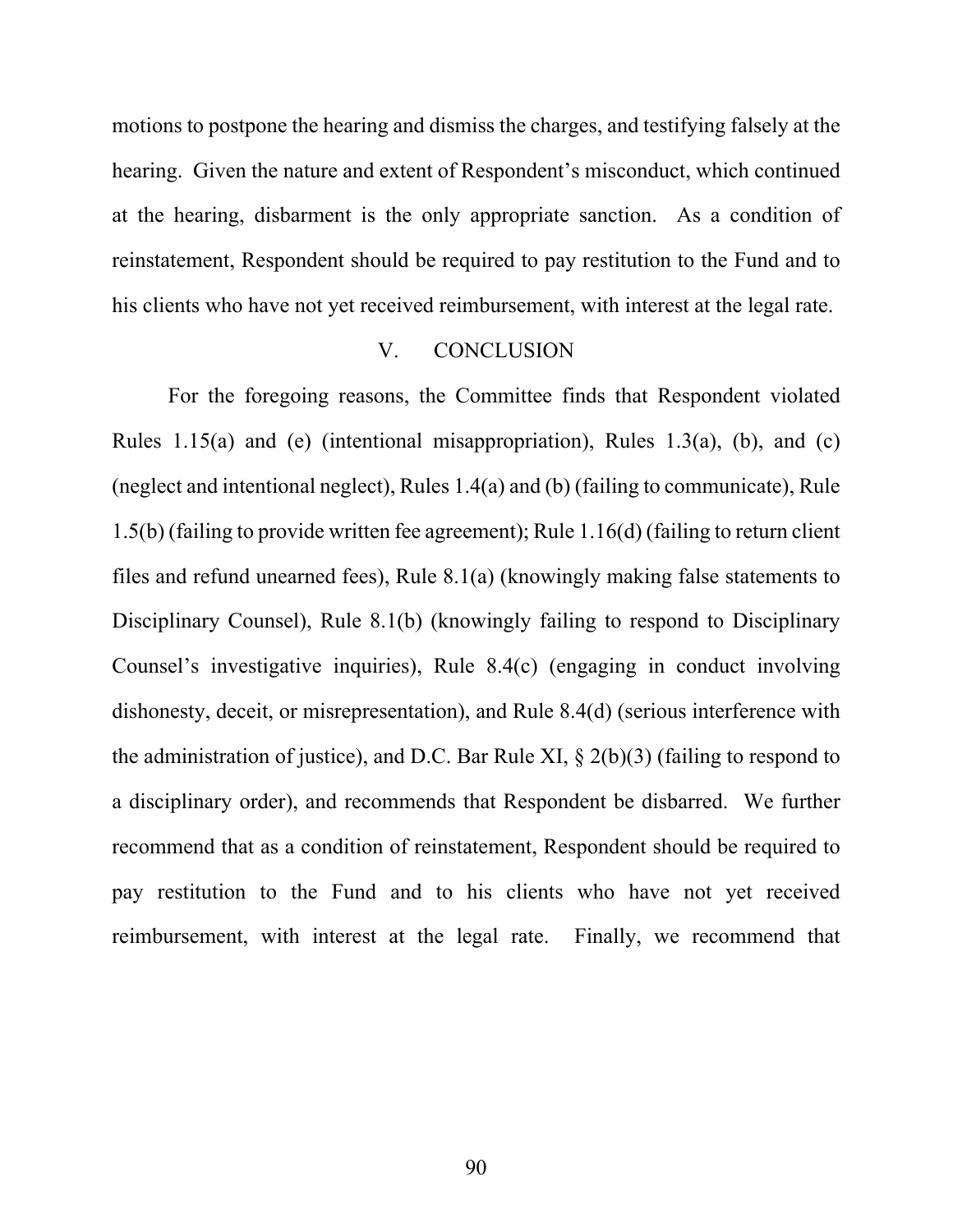motions to postpone the hearing and dismiss the charges, and testifying falsely at the hearing. Given the nature and extent of Respondent's misconduct, which continued at the hearing, disbarment is the only appropriate sanction. As a condition of reinstatement, Respondent should be required to pay restitution to the Fund and to his clients who have not yet received reimbursement, with interest at the legal rate.

## V. CONCLUSION

For the foregoing reasons, the Committee finds that Respondent violated Rules 1.15(a) and (e) (intentional misappropriation), Rules 1.3(a), (b), and (c) (neglect and intentional neglect), Rules 1.4(a) and (b) (failing to communicate), Rule 1.5(b) (failing to provide written fee agreement); Rule 1.16(d) (failing to return client files and refund unearned fees), Rule 8.1(a) (knowingly making false statements to Disciplinary Counsel), Rule 8.1(b) (knowingly failing to respond to Disciplinary Counsel's investigative inquiries), Rule 8.4(c) (engaging in conduct involving dishonesty, deceit, or misrepresentation), and Rule 8.4(d) (serious interference with the administration of justice), and D.C. Bar Rule XI, § 2(b)(3) (failing to respond to a disciplinary order), and recommends that Respondent be disbarred. We further recommend that as a condition of reinstatement, Respondent should be required to pay restitution to the Fund and to his clients who have not yet received reimbursement, with interest at the legal rate. Finally, we recommend that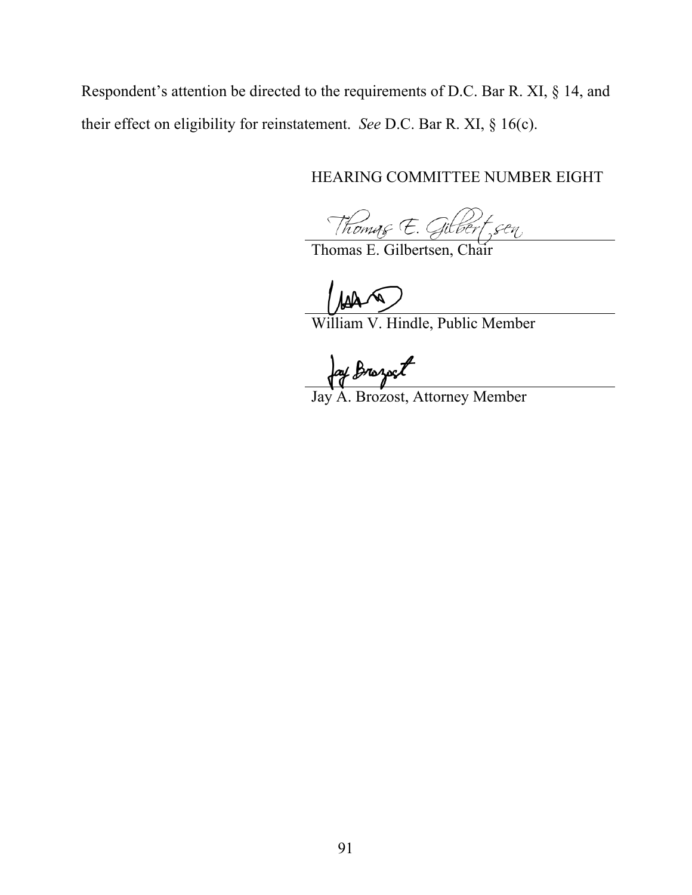Respondent's attention be directed to the requirements of D.C. Bar R. XI, § 14, and their effect on eligibility for reinstatement. *See* D.C. Bar R. XI, § 16(c).

HEARING COMMITTEE NUMBER EIGHT

Thomas E. Gilbertsen, Chair

William V. Hindle, Public Member

Jay A. Brozost, Attorney Member